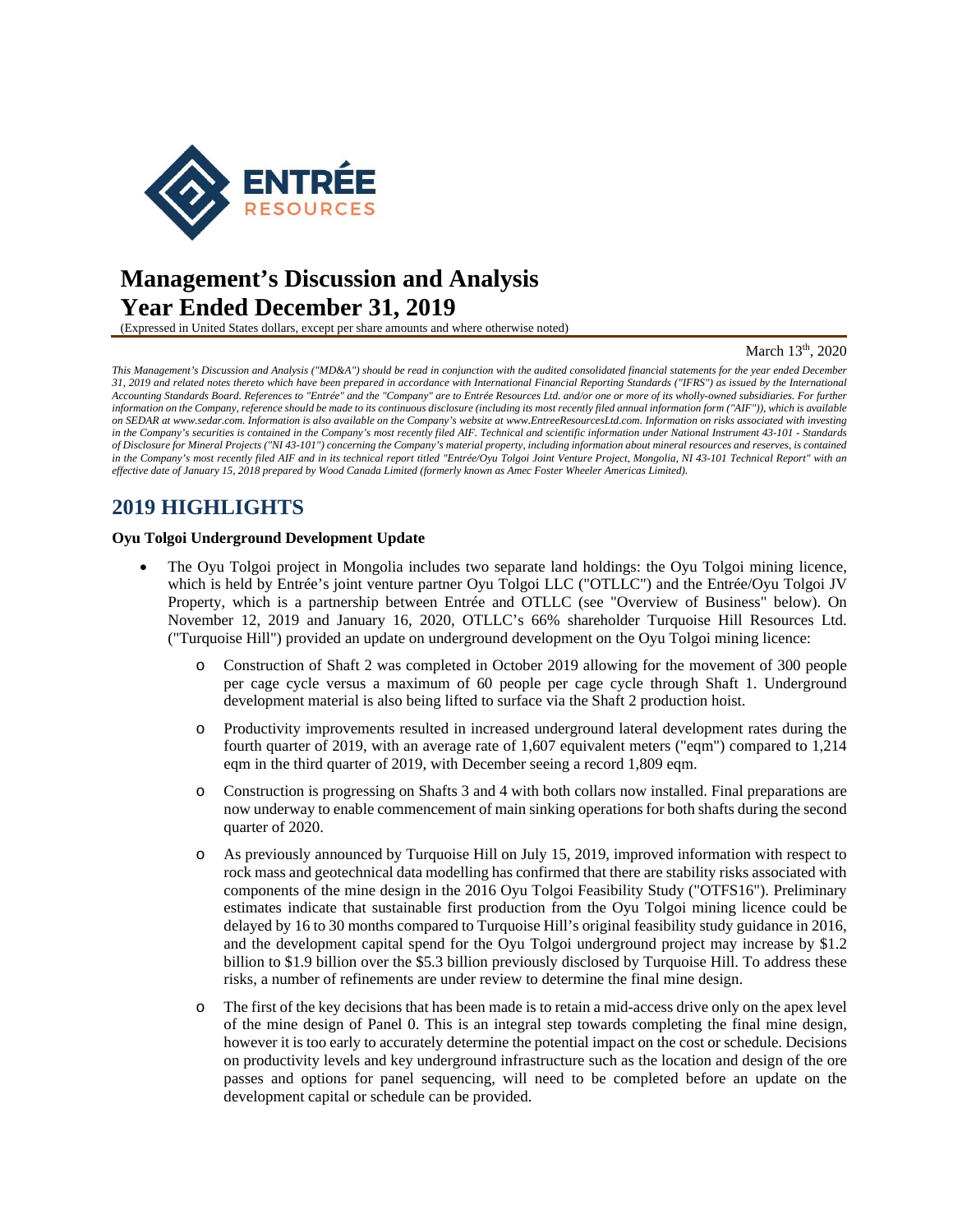# Management's Discussion and Analysis
# Year Ended December 31, 2019

(Expressed in United States dollars, except per share amounts and where otherwise noted)

March 13th, 2020

*This Management's Discussion and Analysis ("MD&A") should be read in conjunction with the audited consolidated financial statements for the year ended December 31, 2019 and related notes thereto which have been prepared in accordance with International Financial Reporting Standards ("IFRS") as issued by the International Accounting Standards Board. References to "Entrée" and the "Company" are to Entrée Resources Ltd. and/or one or more of its wholly-owned subsidiaries. For further information on the Company, reference should be made to its continuous disclosure (including its most recently filed annual information form ("AIF")), which is available on SEDAR at www.sedar.com. Information is also available on the Company's website at www.EntreeResourcesLtd.com. Information on risks associated with investing in the Company's securities is contained in the Company's most recently filed AIF. Technical and scientific information under National Instrument 43-101 - Standards of Disclosure for Mineral Projects ("NI 43-101") concerning the Company's material property, including information about mineral resources and reserves, is contained in the Company's most recently filed AIF and in its technical report titled "Entrée/Oyu Tolgoi Joint Venture Project, Mongolia, NI 43-101 Technical Report" with an effective date of January 15, 2018 prepared by Wood Canada Limited (formerly known as Amec Foster Wheeler Americas Limited).*

## 2019 HIGHLIGHTS

**Oyu Tolgoi Underground Development Update**

- The Oyu Tolgoi project in Mongolia includes two separate land holdings: the Oyu Tolgoi mining licence, which is held by Entrée's joint venture partner Oyu Tolgoi LLC ("OTLLC") and the Entrée/Oyu Tolgoi JV Property, which is a partnership between Entrée and OTLLC (see "Overview of Business" below). On November 12, 2019 and January 16, 2020, OTLLC's 66% shareholder Turquoise Hill Resources Ltd. ("Turquoise Hill") provided an update on underground development on the Oyu Tolgoi mining licence:
  - Construction of Shaft 2 was completed in October 2019 allowing for the movement of 300 people per cage cycle versus a maximum of 60 people per cage cycle through Shaft 1. Underground development material is also being lifted to surface via the Shaft 2 production hoist.
  - Productivity improvements resulted in increased underground lateral development rates during the fourth quarter of 2019, with an average rate of 1,607 equivalent meters ("eqm") compared to 1,214 eqm in the third quarter of 2019, with December seeing a record 1,809 eqm.
  - Construction is progressing on Shafts 3 and 4 with both collars now installed. Final preparations are now underway to enable commencement of main sinking operations for both shafts during the second quarter of 2020.
  - As previously announced by Turquoise Hill on July 15, 2019, improved information with respect to rock mass and geotechnical data modelling has confirmed that there are stability risks associated with components of the mine design in the 2016 Oyu Tolgoi Feasibility Study ("OTFS16"). Preliminary estimates indicate that sustainable first production from the Oyu Tolgoi mining licence could be delayed by 16 to 30 months compared to Turquoise Hill's original feasibility study guidance in 2016, and the development capital spend for the Oyu Tolgoi underground project may increase by $1.2 billion to $1.9 billion over the $5.3 billion previously disclosed by Turquoise Hill. To address these risks, a number of refinements are under review to determine the final mine design.
  - The first of the key decisions that has been made is to retain a mid-access drive only on the apex level of the mine design of Panel 0. This is an integral step towards completing the final mine design, however it is too early to accurately determine the potential impact on the cost or schedule. Decisions on productivity levels and key underground infrastructure such as the location and design of the ore passes and options for panel sequencing, will need to be completed before an update on the development capital or schedule can be provided.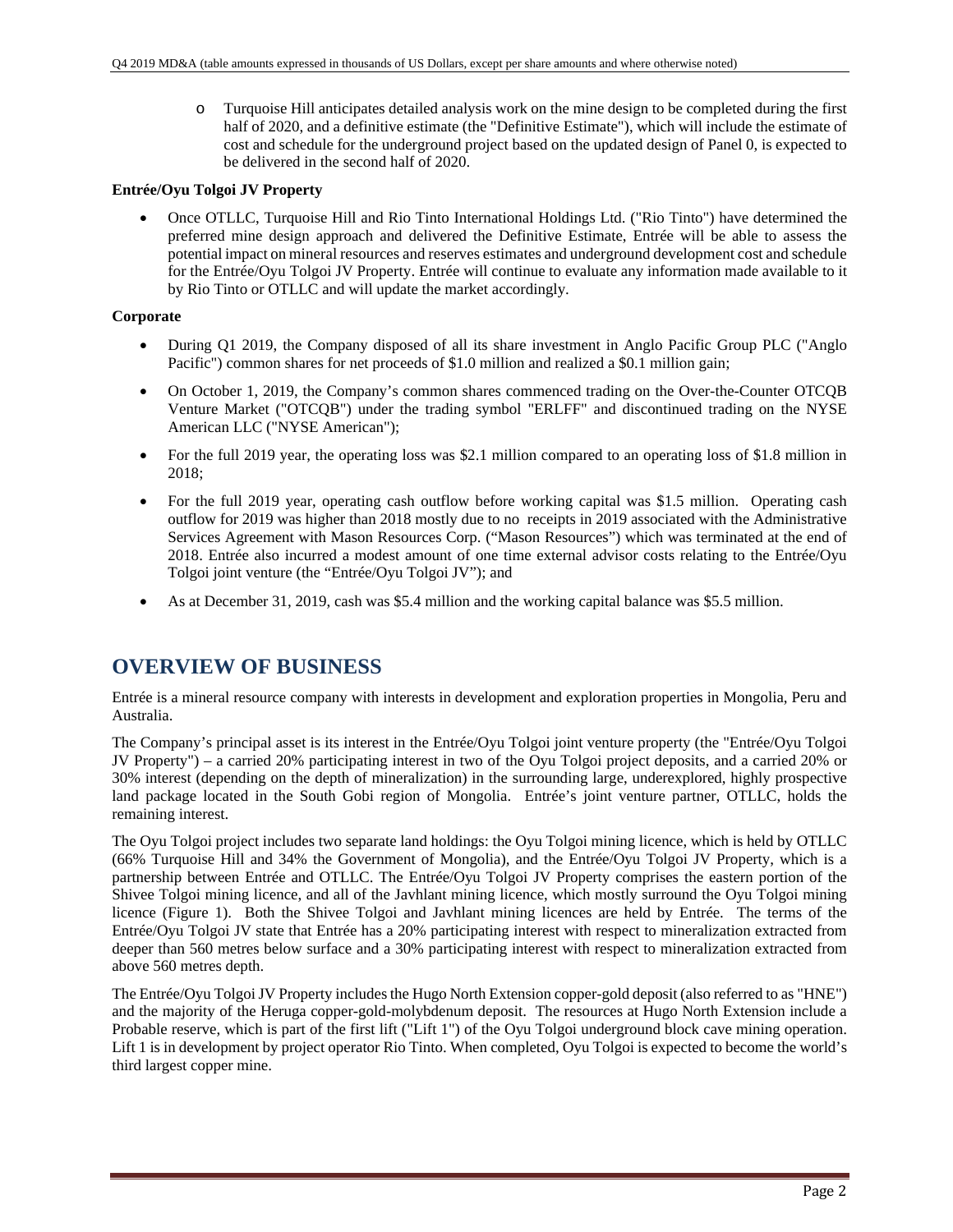- Turquoise Hill anticipates detailed analysis work on the mine design to be completed during the first half of 2020, and a definitive estimate (the "Definitive Estimate"), which will include the estimate of cost and schedule for the underground project based on the updated design of Panel 0, is expected to be delivered in the second half of 2020.

**Entrée/Oyu Tolgoi JV Property**

- Once OTLLC, Turquoise Hill and Rio Tinto International Holdings Ltd. ("Rio Tinto") have determined the preferred mine design approach and delivered the Definitive Estimate, Entrée will be able to assess the potential impact on mineral resources and reserves estimates and underground development cost and schedule for the Entrée/Oyu Tolgoi JV Property. Entrée will continue to evaluate any information made available to it by Rio Tinto or OTLLC and will update the market accordingly.

**Corporate**

- During Q1 2019, the Company disposed of all its share investment in Anglo Pacific Group PLC ("Anglo Pacific") common shares for net proceeds of $1.0 million and realized a $0.1 million gain;
- On October 1, 2019, the Company's common shares commenced trading on the Over-the-Counter OTCQB Venture Market ("OTCQB") under the trading symbol "ERLFF" and discontinued trading on the NYSE American LLC ("NYSE American");
- For the full 2019 year, the operating loss was $2.1 million compared to an operating loss of $1.8 million in 2018;
- For the full 2019 year, operating cash outflow before working capital was $1.5 million. Operating cash outflow for 2019 was higher than 2018 mostly due to no receipts in 2019 associated with the Administrative Services Agreement with Mason Resources Corp. ("Mason Resources") which was terminated at the end of 2018. Entrée also incurred a modest amount of one time external advisor costs relating to the Entrée/Oyu Tolgoi joint venture (the "Entrée/Oyu Tolgoi JV"); and
- As at December 31, 2019, cash was $5.4 million and the working capital balance was $5.5 million.

## OVERVIEW OF BUSINESS

Entrée is a mineral resource company with interests in development and exploration properties in Mongolia, Peru and Australia.

The Company's principal asset is its interest in the Entrée/Oyu Tolgoi joint venture property (the "Entrée/Oyu Tolgoi JV Property") – a carried 20% participating interest in two of the Oyu Tolgoi project deposits, and a carried 20% or 30% interest (depending on the depth of mineralization) in the surrounding large, underexplored, highly prospective land package located in the South Gobi region of Mongolia. Entrée's joint venture partner, OTLLC, holds the remaining interest.

The Oyu Tolgoi project includes two separate land holdings: the Oyu Tolgoi mining licence, which is held by OTLLC (66% Turquoise Hill and 34% the Government of Mongolia), and the Entrée/Oyu Tolgoi JV Property, which is a partnership between Entrée and OTLLC. The Entrée/Oyu Tolgoi JV Property comprises the eastern portion of the Shivee Tolgoi mining licence, and all of the Javhlant mining licence, which mostly surround the Oyu Tolgoi mining licence (Figure 1). Both the Shivee Tolgoi and Javhlant mining licences are held by Entrée. The terms of the Entrée/Oyu Tolgoi JV state that Entrée has a 20% participating interest with respect to mineralization extracted from deeper than 560 metres below surface and a 30% participating interest with respect to mineralization extracted from above 560 metres depth.

The Entrée/Oyu Tolgoi JV Property includes the Hugo North Extension copper-gold deposit (also referred to as "HNE") and the majority of the Heruga copper-gold-molybdenum deposit. The resources at Hugo North Extension include a Probable reserve, which is part of the first lift ("Lift 1") of the Oyu Tolgoi underground block cave mining operation. Lift 1 is in development by project operator Rio Tinto. When completed, Oyu Tolgoi is expected to become the world's third largest copper mine.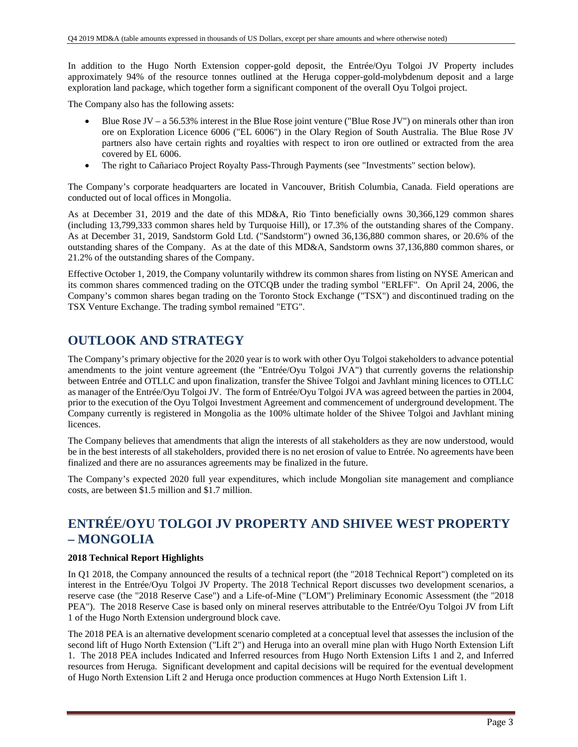In addition to the Hugo North Extension copper-gold deposit, the Entrée/Oyu Tolgoi JV Property includes approximately 94% of the resource tonnes outlined at the Heruga copper-gold-molybdenum deposit and a large exploration land package, which together form a significant component of the overall Oyu Tolgoi project.

The Company also has the following assets:

- Blue Rose JV – a 56.53% interest in the Blue Rose joint venture ("Blue Rose JV") on minerals other than iron ore on Exploration Licence 6006 ("EL 6006") in the Olary Region of South Australia. The Blue Rose JV partners also have certain rights and royalties with respect to iron ore outlined or extracted from the area covered by EL 6006.
- The right to Cañariaco Project Royalty Pass-Through Payments (see "Investments" section below).

The Company's corporate headquarters are located in Vancouver, British Columbia, Canada. Field operations are conducted out of local offices in Mongolia.

As at December 31, 2019 and the date of this MD&A, Rio Tinto beneficially owns 30,366,129 common shares (including 13,799,333 common shares held by Turquoise Hill), or 17.3% of the outstanding shares of the Company. As at December 31, 2019, Sandstorm Gold Ltd. ("Sandstorm") owned 36,136,880 common shares, or 20.6% of the outstanding shares of the Company. As at the date of this MD&A, Sandstorm owns 37,136,880 common shares, or 21.2% of the outstanding shares of the Company.

Effective October 1, 2019, the Company voluntarily withdrew its common shares from listing on NYSE American and its common shares commenced trading on the OTCQB under the trading symbol "ERLFF". On April 24, 2006, the Company's common shares began trading on the Toronto Stock Exchange ("TSX") and discontinued trading on the TSX Venture Exchange. The trading symbol remained "ETG".

## OUTLOOK AND STRATEGY

The Company's primary objective for the 2020 year is to work with other Oyu Tolgoi stakeholders to advance potential amendments to the joint venture agreement (the "Entrée/Oyu Tolgoi JVA") that currently governs the relationship between Entrée and OTLLC and upon finalization, transfer the Shivee Tolgoi and Javhlant mining licences to OTLLC as manager of the Entrée/Oyu Tolgoi JV. The form of Entrée/Oyu Tolgoi JVA was agreed between the parties in 2004, prior to the execution of the Oyu Tolgoi Investment Agreement and commencement of underground development. The Company currently is registered in Mongolia as the 100% ultimate holder of the Shivee Tolgoi and Javhlant mining licences.

The Company believes that amendments that align the interests of all stakeholders as they are now understood, would be in the best interests of all stakeholders, provided there is no net erosion of value to Entrée. No agreements have been finalized and there are no assurances agreements may be finalized in the future.

The Company's expected 2020 full year expenditures, which include Mongolian site management and compliance costs, are between $1.5 million and $1.7 million.

## ENTRÉE/OYU TOLGOI JV PROPERTY AND SHIVEE WEST PROPERTY – MONGOLIA

**2018 Technical Report Highlights**

In Q1 2018, the Company announced the results of a technical report (the "2018 Technical Report") completed on its interest in the Entrée/Oyu Tolgoi JV Property. The 2018 Technical Report discusses two development scenarios, a reserve case (the "2018 Reserve Case") and a Life-of-Mine ("LOM") Preliminary Economic Assessment (the "2018 PEA"). The 2018 Reserve Case is based only on mineral reserves attributable to the Entrée/Oyu Tolgoi JV from Lift 1 of the Hugo North Extension underground block cave.

The 2018 PEA is an alternative development scenario completed at a conceptual level that assesses the inclusion of the second lift of Hugo North Extension ("Lift 2") and Heruga into an overall mine plan with Hugo North Extension Lift 1. The 2018 PEA includes Indicated and Inferred resources from Hugo North Extension Lifts 1 and 2, and Inferred resources from Heruga. Significant development and capital decisions will be required for the eventual development of Hugo North Extension Lift 2 and Heruga once production commences at Hugo North Extension Lift 1.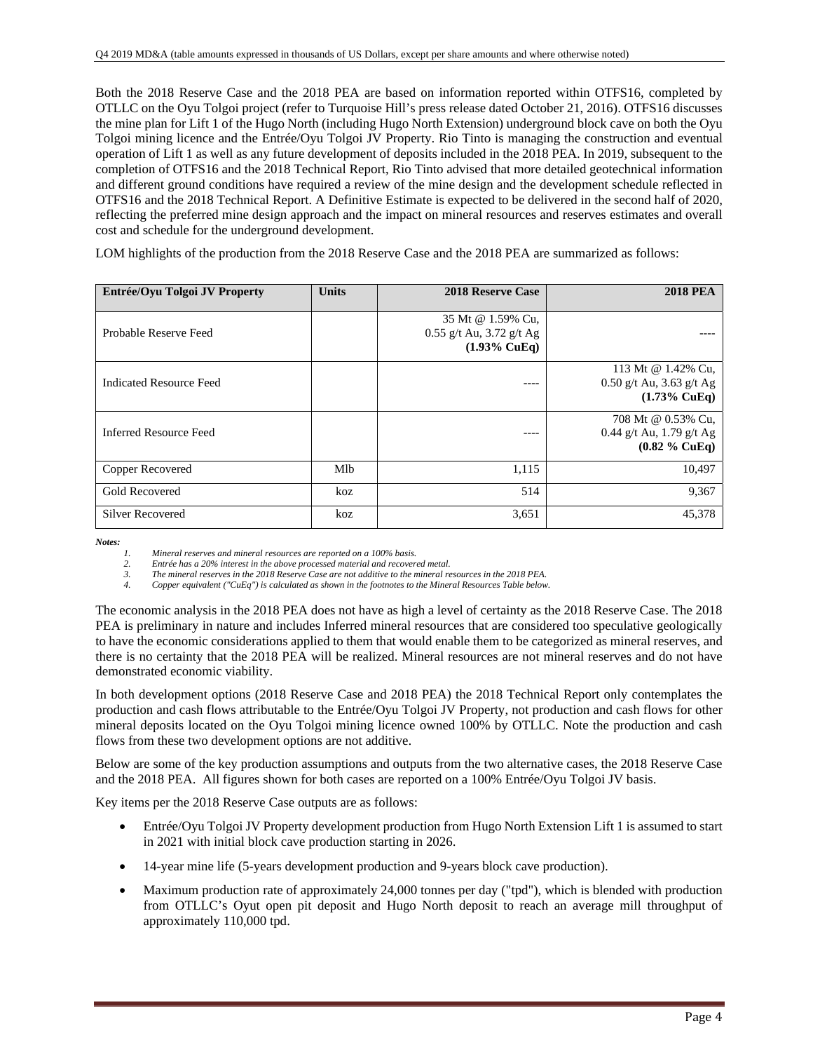Both the 2018 Reserve Case and the 2018 PEA are based on information reported within OTFS16, completed by OTLLC on the Oyu Tolgoi project (refer to Turquoise Hill's press release dated October 21, 2016). OTFS16 discusses the mine plan for Lift 1 of the Hugo North (including Hugo North Extension) underground block cave on both the Oyu Tolgoi mining licence and the Entrée/Oyu Tolgoi JV Property. Rio Tinto is managing the construction and eventual operation of Lift 1 as well as any future development of deposits included in the 2018 PEA. In 2019, subsequent to the completion of OTFS16 and the 2018 Technical Report, Rio Tinto advised that more detailed geotechnical information and different ground conditions have required a review of the mine design and the development schedule reflected in OTFS16 and the 2018 Technical Report. A Definitive Estimate is expected to be delivered in the second half of 2020, reflecting the preferred mine design approach and the impact on mineral resources and reserves estimates and overall cost and schedule for the underground development.

LOM highlights of the production from the 2018 Reserve Case and the 2018 PEA are summarized as follows:

| Entrée/Oyu Tolgoi JV Property | Units | 2018 Reserve Case | 2018 PEA |
|---|---|---|---|
| Probable Reserve Feed | | 35 Mt @ 1.59% Cu, 0.55 g/t Au, 3.72 g/t Ag **(1.93% CuEq)** | ---- |
| Indicated Resource Feed | | ---- | 113 Mt @ 1.42% Cu, 0.50 g/t Au, 3.63 g/t Ag **(1.73% CuEq)** |
| Inferred Resource Feed | | ---- | 708 Mt @ 0.53% Cu, 0.44 g/t Au, 1.79 g/t Ag **(0.82 % CuEq)** |
| Copper Recovered | Mlb | 1,115 | 10,497 |
| Gold Recovered | koz | 514 | 9,367 |
| Silver Recovered | koz | 3,651 | 45,378 |

***Notes:***

1. *Mineral reserves and mineral resources are reported on a 100% basis.*
2. *Entrée has a 20% interest in the above processed material and recovered metal.*
3. *The mineral reserves in the 2018 Reserve Case are not additive to the mineral resources in the 2018 PEA.*
4. *Copper equivalent ("CuEq") is calculated as shown in the footnotes to the Mineral Resources Table below.*

The economic analysis in the 2018 PEA does not have as high a level of certainty as the 2018 Reserve Case. The 2018 PEA is preliminary in nature and includes Inferred mineral resources that are considered too speculative geologically to have the economic considerations applied to them that would enable them to be categorized as mineral reserves, and there is no certainty that the 2018 PEA will be realized. Mineral resources are not mineral reserves and do not have demonstrated economic viability.

In both development options (2018 Reserve Case and 2018 PEA) the 2018 Technical Report only contemplates the production and cash flows attributable to the Entrée/Oyu Tolgoi JV Property, not production and cash flows for other mineral deposits located on the Oyu Tolgoi mining licence owned 100% by OTLLC. Note the production and cash flows from these two development options are not additive.

Below are some of the key production assumptions and outputs from the two alternative cases, the 2018 Reserve Case and the 2018 PEA. All figures shown for both cases are reported on a 100% Entrée/Oyu Tolgoi JV basis.

Key items per the 2018 Reserve Case outputs are as follows:

- Entrée/Oyu Tolgoi JV Property development production from Hugo North Extension Lift 1 is assumed to start in 2021 with initial block cave production starting in 2026.
- 14-year mine life (5-years development production and 9-years block cave production).
- Maximum production rate of approximately 24,000 tonnes per day ("tpd"), which is blended with production from OTLLC's Oyut open pit deposit and Hugo North deposit to reach an average mill throughput of approximately 110,000 tpd.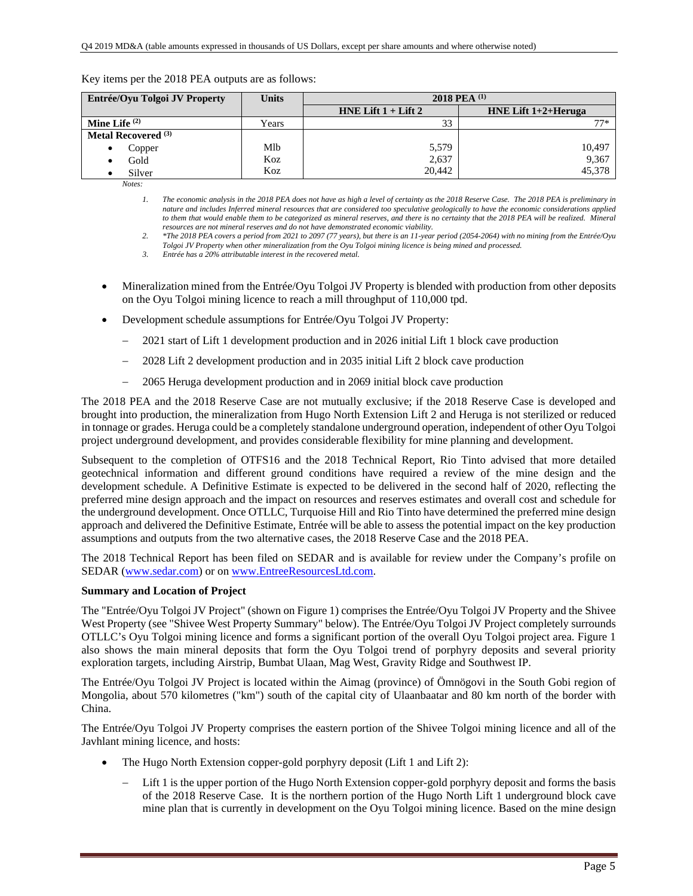Key items per the 2018 PEA outputs are as follows:

| Entrée/Oyu Tolgoi JV Property | Units | 2018 PEA [(1)] | |
|---|---|---|---|
| | | HNE Lift 1 + Lift 2 | HNE Lift 1+2+Heruga |
| **Mine Life** [(2)] | Years | 33 | 77* |
| **Metal Recovered** [(3)] | | | |
| • Copper | Mlb | 5,579 | 10,497 |
| • Gold | Koz | 2,637 | 9,367 |
| • Silver | Koz | 20,442 | 45,378 |

*Notes:*

1. *The economic analysis in the 2018 PEA does not have as high a level of certainty as the 2018 Reserve Case. The 2018 PEA is preliminary in nature and includes Inferred mineral resources that are considered too speculative geologically to have the economic considerations applied to them that would enable them to be categorized as mineral reserves, and there is no certainty that the 2018 PEA will be realized. Mineral resources are not mineral reserves and do not have demonstrated economic viability.*
2. *\*The 2018 PEA covers a period from 2021 to 2097 (77 years), but there is an 11-year period (2054-2064) with no mining from the Entrée/Oyu Tolgoi JV Property when other mineralization from the Oyu Tolgoi mining licence is being mined and processed.*
3. *Entrée has a 20% attributable interest in the recovered metal.*

- Mineralization mined from the Entrée/Oyu Tolgoi JV Property is blended with production from other deposits on the Oyu Tolgoi mining licence to reach a mill throughput of 110,000 tpd.
- Development schedule assumptions for Entrée/Oyu Tolgoi JV Property:
  - 2021 start of Lift 1 development production and in 2026 initial Lift 1 block cave production
  - 2028 Lift 2 development production and in 2035 initial Lift 2 block cave production
  - 2065 Heruga development production and in 2069 initial block cave production

The 2018 PEA and the 2018 Reserve Case are not mutually exclusive; if the 2018 Reserve Case is developed and brought into production, the mineralization from Hugo North Extension Lift 2 and Heruga is not sterilized or reduced in tonnage or grades. Heruga could be a completely standalone underground operation, independent of other Oyu Tolgoi project underground development, and provides considerable flexibility for mine planning and development.

Subsequent to the completion of OTFS16 and the 2018 Technical Report, Rio Tinto advised that more detailed geotechnical information and different ground conditions have required a review of the mine design and the development schedule. A Definitive Estimate is expected to be delivered in the second half of 2020, reflecting the preferred mine design approach and the impact on resources and reserves estimates and overall cost and schedule for the underground development. Once OTLLC, Turquoise Hill and Rio Tinto have determined the preferred mine design approach and delivered the Definitive Estimate, Entrée will be able to assess the potential impact on the key production assumptions and outputs from the two alternative cases, the 2018 Reserve Case and the 2018 PEA.

The 2018 Technical Report has been filed on SEDAR and is available for review under the Company's profile on SEDAR (www.sedar.com) or on www.EntreeResourcesLtd.com.

**Summary and Location of Project**

The "Entrée/Oyu Tolgoi JV Project" (shown on Figure 1) comprises the Entrée/Oyu Tolgoi JV Property and the Shivee West Property (see "Shivee West Property Summary" below). The Entrée/Oyu Tolgoi JV Project completely surrounds OTLLC's Oyu Tolgoi mining licence and forms a significant portion of the overall Oyu Tolgoi project area. Figure 1 also shows the main mineral deposits that form the Oyu Tolgoi trend of porphyry deposits and several priority exploration targets, including Airstrip, Bumbat Ulaan, Mag West, Gravity Ridge and Southwest IP.

The Entrée/Oyu Tolgoi JV Project is located within the Aimag (province) of Ömnögovi in the South Gobi region of Mongolia, about 570 kilometres ("km") south of the capital city of Ulaanbaatar and 80 km north of the border with China.

The Entrée/Oyu Tolgoi JV Property comprises the eastern portion of the Shivee Tolgoi mining licence and all of the Javhlant mining licence, and hosts:

- The Hugo North Extension copper-gold porphyry deposit (Lift 1 and Lift 2):
  - Lift 1 is the upper portion of the Hugo North Extension copper-gold porphyry deposit and forms the basis of the 2018 Reserve Case. It is the northern portion of the Hugo North Lift 1 underground block cave mine plan that is currently in development on the Oyu Tolgoi mining licence. Based on the mine design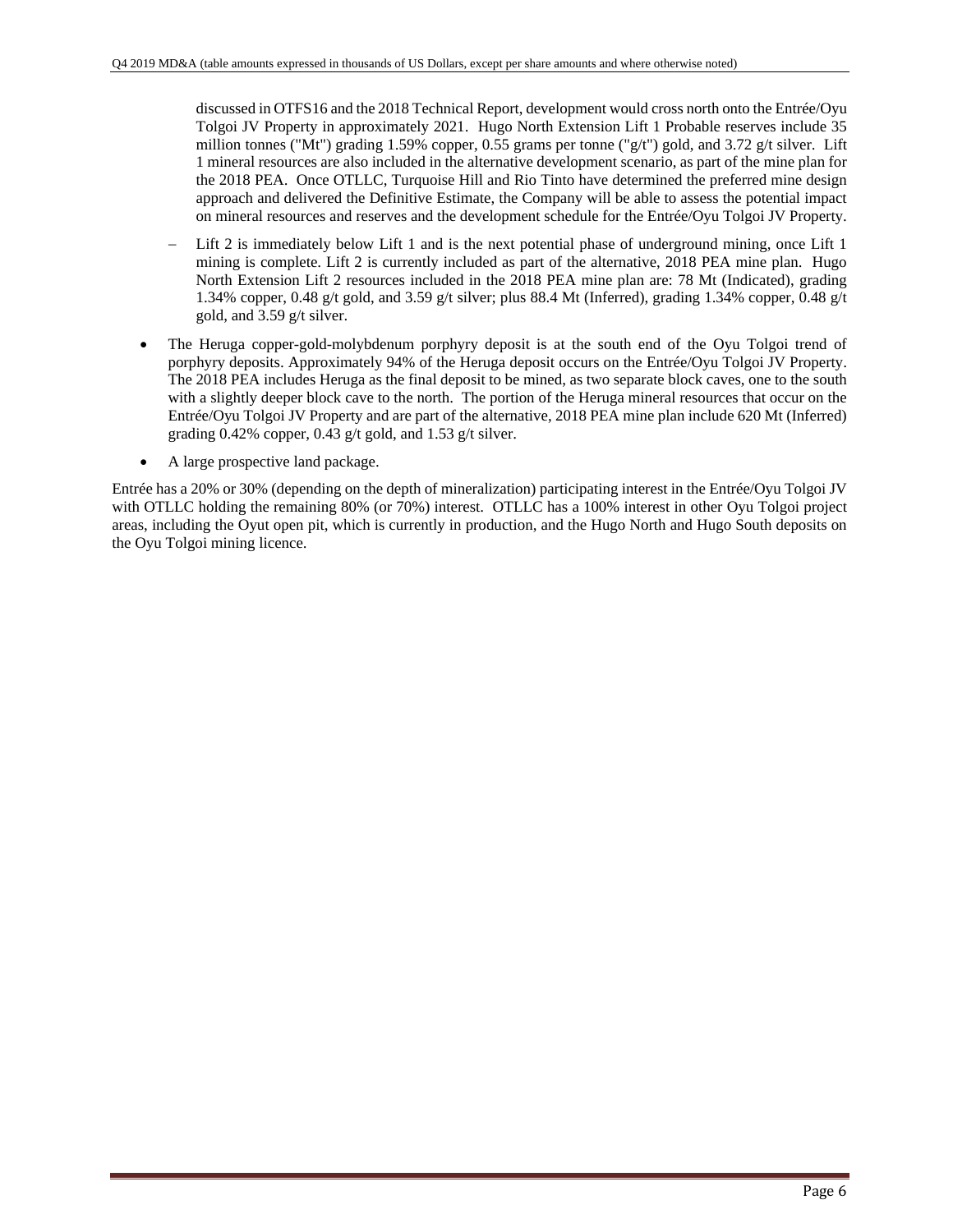discussed in OTFS16 and the 2018 Technical Report, development would cross north onto the Entrée/Oyu Tolgoi JV Property in approximately 2021. Hugo North Extension Lift 1 Probable reserves include 35 million tonnes ("Mt") grading 1.59% copper, 0.55 grams per tonne ("g/t") gold, and 3.72 g/t silver. Lift 1 mineral resources are also included in the alternative development scenario, as part of the mine plan for the 2018 PEA. Once OTLLC, Turquoise Hill and Rio Tinto have determined the preferred mine design approach and delivered the Definitive Estimate, the Company will be able to assess the potential impact on mineral resources and reserves and the development schedule for the Entrée/Oyu Tolgoi JV Property.

  - Lift 2 is immediately below Lift 1 and is the next potential phase of underground mining, once Lift 1 mining is complete. Lift 2 is currently included as part of the alternative, 2018 PEA mine plan. Hugo North Extension Lift 2 resources included in the 2018 PEA mine plan are: 78 Mt (Indicated), grading 1.34% copper, 0.48 g/t gold, and 3.59 g/t silver; plus 88.4 Mt (Inferred), grading 1.34% copper, 0.48 g/t gold, and 3.59 g/t silver.

- The Heruga copper-gold-molybdenum porphyry deposit is at the south end of the Oyu Tolgoi trend of porphyry deposits. Approximately 94% of the Heruga deposit occurs on the Entrée/Oyu Tolgoi JV Property. The 2018 PEA includes Heruga as the final deposit to be mined, as two separate block caves, one to the south with a slightly deeper block cave to the north. The portion of the Heruga mineral resources that occur on the Entrée/Oyu Tolgoi JV Property and are part of the alternative, 2018 PEA mine plan include 620 Mt (Inferred) grading 0.42% copper, 0.43 g/t gold, and 1.53 g/t silver.

- A large prospective land package.

Entrée has a 20% or 30% (depending on the depth of mineralization) participating interest in the Entrée/Oyu Tolgoi JV with OTLLC holding the remaining 80% (or 70%) interest. OTLLC has a 100% interest in other Oyu Tolgoi project areas, including the Oyut open pit, which is currently in production, and the Hugo North and Hugo South deposits on the Oyu Tolgoi mining licence.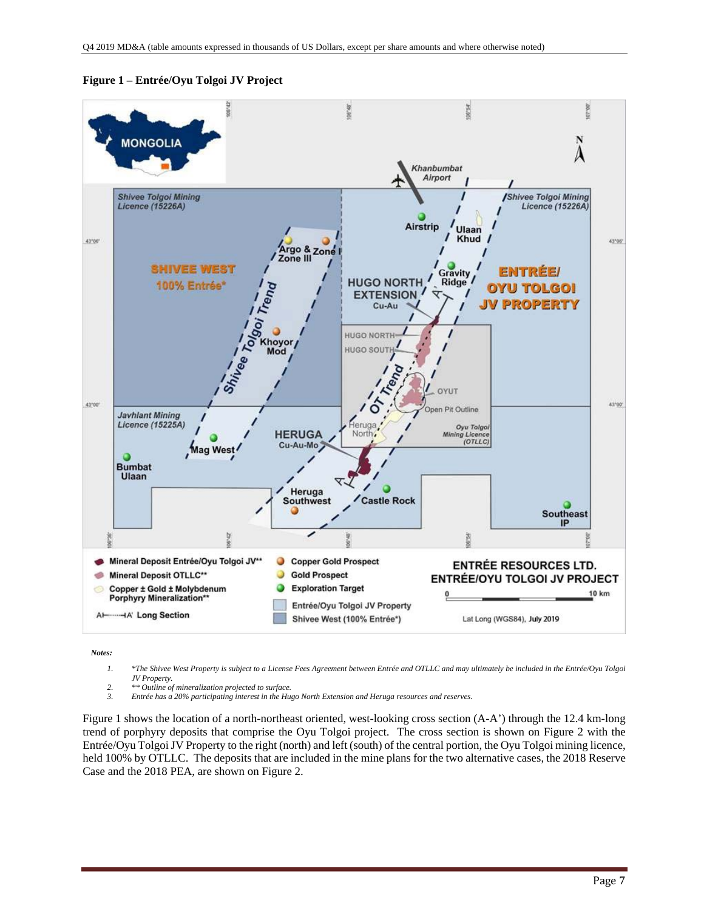**Figure 1 – Entrée/Oyu Tolgoi JV Project**

*Notes:*

1. *\*The Shivee West Property is subject to a License Fees Agreement between Entrée and OTLLC and may ultimately be included in the Entrée/Oyu Tolgoi JV Property.*
2. *\*\* Outline of mineralization projected to surface.*
3. *Entrée has a 20% participating interest in the Hugo North Extension and Heruga resources and reserves.*

Figure 1 shows the location of a north-northeast oriented, west-looking cross section (A-A') through the 12.4 km-long trend of porphyry deposits that comprise the Oyu Tolgoi project. The cross section is shown on Figure 2 with the Entrée/Oyu Tolgoi JV Property to the right (north) and left (south) of the central portion, the Oyu Tolgoi mining licence, held 100% by OTLLC. The deposits that are included in the mine plans for the two alternative cases, the 2018 Reserve Case and the 2018 PEA, are shown on Figure 2.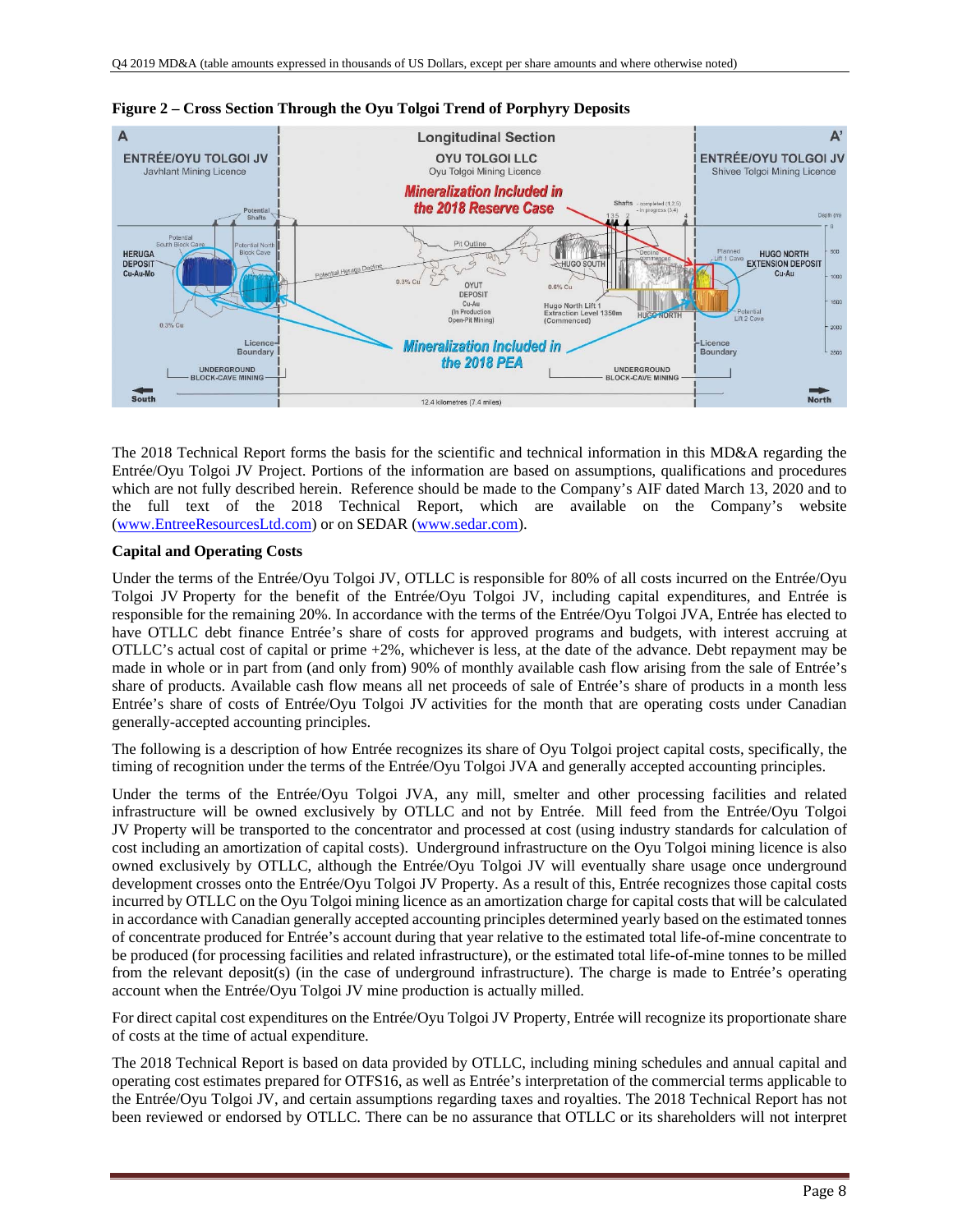**Figure 2 – Cross Section Through the Oyu Tolgoi Trend of Porphyry Deposits**

The 2018 Technical Report forms the basis for the scientific and technical information in this MD&A regarding the Entrée/Oyu Tolgoi JV Project. Portions of the information are based on assumptions, qualifications and procedures which are not fully described herein. Reference should be made to the Company's AIF dated March 13, 2020 and to the full text of the 2018 Technical Report, which are available on the Company's website (www.EntreeResourcesLtd.com) or on SEDAR (www.sedar.com).

**Capital and Operating Costs**

Under the terms of the Entrée/Oyu Tolgoi JV, OTLLC is responsible for 80% of all costs incurred on the Entrée/Oyu Tolgoi JV Property for the benefit of the Entrée/Oyu Tolgoi JV, including capital expenditures, and Entrée is responsible for the remaining 20%. In accordance with the terms of the Entrée/Oyu Tolgoi JVA, Entrée has elected to have OTLLC debt finance Entrée's share of costs for approved programs and budgets, with interest accruing at OTLLC's actual cost of capital or prime +2%, whichever is less, at the date of the advance. Debt repayment may be made in whole or in part from (and only from) 90% of monthly available cash flow arising from the sale of Entrée's share of products. Available cash flow means all net proceeds of sale of Entrée's share of products in a month less Entrée's share of costs of Entrée/Oyu Tolgoi JV activities for the month that are operating costs under Canadian generally-accepted accounting principles.

The following is a description of how Entrée recognizes its share of Oyu Tolgoi project capital costs, specifically, the timing of recognition under the terms of the Entrée/Oyu Tolgoi JVA and generally accepted accounting principles.

Under the terms of the Entrée/Oyu Tolgoi JVA, any mill, smelter and other processing facilities and related infrastructure will be owned exclusively by OTLLC and not by Entrée. Mill feed from the Entrée/Oyu Tolgoi JV Property will be transported to the concentrator and processed at cost (using industry standards for calculation of cost including an amortization of capital costs). Underground infrastructure on the Oyu Tolgoi mining licence is also owned exclusively by OTLLC, although the Entrée/Oyu Tolgoi JV will eventually share usage once underground development crosses onto the Entrée/Oyu Tolgoi JV Property. As a result of this, Entrée recognizes those capital costs incurred by OTLLC on the Oyu Tolgoi mining licence as an amortization charge for capital costs that will be calculated in accordance with Canadian generally accepted accounting principles determined yearly based on the estimated tonnes of concentrate produced for Entrée's account during that year relative to the estimated total life-of-mine concentrate to be produced (for processing facilities and related infrastructure), or the estimated total life-of-mine tonnes to be milled from the relevant deposit(s) (in the case of underground infrastructure). The charge is made to Entrée's operating account when the Entrée/Oyu Tolgoi JV mine production is actually milled.

For direct capital cost expenditures on the Entrée/Oyu Tolgoi JV Property, Entrée will recognize its proportionate share of costs at the time of actual expenditure.

The 2018 Technical Report is based on data provided by OTLLC, including mining schedules and annual capital and operating cost estimates prepared for OTFS16, as well as Entrée's interpretation of the commercial terms applicable to the Entrée/Oyu Tolgoi JV, and certain assumptions regarding taxes and royalties. The 2018 Technical Report has not been reviewed or endorsed by OTLLC. There can be no assurance that OTLLC or its shareholders will not interpret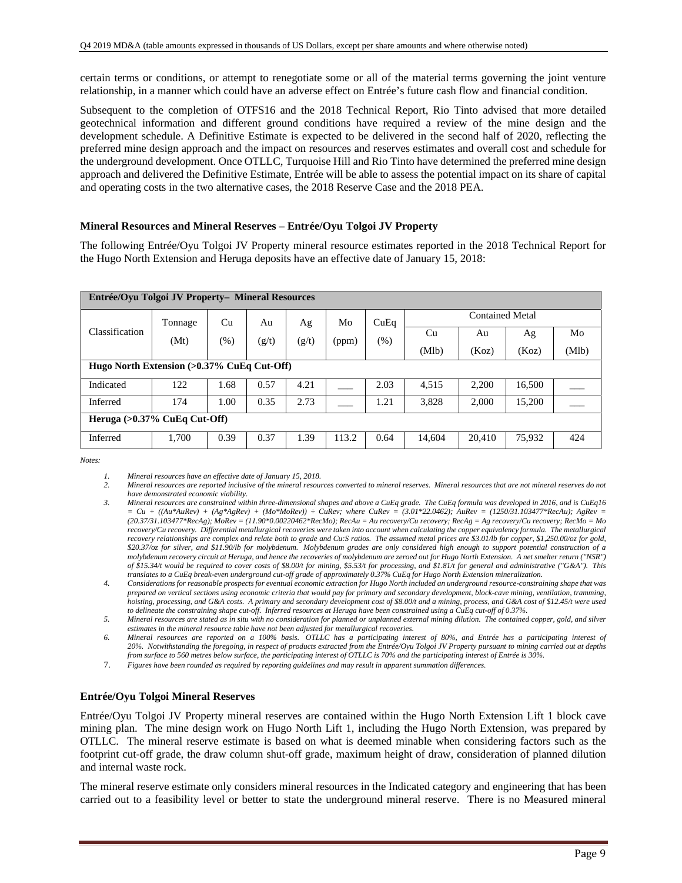certain terms or conditions, or attempt to renegotiate some or all of the material terms governing the joint venture relationship, in a manner which could have an adverse effect on Entrée's future cash flow and financial condition.

Subsequent to the completion of OTFS16 and the 2018 Technical Report, Rio Tinto advised that more detailed geotechnical information and different ground conditions have required a review of the mine design and the development schedule. A Definitive Estimate is expected to be delivered in the second half of 2020, reflecting the preferred mine design approach and the impact on resources and reserves estimates and overall cost and schedule for the underground development. Once OTLLC, Turquoise Hill and Rio Tinto have determined the preferred mine design approach and delivered the Definitive Estimate, Entrée will be able to assess the potential impact on its share of capital and operating costs in the two alternative cases, the 2018 Reserve Case and the 2018 PEA.

### Mineral Resources and Mineral Reserves – Entrée/Oyu Tolgoi JV Property

The following Entrée/Oyu Tolgoi JV Property mineral resource estimates reported in the 2018 Technical Report for the Hugo North Extension and Heruga deposits have an effective date of January 15, 2018:

| **Entrée/Oyu Tolgoi JV Property– Mineral Resources** | | | | | | | | | | |
|---|---|---|---|---|---|---|---|---|---|---|
| Classification | Tonnage (Mt) | Cu (%) | Au (g/t) | Ag (g/t) | Mo (ppm) | CuEq (%) | Contained Metal | | | |
| | | | | | | | Cu (Mlb) | Au (Koz) | Ag (Koz) | Mo (Mlb) |
| **Hugo North Extension (>0.37% CuEq Cut-Off)** | | | | | | | | | | |
| Indicated | 122 | 1.68 | 0.57 | 4.21 | ___ | 2.03 | 4,515 | 2,200 | 16,500 | ___ |
| Inferred | 174 | 1.00 | 0.35 | 2.73 | ___ | 1.21 | 3,828 | 2,000 | 15,200 | ___ |
| **Heruga (>0.37% CuEq Cut-Off)** | | | | | | | | | | |
| Inferred | 1,700 | 0.39 | 0.37 | 1.39 | 113.2 | 0.64 | 14,604 | 20,410 | 75,932 | 424 |

*Notes:*

1. *Mineral resources have an effective date of January 15, 2018.*
2. *Mineral resources are reported inclusive of the mineral resources converted to mineral reserves. Mineral resources that are not mineral reserves do not have demonstrated economic viability.*
3. *Mineral resources are constrained within three-dimensional shapes and above a CuEq grade. The CuEq formula was developed in 2016, and is CuEq16 = Cu + ((Au\*AuRev) + (Ag\*AgRev) + (Mo\*MoRev)) ÷ CuRev; where CuRev = (3.01\*22.0462); AuRev = (1250/31.103477\*RecAu); AgRev = (20.37/31.103477\*RecAg); MoRev = (11.90\*0.00220462\*RecMo); RecAu = Au recovery/Cu recovery; RecAg = Ag recovery/Cu recovery; RecMo = Mo recovery/Cu recovery. Differential metallurgical recoveries were taken into account when calculating the copper equivalency formula. The metallurgical recovery relationships are complex and relate both to grade and Cu:S ratios. The assumed metal prices are $3.01/lb for copper, $1,250.00/oz for gold, $20.37/oz for silver, and $11.90/lb for molybdenum. Molybdenum grades are only considered high enough to support potential construction of a molybdenum recovery circuit at Heruga, and hence the recoveries of molybdenum are zeroed out for Hugo North Extension. A net smelter return ("NSR") of $15.34/t would be required to cover costs of $8.00/t for mining, $5.53/t for processing, and $1.81/t for general and administrative ("G&A"). This translates to a CuEq break-even underground cut-off grade of approximately 0.37% CuEq for Hugo North Extension mineralization.*
4. *Considerations for reasonable prospects for eventual economic extraction for Hugo North included an underground resource-constraining shape that was prepared on vertical sections using economic criteria that would pay for primary and secondary development, block-cave mining, ventilation, tramming, hoisting, processing, and G&A costs. A primary and secondary development cost of $8.00/t and a mining, process, and G&A cost of $12.45/t were used to delineate the constraining shape cut-off. Inferred resources at Heruga have been constrained using a CuEq cut-off of 0.37%.*
5. *Mineral resources are stated as in situ with no consideration for planned or unplanned external mining dilution. The contained copper, gold, and silver estimates in the mineral resource table have not been adjusted for metallurgical recoveries.*
6. *Mineral resources are reported on a 100% basis. OTLLC has a participating interest of 80%, and Entrée has a participating interest of 20%. Notwithstanding the foregoing, in respect of products extracted from the Entrée/Oyu Tolgoi JV Property pursuant to mining carried out at depths from surface to 560 metres below surface, the participating interest of OTLLC is 70% and the participating interest of Entrée is 30%.*
7. *Figures have been rounded as required by reporting guidelines and may result in apparent summation differences.*

### Entrée/Oyu Tolgoi Mineral Reserves

Entrée/Oyu Tolgoi JV Property mineral reserves are contained within the Hugo North Extension Lift 1 block cave mining plan. The mine design work on Hugo North Lift 1, including the Hugo North Extension, was prepared by OTLLC. The mineral reserve estimate is based on what is deemed minable when considering factors such as the footprint cut-off grade, the draw column shut-off grade, maximum height of draw, consideration of planned dilution and internal waste rock.

The mineral reserve estimate only considers mineral resources in the Indicated category and engineering that has been carried out to a feasibility level or better to state the underground mineral reserve. There is no Measured mineral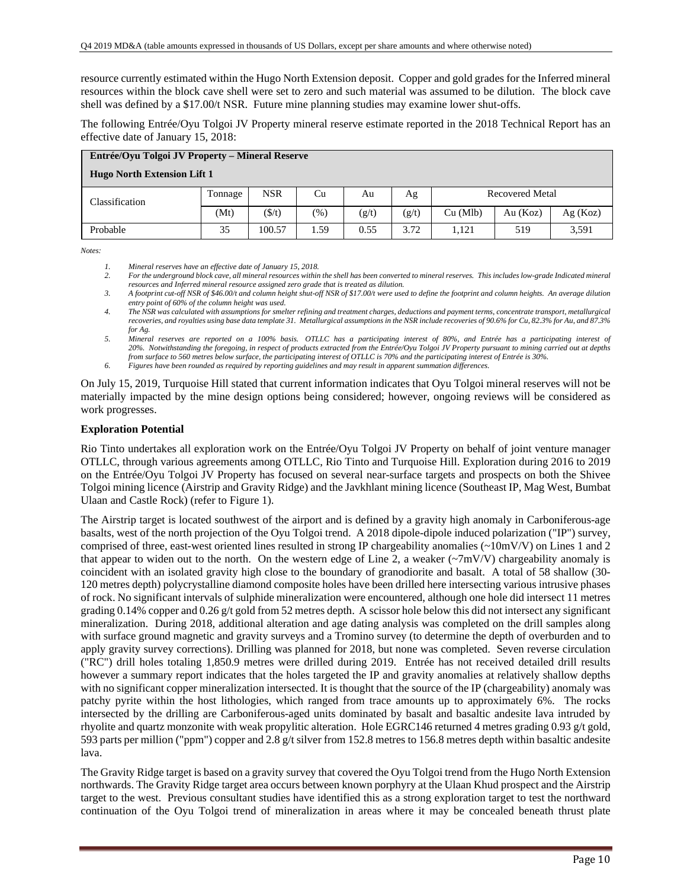resource currently estimated within the Hugo North Extension deposit. Copper and gold grades for the Inferred mineral resources within the block cave shell were set to zero and such material was assumed to be dilution. The block cave shell was defined by a $17.00/t NSR. Future mine planning studies may examine lower shut-offs.

The following Entrée/Oyu Tolgoi JV Property mineral reserve estimate reported in the 2018 Technical Report has an effective date of January 15, 2018:

| **Entrée/Oyu Tolgoi JV Property – Mineral Reserve** **Hugo North Extension Lift 1** | | | | | | | | |
|---|---|---|---|---|---|---|---|---|
| Classification | Tonnage | NSR | Cu | Au | Ag | Recovered Metal | | |
| | (Mt) | ($/t) | (%) | (g/t) | (g/t) | Cu (Mlb) | Au (Koz) | Ag (Koz) |
| Probable | 35 | 100.57 | 1.59 | 0.55 | 3.72 | 1,121 | 519 | 3,591 |

*Notes:*

1. *Mineral reserves have an effective date of January 15, 2018.*
2. *For the underground block cave, all mineral resources within the shell has been converted to mineral reserves. This includes low-grade Indicated mineral resources and Inferred mineral resource assigned zero grade that is treated as dilution.*
3. *A footprint cut-off NSR of $46.00/t and column height shut-off NSR of $17.00/t were used to define the footprint and column heights. An average dilution entry point of 60% of the column height was used.*
4. *The NSR was calculated with assumptions for smelter refining and treatment charges, deductions and payment terms, concentrate transport, metallurgical recoveries, and royalties using base data template 31. Metallurgical assumptions in the NSR include recoveries of 90.6% for Cu, 82.3% for Au, and 87.3% for Ag.*
5. *Mineral reserves are reported on a 100% basis. OTLLC has a participating interest of 80%, and Entrée has a participating interest of 20%. Notwithstanding the foregoing, in respect of products extracted from the Entrée/Oyu Tolgoi JV Property pursuant to mining carried out at depths from surface to 560 metres below surface, the participating interest of OTLLC is 70% and the participating interest of Entrée is 30%.*
6. *Figures have been rounded as required by reporting guidelines and may result in apparent summation differences.*

On July 15, 2019, Turquoise Hill stated that current information indicates that Oyu Tolgoi mineral reserves will not be materially impacted by the mine design options being considered; however, ongoing reviews will be considered as work progresses.

**Exploration Potential**

Rio Tinto undertakes all exploration work on the Entrée/Oyu Tolgoi JV Property on behalf of joint venture manager OTLLC, through various agreements among OTLLC, Rio Tinto and Turquoise Hill. Exploration during 2016 to 2019 on the Entrée/Oyu Tolgoi JV Property has focused on several near-surface targets and prospects on both the Shivee Tolgoi mining licence (Airstrip and Gravity Ridge) and the Javkhlant mining licence (Southeast IP, Mag West, Bumbat Ulaan and Castle Rock) (refer to Figure 1).

The Airstrip target is located southwest of the airport and is defined by a gravity high anomaly in Carboniferous-age basalts, west of the north projection of the Oyu Tolgoi trend. A 2018 dipole-dipole induced polarization ("IP") survey, comprised of three, east-west oriented lines resulted in strong IP chargeability anomalies (~10mV/V) on Lines 1 and 2 that appear to widen out to the north. On the western edge of Line 2, a weaker (~7mV/V) chargeability anomaly is coincident with an isolated gravity high close to the boundary of granodiorite and basalt. A total of 58 shallow (30-120 metres depth) polycrystalline diamond composite holes have been drilled here intersecting various intrusive phases of rock. No significant intervals of sulphide mineralization were encountered, although one hole did intersect 11 metres grading 0.14% copper and 0.26 g/t gold from 52 metres depth. A scissor hole below this did not intersect any significant mineralization. During 2018, additional alteration and age dating analysis was completed on the drill samples along with surface ground magnetic and gravity surveys and a Tromino survey (to determine the depth of overburden and to apply gravity survey corrections). Drilling was planned for 2018, but none was completed. Seven reverse circulation ("RC") drill holes totaling 1,850.9 metres were drilled during 2019. Entrée has not received detailed drill results however a summary report indicates that the holes targeted the IP and gravity anomalies at relatively shallow depths with no significant copper mineralization intersected. It is thought that the source of the IP (chargeability) anomaly was patchy pyrite within the host lithologies, which ranged from trace amounts up to approximately 6%. The rocks intersected by the drilling are Carboniferous-aged units dominated by basalt and basaltic andesite lava intruded by rhyolite and quartz monzonite with weak propylitic alteration. Hole EGRC146 returned 4 metres grading 0.93 g/t gold, 593 parts per million ("ppm") copper and 2.8 g/t silver from 152.8 metres to 156.8 metres depth within basaltic andesite lava.

The Gravity Ridge target is based on a gravity survey that covered the Oyu Tolgoi trend from the Hugo North Extension northwards. The Gravity Ridge target area occurs between known porphyry at the Ulaan Khud prospect and the Airstrip target to the west. Previous consultant studies have identified this as a strong exploration target to test the northward continuation of the Oyu Tolgoi trend of mineralization in areas where it may be concealed beneath thrust plate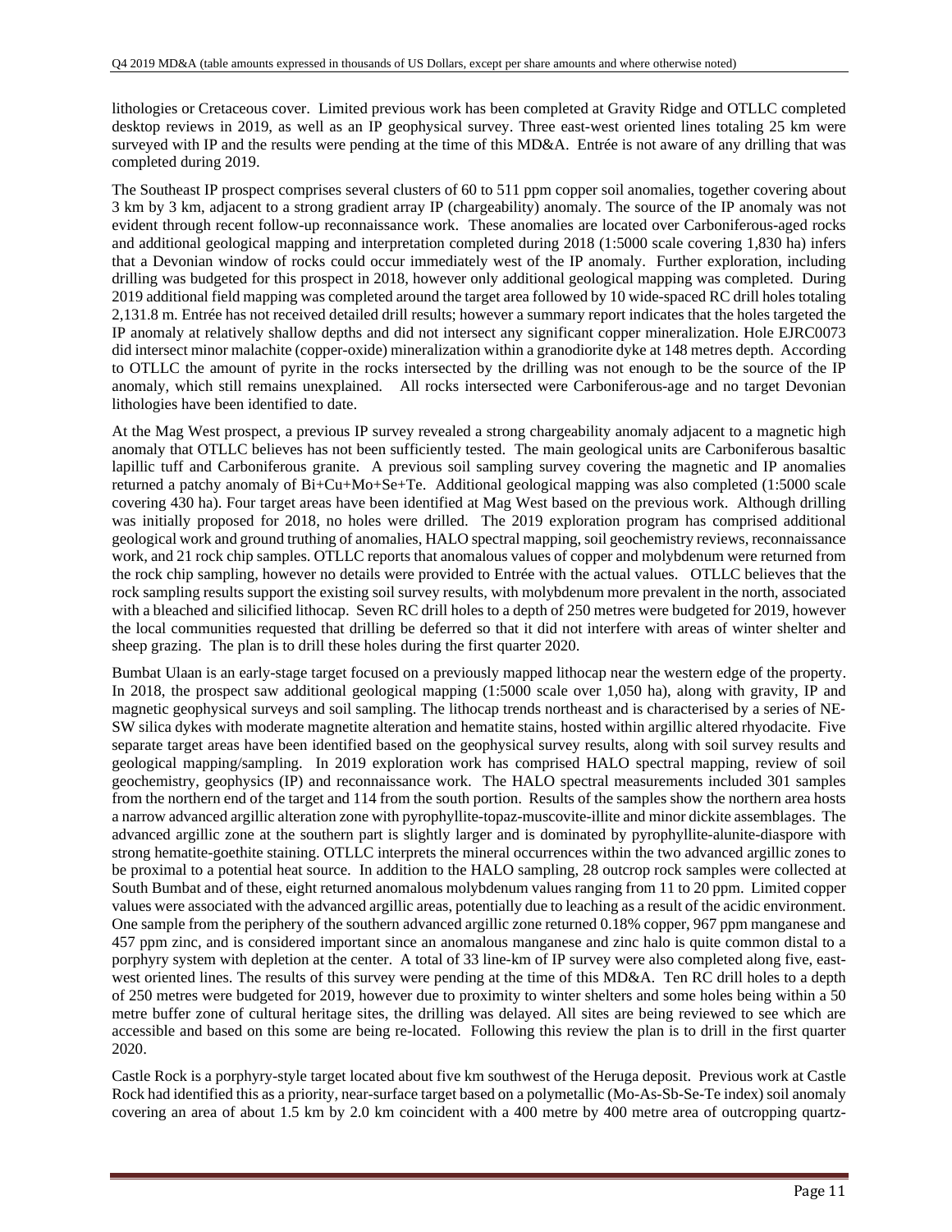lithologies or Cretaceous cover. Limited previous work has been completed at Gravity Ridge and OTLLC completed desktop reviews in 2019, as well as an IP geophysical survey. Three east-west oriented lines totaling 25 km were surveyed with IP and the results were pending at the time of this MD&A. Entrée is not aware of any drilling that was completed during 2019.

The Southeast IP prospect comprises several clusters of 60 to 511 ppm copper soil anomalies, together covering about 3 km by 3 km, adjacent to a strong gradient array IP (chargeability) anomaly. The source of the IP anomaly was not evident through recent follow-up reconnaissance work. These anomalies are located over Carboniferous-aged rocks and additional geological mapping and interpretation completed during 2018 (1:5000 scale covering 1,830 ha) infers that a Devonian window of rocks could occur immediately west of the IP anomaly. Further exploration, including drilling was budgeted for this prospect in 2018, however only additional geological mapping was completed. During 2019 additional field mapping was completed around the target area followed by 10 wide-spaced RC drill holes totaling 2,131.8 m. Entrée has not received detailed drill results; however a summary report indicates that the holes targeted the IP anomaly at relatively shallow depths and did not intersect any significant copper mineralization. Hole EJRC0073 did intersect minor malachite (copper-oxide) mineralization within a granodiorite dyke at 148 metres depth. According to OTLLC the amount of pyrite in the rocks intersected by the drilling was not enough to be the source of the IP anomaly, which still remains unexplained. All rocks intersected were Carboniferous-age and no target Devonian lithologies have been identified to date.

At the Mag West prospect, a previous IP survey revealed a strong chargeability anomaly adjacent to a magnetic high anomaly that OTLLC believes has not been sufficiently tested. The main geological units are Carboniferous basaltic lapillic tuff and Carboniferous granite. A previous soil sampling survey covering the magnetic and IP anomalies returned a patchy anomaly of Bi+Cu+Mo+Se+Te. Additional geological mapping was also completed (1:5000 scale covering 430 ha). Four target areas have been identified at Mag West based on the previous work. Although drilling was initially proposed for 2018, no holes were drilled. The 2019 exploration program has comprised additional geological work and ground truthing of anomalies, HALO spectral mapping, soil geochemistry reviews, reconnaissance work, and 21 rock chip samples. OTLLC reports that anomalous values of copper and molybdenum were returned from the rock chip sampling, however no details were provided to Entrée with the actual values. OTLLC believes that the rock sampling results support the existing soil survey results, with molybdenum more prevalent in the north, associated with a bleached and silicified lithocap. Seven RC drill holes to a depth of 250 metres were budgeted for 2019, however the local communities requested that drilling be deferred so that it did not interfere with areas of winter shelter and sheep grazing. The plan is to drill these holes during the first quarter 2020.

Bumbat Ulaan is an early-stage target focused on a previously mapped lithocap near the western edge of the property. In 2018, the prospect saw additional geological mapping (1:5000 scale over 1,050 ha), along with gravity, IP and magnetic geophysical surveys and soil sampling. The lithocap trends northeast and is characterised by a series of NE-SW silica dykes with moderate magnetite alteration and hematite stains, hosted within argillic altered rhyodacite. Five separate target areas have been identified based on the geophysical survey results, along with soil survey results and geological mapping/sampling. In 2019 exploration work has comprised HALO spectral mapping, review of soil geochemistry, geophysics (IP) and reconnaissance work. The HALO spectral measurements included 301 samples from the northern end of the target and 114 from the south portion. Results of the samples show the northern area hosts a narrow advanced argillic alteration zone with pyrophyllite-topaz-muscovite-illite and minor dickite assemblages. The advanced argillic zone at the southern part is slightly larger and is dominated by pyrophyllite-alunite-diaspore with strong hematite-goethite staining. OTLLC interprets the mineral occurrences within the two advanced argillic zones to be proximal to a potential heat source. In addition to the HALO sampling, 28 outcrop rock samples were collected at South Bumbat and of these, eight returned anomalous molybdenum values ranging from 11 to 20 ppm. Limited copper values were associated with the advanced argillic areas, potentially due to leaching as a result of the acidic environment. One sample from the periphery of the southern advanced argillic zone returned 0.18% copper, 967 ppm manganese and 457 ppm zinc, and is considered important since an anomalous manganese and zinc halo is quite common distal to a porphyry system with depletion at the center. A total of 33 line-km of IP survey were also completed along five, east-west oriented lines. The results of this survey were pending at the time of this MD&A. Ten RC drill holes to a depth of 250 metres were budgeted for 2019, however due to proximity to winter shelters and some holes being within a 50 metre buffer zone of cultural heritage sites, the drilling was delayed. All sites are being reviewed to see which are accessible and based on this some are being re-located. Following this review the plan is to drill in the first quarter 2020.

Castle Rock is a porphyry-style target located about five km southwest of the Heruga deposit. Previous work at Castle Rock had identified this as a priority, near-surface target based on a polymetallic (Mo-As-Sb-Se-Te index) soil anomaly covering an area of about 1.5 km by 2.0 km coincident with a 400 metre by 400 metre area of outcropping quartz-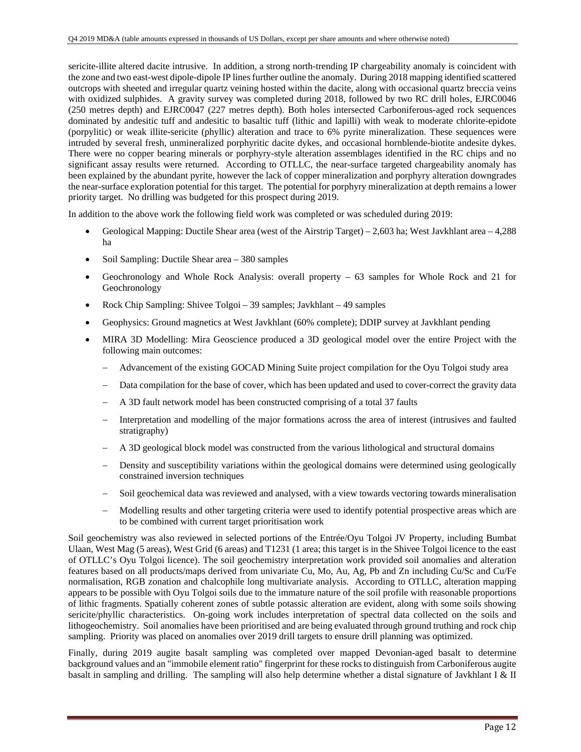sericite-illite altered dacite intrusive. In addition, a strong north-trending IP chargeability anomaly is coincident with the zone and two east-west dipole-dipole IP lines further outline the anomaly. During 2018 mapping identified scattered outcrops with sheeted and irregular quartz veining hosted within the dacite, along with occasional quartz breccia veins with oxidized sulphides. A gravity survey was completed during 2018, followed by two RC drill holes, EJRC0046 (250 metres depth) and EJRC0047 (227 metres depth). Both holes intersected Carboniferous-aged rock sequences dominated by andesitic tuff and andesitic to basaltic tuff (lithic and lapilli) with weak to moderate chlorite-epidote (porpylitic) or weak illite-sericite (phyllic) alteration and trace to 6% pyrite mineralization. These sequences were intruded by several fresh, unmineralized porphyritic dacite dykes, and occasional hornblende-biotite andesite dykes. There were no copper bearing minerals or porphyry-style alteration assemblages identified in the RC chips and no significant assay results were returned. According to OTLLC, the near-surface targeted chargeability anomaly has been explained by the abundant pyrite, however the lack of copper mineralization and porphyry alteration downgrades the near-surface exploration potential for this target. The potential for porphyry mineralization at depth remains a lower priority target. No drilling was budgeted for this prospect during 2019.

In addition to the above work the following field work was completed or was scheduled during 2019:

- Geological Mapping: Ductile Shear area (west of the Airstrip Target) – 2,603 ha; West Javkhlant area – 4,288 ha
- Soil Sampling: Ductile Shear area – 380 samples
- Geochronology and Whole Rock Analysis: overall property – 63 samples for Whole Rock and 21 for Geochronology
- Rock Chip Sampling: Shivee Tolgoi – 39 samples; Javkhlant – 49 samples
- Geophysics: Ground magnetics at West Javkhlant (60% complete); DDIP survey at Javkhlant pending
- MIRA 3D Modelling: Mira Geoscience produced a 3D geological model over the entire Project with the following main outcomes:
  - Advancement of the existing GOCAD Mining Suite project compilation for the Oyu Tolgoi study area
  - Data compilation for the base of cover, which has been updated and used to cover-correct the gravity data
  - A 3D fault network model has been constructed comprising of a total 37 faults
  - Interpretation and modelling of the major formations across the area of interest (intrusives and faulted stratigraphy)
  - A 3D geological block model was constructed from the various lithological and structural domains
  - Density and susceptibility variations within the geological domains were determined using geologically constrained inversion techniques
  - Soil geochemical data was reviewed and analysed, with a view towards vectoring towards mineralisation
  - Modelling results and other targeting criteria were used to identify potential prospective areas which are to be combined with current target prioritisation work

Soil geochemistry was also reviewed in selected portions of the Entrée/Oyu Tolgoi JV Property, including Bumbat Ulaan, West Mag (5 areas), West Grid (6 areas) and T1231 (1 area; this target is in the Shivee Tolgoi licence to the east of OTLLC's Oyu Tolgoi licence). The soil geochemistry interpretation work provided soil anomalies and alteration features based on all products/maps derived from univariate Cu, Mo, Au, Ag, Pb and Zn including Cu/Sc and Cu/Fe normalisation, RGB zonation and chalcophile long multivariate analysis. According to OTLLC, alteration mapping appears to be possible with Oyu Tolgoi soils due to the immature nature of the soil profile with reasonable proportions of lithic fragments. Spatially coherent zones of subtle potassic alteration are evident, along with some soils showing sericite/phyllic characteristics. On-going work includes interpretation of spectral data collected on the soils and lithogeochemistry. Soil anomalies have been prioritised and are being evaluated through ground truthing and rock chip sampling. Priority was placed on anomalies over 2019 drill targets to ensure drill planning was optimized.

Finally, during 2019 augite basalt sampling was completed over mapped Devonian-aged basalt to determine background values and an "immobile element ratio" fingerprint for these rocks to distinguish from Carboniferous augite basalt in sampling and drilling. The sampling will also help determine whether a distal signature of Javkhlant I & II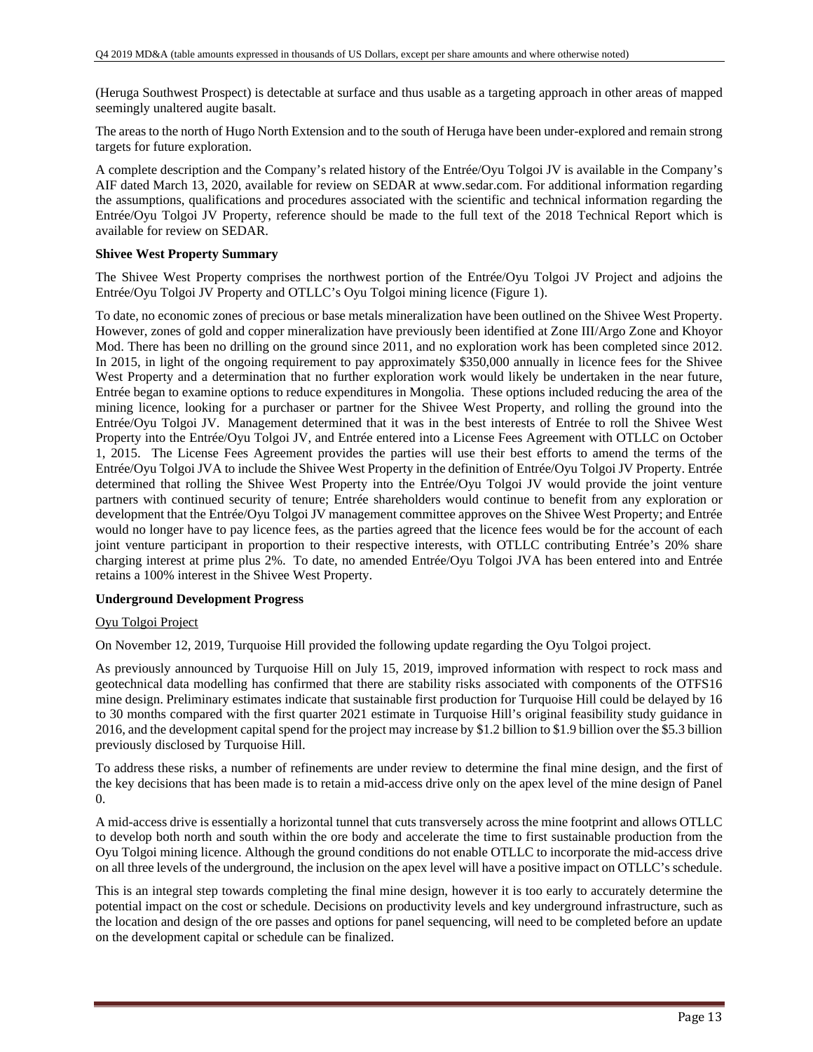(Heruga Southwest Prospect) is detectable at surface and thus usable as a targeting approach in other areas of mapped seemingly unaltered augite basalt.

The areas to the north of Hugo North Extension and to the south of Heruga have been under-explored and remain strong targets for future exploration.

A complete description and the Company's related history of the Entrée/Oyu Tolgoi JV is available in the Company's AIF dated March 13, 2020, available for review on SEDAR at www.sedar.com. For additional information regarding the assumptions, qualifications and procedures associated with the scientific and technical information regarding the Entrée/Oyu Tolgoi JV Property, reference should be made to the full text of the 2018 Technical Report which is available for review on SEDAR.

**Shivee West Property Summary**

The Shivee West Property comprises the northwest portion of the Entrée/Oyu Tolgoi JV Project and adjoins the Entrée/Oyu Tolgoi JV Property and OTLLC's Oyu Tolgoi mining licence (Figure 1).

To date, no economic zones of precious or base metals mineralization have been outlined on the Shivee West Property. However, zones of gold and copper mineralization have previously been identified at Zone III/Argo Zone and Khoyor Mod. There has been no drilling on the ground since 2011, and no exploration work has been completed since 2012. In 2015, in light of the ongoing requirement to pay approximately $350,000 annually in licence fees for the Shivee West Property and a determination that no further exploration work would likely be undertaken in the near future, Entrée began to examine options to reduce expenditures in Mongolia. These options included reducing the area of the mining licence, looking for a purchaser or partner for the Shivee West Property, and rolling the ground into the Entrée/Oyu Tolgoi JV. Management determined that it was in the best interests of Entrée to roll the Shivee West Property into the Entrée/Oyu Tolgoi JV, and Entrée entered into a License Fees Agreement with OTLLC on October 1, 2015. The License Fees Agreement provides the parties will use their best efforts to amend the terms of the Entrée/Oyu Tolgoi JVA to include the Shivee West Property in the definition of Entrée/Oyu Tolgoi JV Property. Entrée determined that rolling the Shivee West Property into the Entrée/Oyu Tolgoi JV would provide the joint venture partners with continued security of tenure; Entrée shareholders would continue to benefit from any exploration or development that the Entrée/Oyu Tolgoi JV management committee approves on the Shivee West Property; and Entrée would no longer have to pay licence fees, as the parties agreed that the licence fees would be for the account of each joint venture participant in proportion to their respective interests, with OTLLC contributing Entrée's 20% share charging interest at prime plus 2%. To date, no amended Entrée/Oyu Tolgoi JVA has been entered into and Entrée retains a 100% interest in the Shivee West Property.

**Underground Development Progress**

Oyu Tolgoi Project

On November 12, 2019, Turquoise Hill provided the following update regarding the Oyu Tolgoi project.

As previously announced by Turquoise Hill on July 15, 2019, improved information with respect to rock mass and geotechnical data modelling has confirmed that there are stability risks associated with components of the OTFS16 mine design. Preliminary estimates indicate that sustainable first production for Turquoise Hill could be delayed by 16 to 30 months compared with the first quarter 2021 estimate in Turquoise Hill's original feasibility study guidance in 2016, and the development capital spend for the project may increase by $1.2 billion to $1.9 billion over the $5.3 billion previously disclosed by Turquoise Hill.

To address these risks, a number of refinements are under review to determine the final mine design, and the first of the key decisions that has been made is to retain a mid-access drive only on the apex level of the mine design of Panel 0.

A mid-access drive is essentially a horizontal tunnel that cuts transversely across the mine footprint and allows OTLLC to develop both north and south within the ore body and accelerate the time to first sustainable production from the Oyu Tolgoi mining licence. Although the ground conditions do not enable OTLLC to incorporate the mid-access drive on all three levels of the underground, the inclusion on the apex level will have a positive impact on OTLLC's schedule.

This is an integral step towards completing the final mine design, however it is too early to accurately determine the potential impact on the cost or schedule. Decisions on productivity levels and key underground infrastructure, such as the location and design of the ore passes and options for panel sequencing, will need to be completed before an update on the development capital or schedule can be finalized.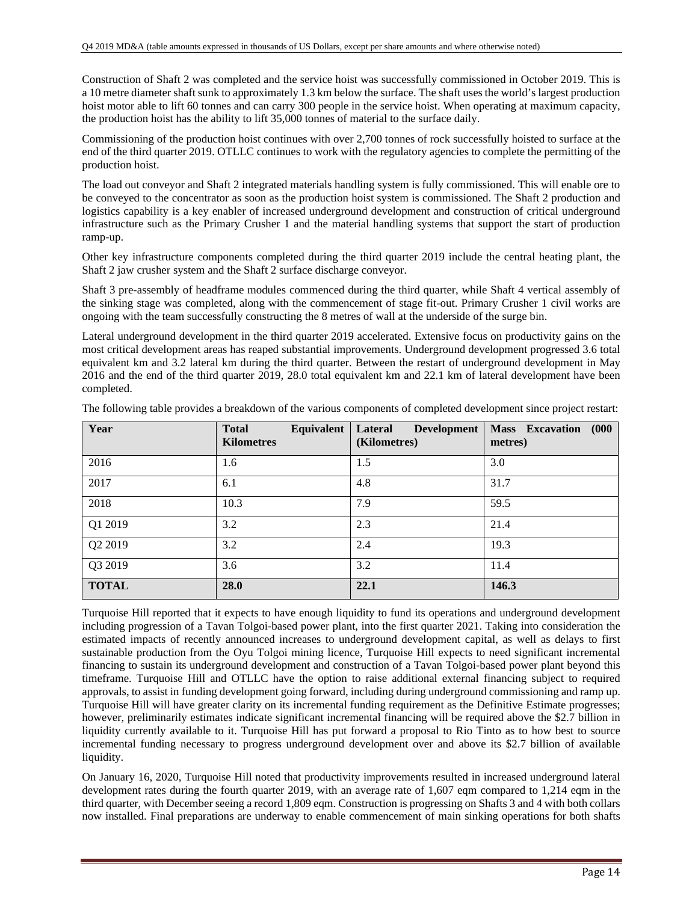Construction of Shaft 2 was completed and the service hoist was successfully commissioned in October 2019. This is a 10 metre diameter shaft sunk to approximately 1.3 km below the surface. The shaft uses the world's largest production hoist motor able to lift 60 tonnes and can carry 300 people in the service hoist. When operating at maximum capacity, the production hoist has the ability to lift 35,000 tonnes of material to the surface daily.

Commissioning of the production hoist continues with over 2,700 tonnes of rock successfully hoisted to surface at the end of the third quarter 2019. OTLLC continues to work with the regulatory agencies to complete the permitting of the production hoist.

The load out conveyor and Shaft 2 integrated materials handling system is fully commissioned. This will enable ore to be conveyed to the concentrator as soon as the production hoist system is commissioned. The Shaft 2 production and logistics capability is a key enabler of increased underground development and construction of critical underground infrastructure such as the Primary Crusher 1 and the material handling systems that support the start of production ramp-up.

Other key infrastructure components completed during the third quarter 2019 include the central heating plant, the Shaft 2 jaw crusher system and the Shaft 2 surface discharge conveyor.

Shaft 3 pre-assembly of headframe modules commenced during the third quarter, while Shaft 4 vertical assembly of the sinking stage was completed, along with the commencement of stage fit-out. Primary Crusher 1 civil works are ongoing with the team successfully constructing the 8 metres of wall at the underside of the surge bin.

Lateral underground development in the third quarter 2019 accelerated. Extensive focus on productivity gains on the most critical development areas has reaped substantial improvements. Underground development progressed 3.6 total equivalent km and 3.2 lateral km during the third quarter. Between the restart of underground development in May 2016 and the end of the third quarter 2019, 28.0 total equivalent km and 22.1 km of lateral development have been completed.

The following table provides a breakdown of the various components of completed development since project restart:

| Year | Total Equivalent Kilometres | Lateral Development (Kilometres) | Mass Excavation (000 metres) |
|---|---|---|---|
| 2016 | 1.6 | 1.5 | 3.0 |
| 2017 | 6.1 | 4.8 | 31.7 |
| 2018 | 10.3 | 7.9 | 59.5 |
| Q1 2019 | 3.2 | 2.3 | 21.4 |
| Q2 2019 | 3.2 | 2.4 | 19.3 |
| Q3 2019 | 3.6 | 3.2 | 11.4 |
| **TOTAL** | **28.0** | **22.1** | **146.3** |

Turquoise Hill reported that it expects to have enough liquidity to fund its operations and underground development including progression of a Tavan Tolgoi-based power plant, into the first quarter 2021. Taking into consideration the estimated impacts of recently announced increases to underground development capital, as well as delays to first sustainable production from the Oyu Tolgoi mining licence, Turquoise Hill expects to need significant incremental financing to sustain its underground development and construction of a Tavan Tolgoi-based power plant beyond this timeframe. Turquoise Hill and OTLLC have the option to raise additional external financing subject to required approvals, to assist in funding development going forward, including during underground commissioning and ramp up. Turquoise Hill will have greater clarity on its incremental funding requirement as the Definitive Estimate progresses; however, preliminarily estimates indicate significant incremental financing will be required above the $2.7 billion in liquidity currently available to it. Turquoise Hill has put forward a proposal to Rio Tinto as to how best to source incremental funding necessary to progress underground development over and above its $2.7 billion of available liquidity.

On January 16, 2020, Turquoise Hill noted that productivity improvements resulted in increased underground lateral development rates during the fourth quarter 2019, with an average rate of 1,607 eqm compared to 1,214 eqm in the third quarter, with December seeing a record 1,809 eqm. Construction is progressing on Shafts 3 and 4 with both collars now installed. Final preparations are underway to enable commencement of main sinking operations for both shafts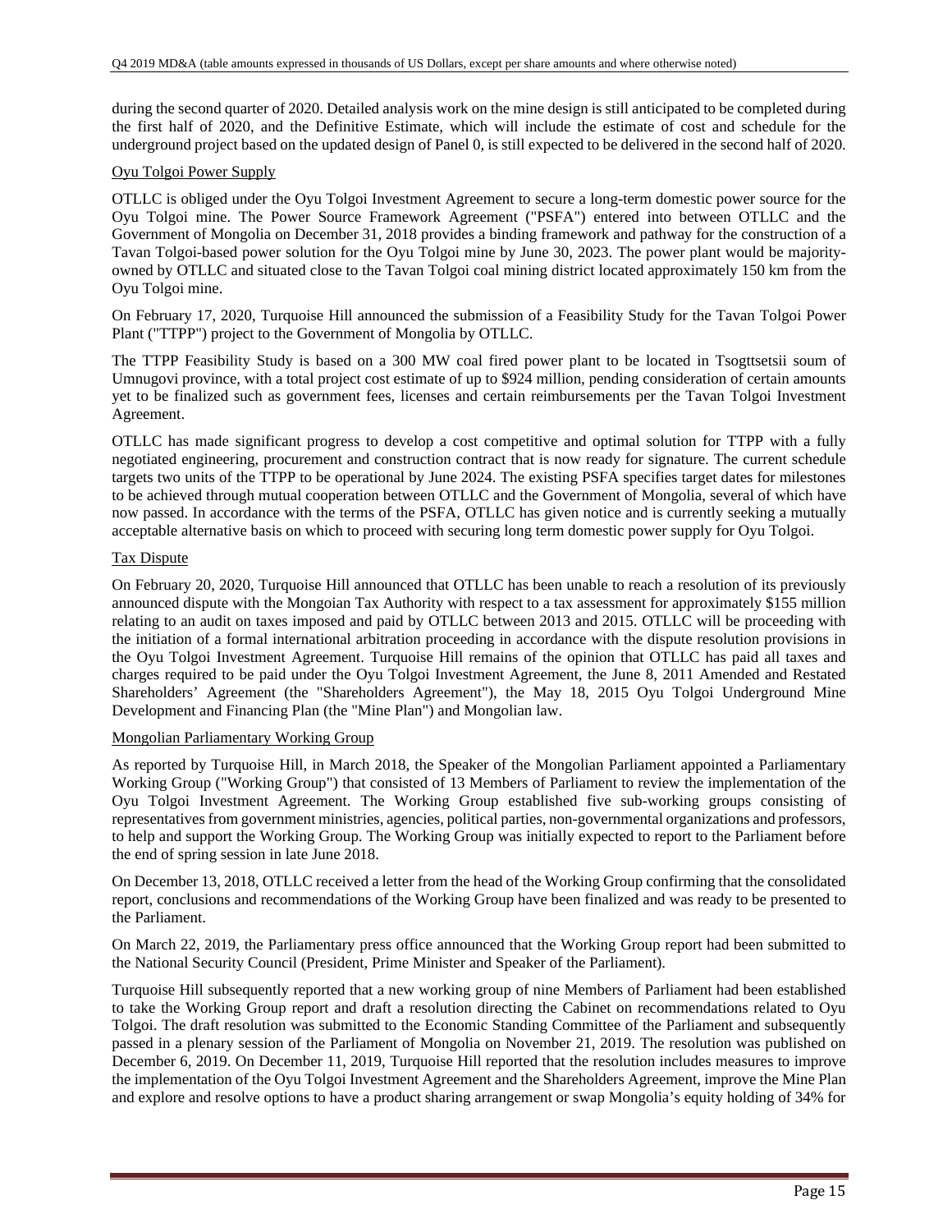during the second quarter of 2020. Detailed analysis work on the mine design is still anticipated to be completed during the first half of 2020, and the Definitive Estimate, which will include the estimate of cost and schedule for the underground project based on the updated design of Panel 0, is still expected to be delivered in the second half of 2020.

### Oyu Tolgoi Power Supply

OTLLC is obliged under the Oyu Tolgoi Investment Agreement to secure a long-term domestic power source for the Oyu Tolgoi mine. The Power Source Framework Agreement ("PSFA") entered into between OTLLC and the Government of Mongolia on December 31, 2018 provides a binding framework and pathway for the construction of a Tavan Tolgoi-based power solution for the Oyu Tolgoi mine by June 30, 2023. The power plant would be majority-owned by OTLLC and situated close to the Tavan Tolgoi coal mining district located approximately 150 km from the Oyu Tolgoi mine.

On February 17, 2020, Turquoise Hill announced the submission of a Feasibility Study for the Tavan Tolgoi Power Plant ("TTPP") project to the Government of Mongolia by OTLLC.

The TTPP Feasibility Study is based on a 300 MW coal fired power plant to be located in Tsogttsetsii soum of Umnugovi province, with a total project cost estimate of up to $924 million, pending consideration of certain amounts yet to be finalized such as government fees, licenses and certain reimbursements per the Tavan Tolgoi Investment Agreement.

OTLLC has made significant progress to develop a cost competitive and optimal solution for TTPP with a fully negotiated engineering, procurement and construction contract that is now ready for signature. The current schedule targets two units of the TTPP to be operational by June 2024. The existing PSFA specifies target dates for milestones to be achieved through mutual cooperation between OTLLC and the Government of Mongolia, several of which have now passed. In accordance with the terms of the PSFA, OTLLC has given notice and is currently seeking a mutually acceptable alternative basis on which to proceed with securing long term domestic power supply for Oyu Tolgoi.

### Tax Dispute

On February 20, 2020, Turquoise Hill announced that OTLLC has been unable to reach a resolution of its previously announced dispute with the Mongoian Tax Authority with respect to a tax assessment for approximately $155 million relating to an audit on taxes imposed and paid by OTLLC between 2013 and 2015. OTLLC will be proceeding with the initiation of a formal international arbitration proceeding in accordance with the dispute resolution provisions in the Oyu Tolgoi Investment Agreement. Turquoise Hill remains of the opinion that OTLLC has paid all taxes and charges required to be paid under the Oyu Tolgoi Investment Agreement, the June 8, 2011 Amended and Restated Shareholders' Agreement (the "Shareholders Agreement"), the May 18, 2015 Oyu Tolgoi Underground Mine Development and Financing Plan (the "Mine Plan") and Mongolian law.

### Mongolian Parliamentary Working Group

As reported by Turquoise Hill, in March 2018, the Speaker of the Mongolian Parliament appointed a Parliamentary Working Group ("Working Group") that consisted of 13 Members of Parliament to review the implementation of the Oyu Tolgoi Investment Agreement. The Working Group established five sub-working groups consisting of representatives from government ministries, agencies, political parties, non-governmental organizations and professors, to help and support the Working Group. The Working Group was initially expected to report to the Parliament before the end of spring session in late June 2018.

On December 13, 2018, OTLLC received a letter from the head of the Working Group confirming that the consolidated report, conclusions and recommendations of the Working Group have been finalized and was ready to be presented to the Parliament.

On March 22, 2019, the Parliamentary press office announced that the Working Group report had been submitted to the National Security Council (President, Prime Minister and Speaker of the Parliament).

Turquoise Hill subsequently reported that a new working group of nine Members of Parliament had been established to take the Working Group report and draft a resolution directing the Cabinet on recommendations related to Oyu Tolgoi. The draft resolution was submitted to the Economic Standing Committee of the Parliament and subsequently passed in a plenary session of the Parliament of Mongolia on November 21, 2019. The resolution was published on December 6, 2019. On December 11, 2019, Turquoise Hill reported that the resolution includes measures to improve the implementation of the Oyu Tolgoi Investment Agreement and the Shareholders Agreement, improve the Mine Plan and explore and resolve options to have a product sharing arrangement or swap Mongolia's equity holding of 34% for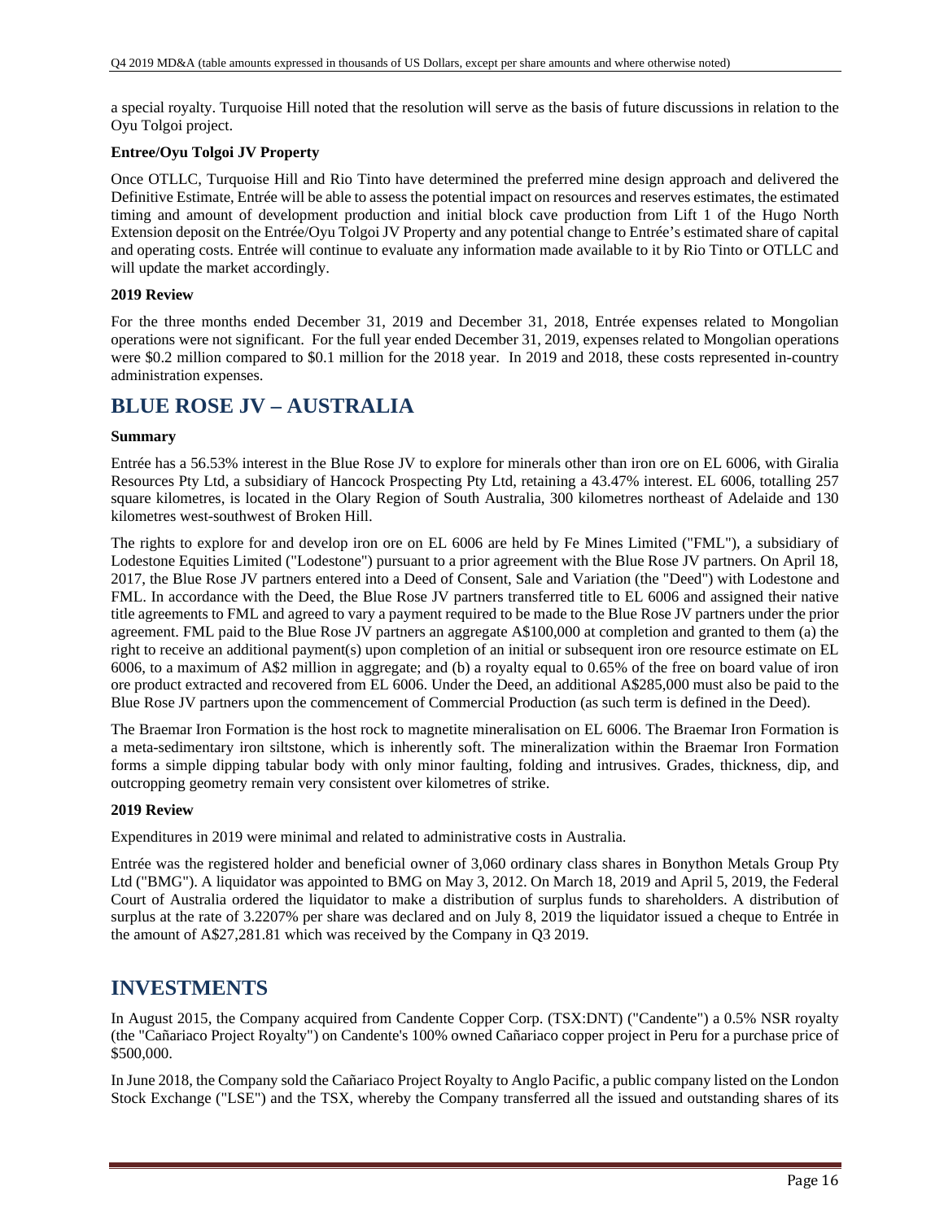a special royalty. Turquoise Hill noted that the resolution will serve as the basis of future discussions in relation to the Oyu Tolgoi project.

**Entree/Oyu Tolgoi JV Property**

Once OTLLC, Turquoise Hill and Rio Tinto have determined the preferred mine design approach and delivered the Definitive Estimate, Entrée will be able to assess the potential impact on resources and reserves estimates, the estimated timing and amount of development production and initial block cave production from Lift 1 of the Hugo North Extension deposit on the Entrée/Oyu Tolgoi JV Property and any potential change to Entrée's estimated share of capital and operating costs. Entrée will continue to evaluate any information made available to it by Rio Tinto or OTLLC and will update the market accordingly.

**2019 Review**

For the three months ended December 31, 2019 and December 31, 2018, Entrée expenses related to Mongolian operations were not significant. For the full year ended December 31, 2019, expenses related to Mongolian operations were $0.2 million compared to $0.1 million for the 2018 year. In 2019 and 2018, these costs represented in-country administration expenses.

# BLUE ROSE JV – AUSTRALIA

**Summary**

Entrée has a 56.53% interest in the Blue Rose JV to explore for minerals other than iron ore on EL 6006, with Giralia Resources Pty Ltd, a subsidiary of Hancock Prospecting Pty Ltd, retaining a 43.47% interest. EL 6006, totalling 257 square kilometres, is located in the Olary Region of South Australia, 300 kilometres northeast of Adelaide and 130 kilometres west-southwest of Broken Hill.

The rights to explore for and develop iron ore on EL 6006 are held by Fe Mines Limited ("FML"), a subsidiary of Lodestone Equities Limited ("Lodestone") pursuant to a prior agreement with the Blue Rose JV partners. On April 18, 2017, the Blue Rose JV partners entered into a Deed of Consent, Sale and Variation (the "Deed") with Lodestone and FML. In accordance with the Deed, the Blue Rose JV partners transferred title to EL 6006 and assigned their native title agreements to FML and agreed to vary a payment required to be made to the Blue Rose JV partners under the prior agreement. FML paid to the Blue Rose JV partners an aggregate A$100,000 at completion and granted to them (a) the right to receive an additional payment(s) upon completion of an initial or subsequent iron ore resource estimate on EL 6006, to a maximum of A$2 million in aggregate; and (b) a royalty equal to 0.65% of the free on board value of iron ore product extracted and recovered from EL 6006. Under the Deed, an additional A$285,000 must also be paid to the Blue Rose JV partners upon the commencement of Commercial Production (as such term is defined in the Deed).

The Braemar Iron Formation is the host rock to magnetite mineralisation on EL 6006. The Braemar Iron Formation is a meta-sedimentary iron siltstone, which is inherently soft. The mineralization within the Braemar Iron Formation forms a simple dipping tabular body with only minor faulting, folding and intrusives. Grades, thickness, dip, and outcropping geometry remain very consistent over kilometres of strike.

**2019 Review**

Expenditures in 2019 were minimal and related to administrative costs in Australia.

Entrée was the registered holder and beneficial owner of 3,060 ordinary class shares in Bonython Metals Group Pty Ltd ("BMG"). A liquidator was appointed to BMG on May 3, 2012. On March 18, 2019 and April 5, 2019, the Federal Court of Australia ordered the liquidator to make a distribution of surplus funds to shareholders. A distribution of surplus at the rate of 3.2207% per share was declared and on July 8, 2019 the liquidator issued a cheque to Entrée in the amount of A$27,281.81 which was received by the Company in Q3 2019.

# INVESTMENTS

In August 2015, the Company acquired from Candente Copper Corp. (TSX:DNT) ("Candente") a 0.5% NSR royalty (the "Cañariaco Project Royalty") on Candente's 100% owned Cañariaco copper project in Peru for a purchase price of $500,000.

In June 2018, the Company sold the Cañariaco Project Royalty to Anglo Pacific, a public company listed on the London Stock Exchange ("LSE") and the TSX, whereby the Company transferred all the issued and outstanding shares of its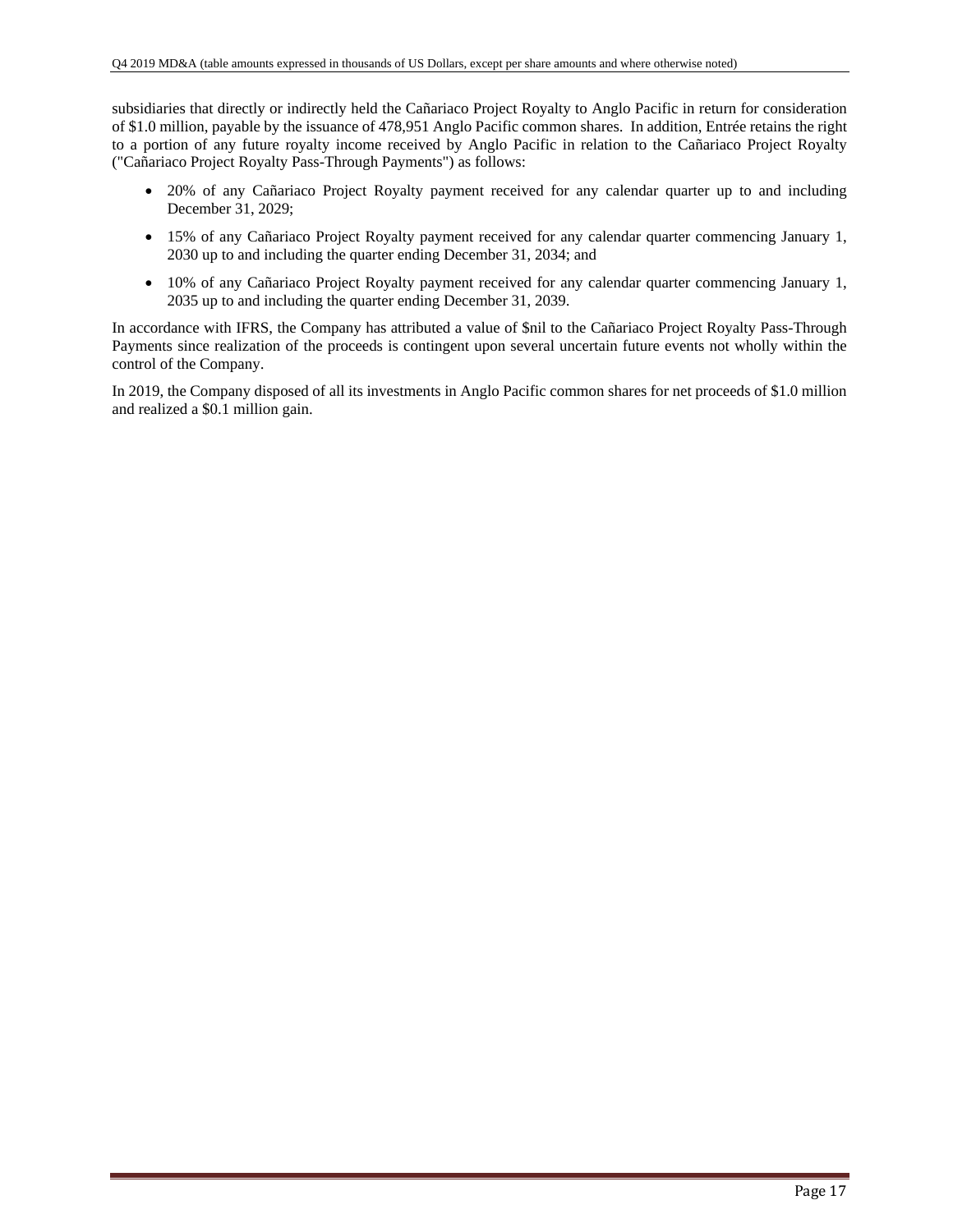subsidiaries that directly or indirectly held the Cañariaco Project Royalty to Anglo Pacific in return for consideration of $1.0 million, payable by the issuance of 478,951 Anglo Pacific common shares. In addition, Entrée retains the right to a portion of any future royalty income received by Anglo Pacific in relation to the Cañariaco Project Royalty ("Cañariaco Project Royalty Pass-Through Payments") as follows:

- 20% of any Cañariaco Project Royalty payment received for any calendar quarter up to and including December 31, 2029;
- 15% of any Cañariaco Project Royalty payment received for any calendar quarter commencing January 1, 2030 up to and including the quarter ending December 31, 2034; and
- 10% of any Cañariaco Project Royalty payment received for any calendar quarter commencing January 1, 2035 up to and including the quarter ending December 31, 2039.

In accordance with IFRS, the Company has attributed a value of $nil to the Cañariaco Project Royalty Pass-Through Payments since realization of the proceeds is contingent upon several uncertain future events not wholly within the control of the Company.

In 2019, the Company disposed of all its investments in Anglo Pacific common shares for net proceeds of $1.0 million and realized a $0.1 million gain.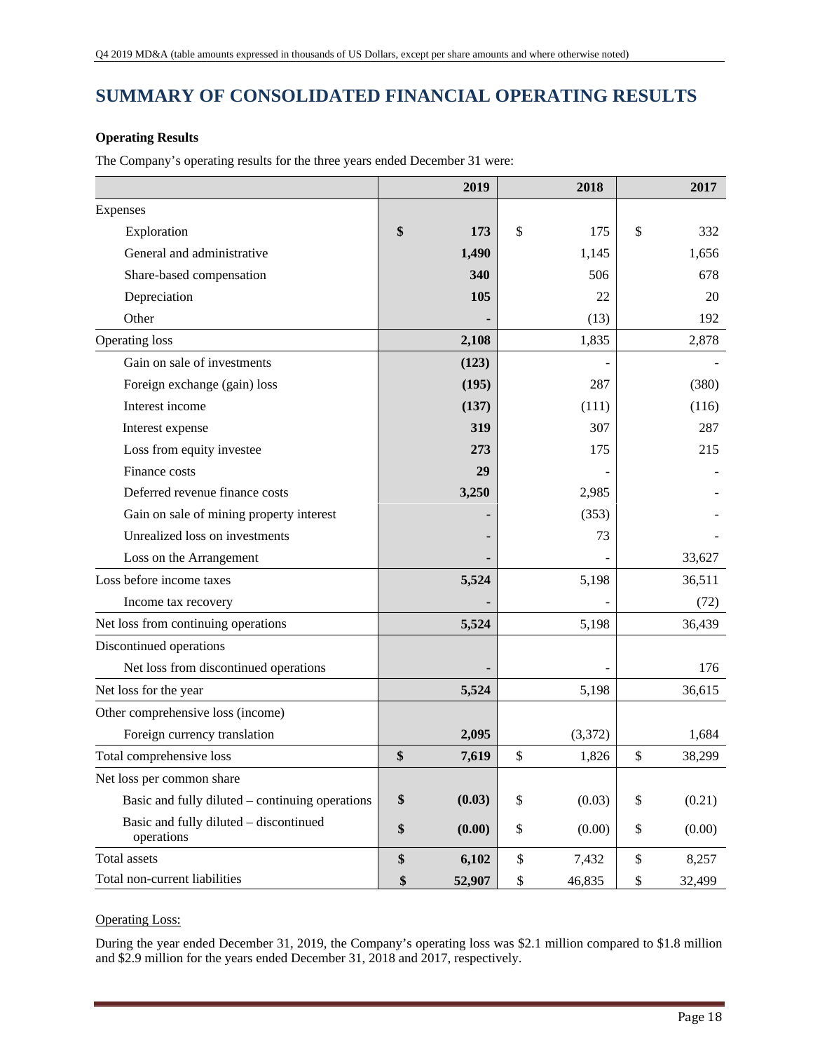## SUMMARY OF CONSOLIDATED FINANCIAL OPERATING RESULTS

**Operating Results**

The Company's operating results for the three years ended December 31 were:

| | 2019 | 2018 | 2017 |
|---|---|---|---|
| Expenses | | | |
| Exploration | **$ 173** | $ 175 | $ 332 |
| General and administrative | **1,490** | 1,145 | 1,656 |
| Share-based compensation | **340** | 506 | 678 |
| Depreciation | **105** | 22 | 20 |
| Other | **-** | (13) | 192 |
| Operating loss | **2,108** | 1,835 | 2,878 |
| Gain on sale of investments | **(123)** | - | - |
| Foreign exchange (gain) loss | **(195)** | 287 | (380) |
| Interest income | **(137)** | (111) | (116) |
| Interest expense | **319** | 307 | 287 |
| Loss from equity investee | **273** | 175 | 215 |
| Finance costs | **29** | - | - |
| Deferred revenue finance costs | **3,250** | 2,985 | - |
| Gain on sale of mining property interest | **-** | (353) | - |
| Unrealized loss on investments | **-** | 73 | - |
| Loss on the Arrangement | **-** | - | 33,627 |
| Loss before income taxes | **5,524** | 5,198 | 36,511 |
| Income tax recovery | **-** | - | (72) |
| Net loss from continuing operations | **5,524** | 5,198 | 36,439 |
| Discontinued operations | | | |
| Net loss from discontinued operations | **-** | - | 176 |
| Net loss for the year | **5,524** | 5,198 | 36,615 |
| Other comprehensive loss (income) | | | |
| Foreign currency translation | **2,095** | (3,372) | 1,684 |
| Total comprehensive loss | **$ 7,619** | $ 1,826 | $ 38,299 |
| Net loss per common share | | | |
| Basic and fully diluted – continuing operations | **$ (0.03)** | $ (0.03) | $ (0.21) |
| Basic and fully diluted – discontinued operations | **$ (0.00)** | $ (0.00) | $ (0.00) |
| Total assets | **$ 6,102** | $ 7,432 | $ 8,257 |
| Total non-current liabilities | **$ 52,907** | $ 46,835 | $ 32,499 |

Operating Loss:

During the year ended December 31, 2019, the Company's operating loss was $2.1 million compared to $1.8 million and $2.9 million for the years ended December 31, 2018 and 2017, respectively.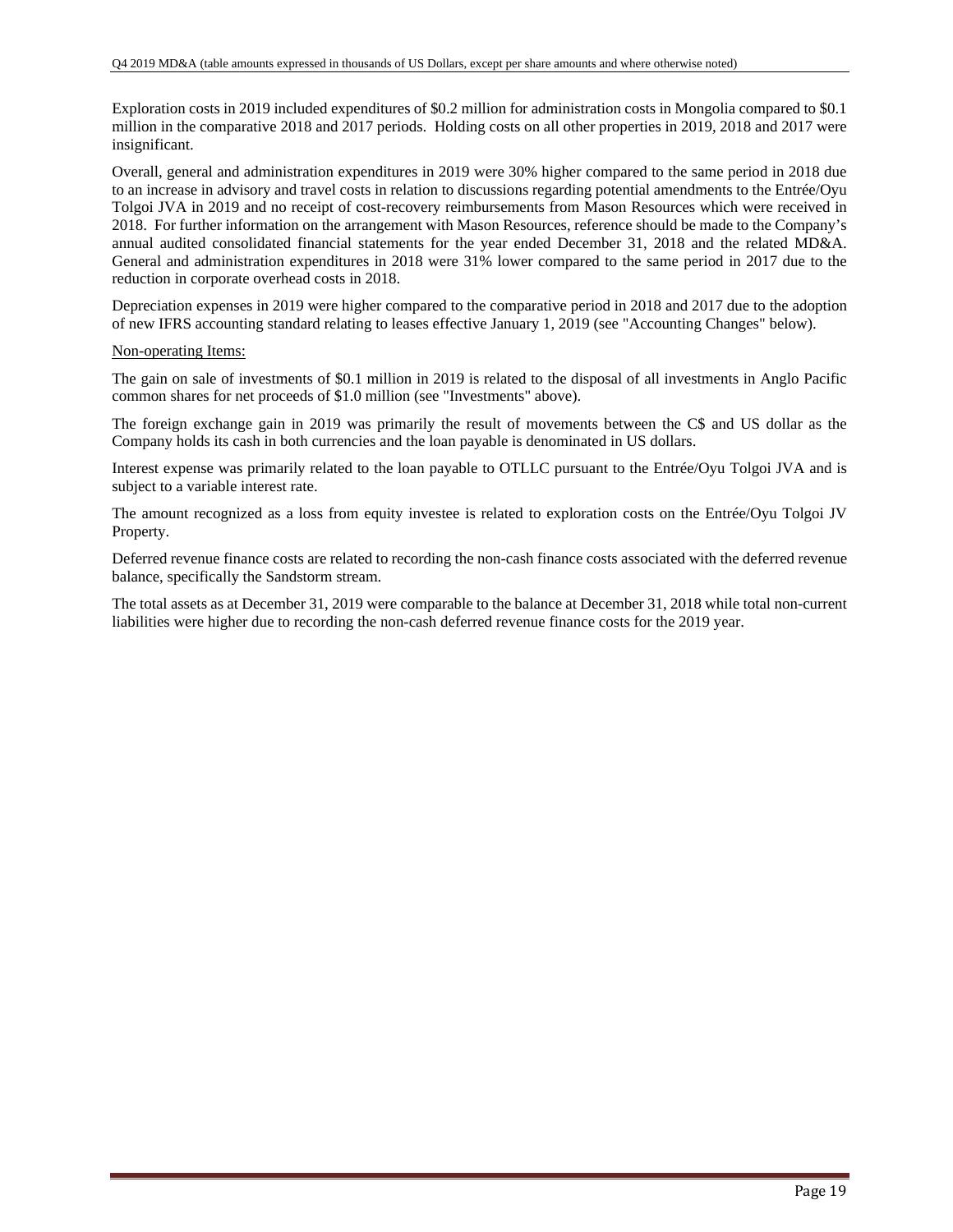Exploration costs in 2019 included expenditures of $0.2 million for administration costs in Mongolia compared to $0.1 million in the comparative 2018 and 2017 periods. Holding costs on all other properties in 2019, 2018 and 2017 were insignificant.

Overall, general and administration expenditures in 2019 were 30% higher compared to the same period in 2018 due to an increase in advisory and travel costs in relation to discussions regarding potential amendments to the Entrée/Oyu Tolgoi JVA in 2019 and no receipt of cost-recovery reimbursements from Mason Resources which were received in 2018. For further information on the arrangement with Mason Resources, reference should be made to the Company's annual audited consolidated financial statements for the year ended December 31, 2018 and the related MD&A. General and administration expenditures in 2018 were 31% lower compared to the same period in 2017 due to the reduction in corporate overhead costs in 2018.

Depreciation expenses in 2019 were higher compared to the comparative period in 2018 and 2017 due to the adoption of new IFRS accounting standard relating to leases effective January 1, 2019 (see "Accounting Changes" below).

Non-operating Items:

The gain on sale of investments of $0.1 million in 2019 is related to the disposal of all investments in Anglo Pacific common shares for net proceeds of $1.0 million (see "Investments" above).

The foreign exchange gain in 2019 was primarily the result of movements between the C$ and US dollar as the Company holds its cash in both currencies and the loan payable is denominated in US dollars.

Interest expense was primarily related to the loan payable to OTLLC pursuant to the Entrée/Oyu Tolgoi JVA and is subject to a variable interest rate.

The amount recognized as a loss from equity investee is related to exploration costs on the Entrée/Oyu Tolgoi JV Property.

Deferred revenue finance costs are related to recording the non-cash finance costs associated with the deferred revenue balance, specifically the Sandstorm stream.

The total assets as at December 31, 2019 were comparable to the balance at December 31, 2018 while total non-current liabilities were higher due to recording the non-cash deferred revenue finance costs for the 2019 year.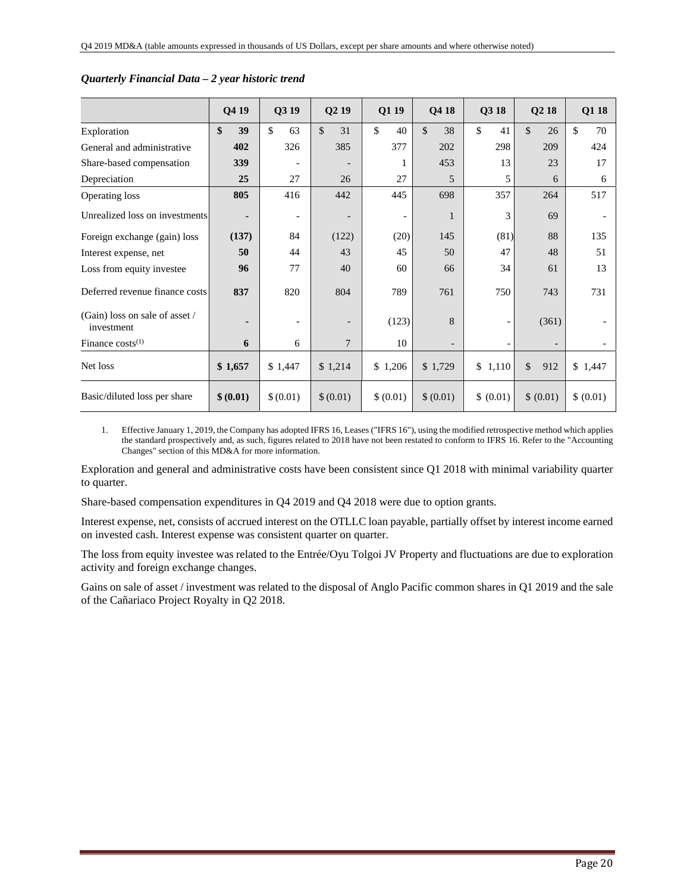### *Quarterly Financial Data – 2 year historic trend*

| | Q4 19 | Q3 19 | Q2 19 | Q1 19 | Q4 18 | Q3 18 | Q2 18 | Q1 18 |
|---|---|---|---|---|---|---|---|---|
| Exploration | **$ 39** | $ 63 | $ 31 | $ 40 | $ 38 | $ 41 | $ 26 | $ 70 |
| General and administrative | **402** | 326 | 385 | 377 | 202 | 298 | 209 | 424 |
| Share-based compensation | **339** | - | - | 1 | 453 | 13 | 23 | 17 |
| Depreciation | **25** | 27 | 26 | 27 | 5 | 5 | 6 | 6 |
| Operating loss | **805** | 416 | 442 | 445 | 698 | 357 | 264 | 517 |
| Unrealized loss on investments | **-** | - | - | - | 1 | 3 | 69 | - |
| Foreign exchange (gain) loss | **(137)** | 84 | (122) | (20) | 145 | (81) | 88 | 135 |
| Interest expense, net | **50** | 44 | 43 | 45 | 50 | 47 | 48 | 51 |
| Loss from equity investee | **96** | 77 | 40 | 60 | 66 | 34 | 61 | 13 |
| Deferred revenue finance costs | **837** | 820 | 804 | 789 | 761 | 750 | 743 | 731 |
| (Gain) loss on sale of asset / investment | **-** | - | - | (123) | 8 | - | (361) | - |
| Finance costs[(1)] | **6** | 6 | 7 | 10 | - | - | - | - |
| Net loss | **$ 1,657** | $ 1,447 | $ 1,214 | $ 1,206 | $ 1,729 | $ 1,110 | $ 912 | $ 1,447 |
| Basic/diluted loss per share | **$ (0.01)** | $ (0.01) | $ (0.01) | $ (0.01) | $ (0.01) | $ (0.01) | $ (0.01) | $ (0.01) |

1. Effective January 1, 2019, the Company has adopted IFRS 16, Leases ("IFRS 16"), using the modified retrospective method which applies the standard prospectively and, as such, figures related to 2018 have not been restated to conform to IFRS 16. Refer to the "Accounting Changes" section of this MD&A for more information.

Exploration and general and administrative costs have been consistent since Q1 2018 with minimal variability quarter to quarter.

Share-based compensation expenditures in Q4 2019 and Q4 2018 were due to option grants.

Interest expense, net, consists of accrued interest on the OTLLC loan payable, partially offset by interest income earned on invested cash. Interest expense was consistent quarter on quarter.

The loss from equity investee was related to the Entrée/Oyu Tolgoi JV Property and fluctuations are due to exploration activity and foreign exchange changes.

Gains on sale of asset / investment was related to the disposal of Anglo Pacific common shares in Q1 2019 and the sale of the Cañariaco Project Royalty in Q2 2018.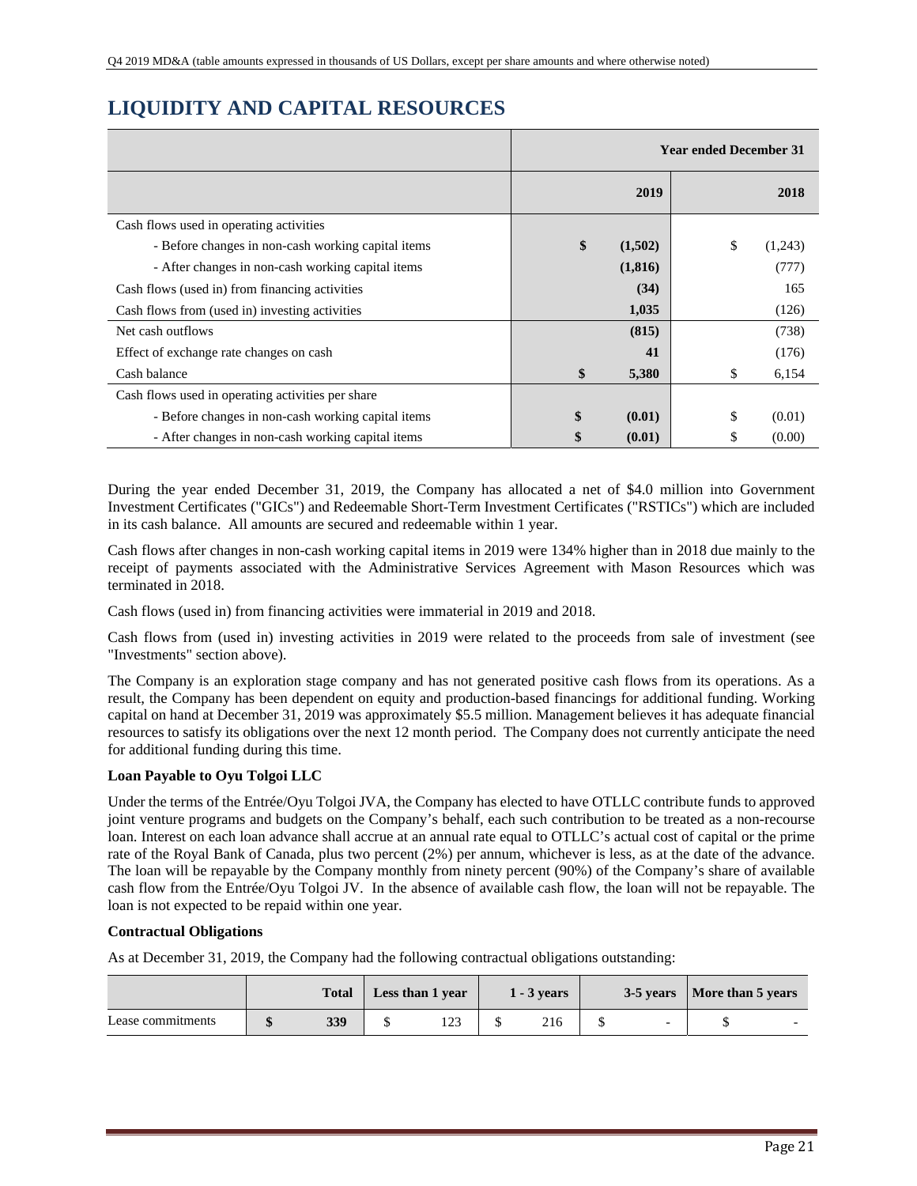# LIQUIDITY AND CAPITAL RESOURCES

| | Year ended December 31 | |
|---|---|---|
| | **2019** | **2018** |
| Cash flows used in operating activities | | |
| - Before changes in non-cash working capital items | **$ (1,502)** | $ (1,243) |
| - After changes in non-cash working capital items | **(1,816)** | (777) |
| Cash flows (used in) from financing activities | **(34)** | 165 |
| Cash flows from (used in) investing activities | **1,035** | (126) |
| Net cash outflows | **(815)** | (738) |
| Effect of exchange rate changes on cash | **41** | (176) |
| Cash balance | **$ 5,380** | $ 6,154 |
| Cash flows used in operating activities per share | | |
| - Before changes in non-cash working capital items | **$ (0.01)** | $ (0.01) |
| - After changes in non-cash working capital items | **$ (0.01)** | $ (0.00) |

During the year ended December 31, 2019, the Company has allocated a net of $4.0 million into Government Investment Certificates ("GICs") and Redeemable Short-Term Investment Certificates ("RSTICs") which are included in its cash balance. All amounts are secured and redeemable within 1 year.

Cash flows after changes in non-cash working capital items in 2019 were 134% higher than in 2018 due mainly to the receipt of payments associated with the Administrative Services Agreement with Mason Resources which was terminated in 2018.

Cash flows (used in) from financing activities were immaterial in 2019 and 2018.

Cash flows from (used in) investing activities in 2019 were related to the proceeds from sale of investment (see "Investments" section above).

The Company is an exploration stage company and has not generated positive cash flows from its operations. As a result, the Company has been dependent on equity and production-based financings for additional funding. Working capital on hand at December 31, 2019 was approximately $5.5 million. Management believes it has adequate financial resources to satisfy its obligations over the next 12 month period. The Company does not currently anticipate the need for additional funding during this time.

**Loan Payable to Oyu Tolgoi LLC**

Under the terms of the Entrée/Oyu Tolgoi JVA, the Company has elected to have OTLLC contribute funds to approved joint venture programs and budgets on the Company's behalf, each such contribution to be treated as a non-recourse loan. Interest on each loan advance shall accrue at an annual rate equal to OTLLC's actual cost of capital or the prime rate of the Royal Bank of Canada, plus two percent (2%) per annum, whichever is less, as at the date of the advance. The loan will be repayable by the Company monthly from ninety percent (90%) of the Company's share of available cash flow from the Entrée/Oyu Tolgoi JV. In the absence of available cash flow, the loan will not be repayable. The loan is not expected to be repaid within one year.

**Contractual Obligations**

As at December 31, 2019, the Company had the following contractual obligations outstanding:

| | Total | Less than 1 year | 1 - 3 years | 3-5 years | More than 5 years |
|---|---|---|---|---|---|
| Lease commitments | **$ 339** | $ 123 | $ 216 | $ - | $ - |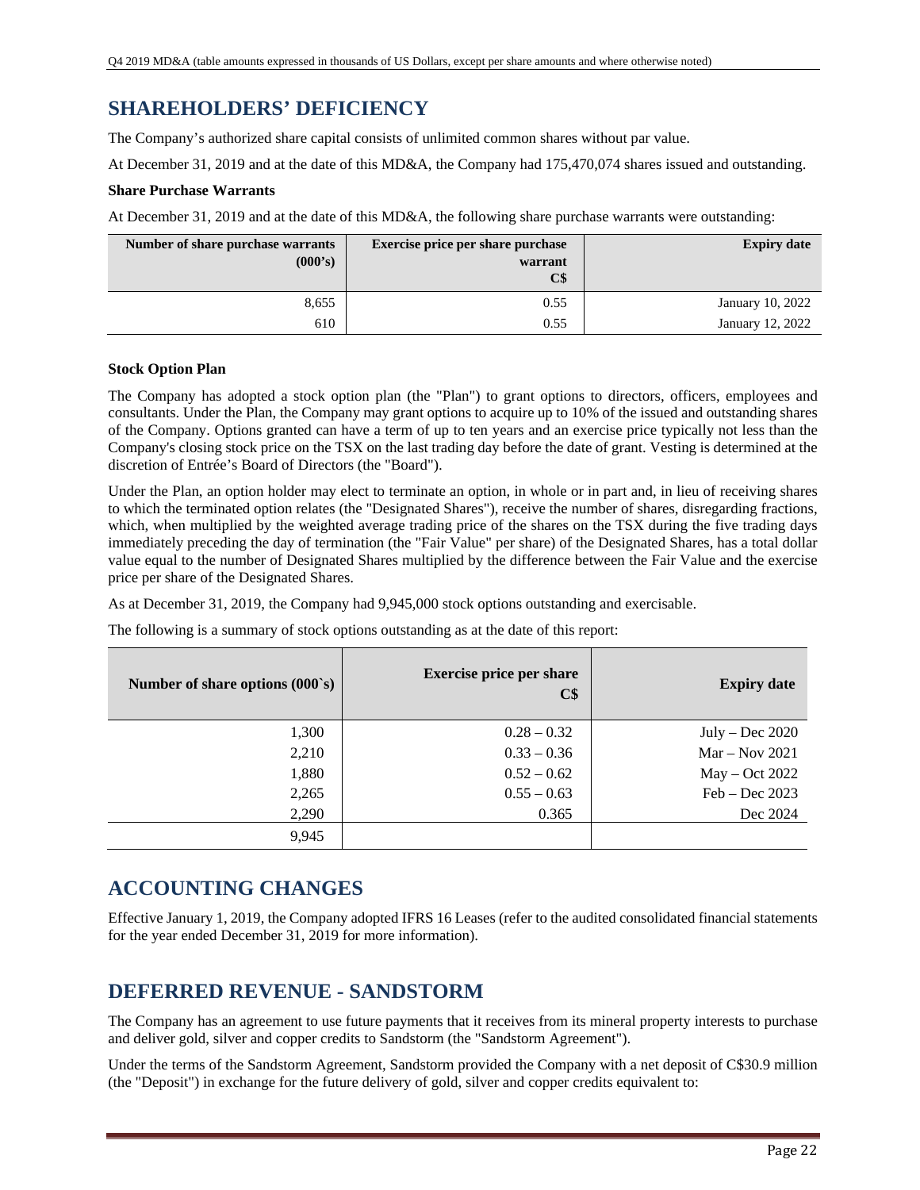## SHAREHOLDERS' DEFICIENCY

The Company's authorized share capital consists of unlimited common shares without par value.

At December 31, 2019 and at the date of this MD&A, the Company had 175,470,074 shares issued and outstanding.

**Share Purchase Warrants**

At December 31, 2019 and at the date of this MD&A, the following share purchase warrants were outstanding:

| Number of share purchase warrants (000's) | Exercise price per share purchase warrant C$ | Expiry date |
|---|---|---|
| 8,655 | 0.55 | January 10, 2022 |
| 610 | 0.55 | January 12, 2022 |

**Stock Option Plan**

The Company has adopted a stock option plan (the "Plan") to grant options to directors, officers, employees and consultants. Under the Plan, the Company may grant options to acquire up to 10% of the issued and outstanding shares of the Company. Options granted can have a term of up to ten years and an exercise price typically not less than the Company's closing stock price on the TSX on the last trading day before the date of grant. Vesting is determined at the discretion of Entrée's Board of Directors (the "Board").

Under the Plan, an option holder may elect to terminate an option, in whole or in part and, in lieu of receiving shares to which the terminated option relates (the "Designated Shares"), receive the number of shares, disregarding fractions, which, when multiplied by the weighted average trading price of the shares on the TSX during the five trading days immediately preceding the day of termination (the "Fair Value" per share) of the Designated Shares, has a total dollar value equal to the number of Designated Shares multiplied by the difference between the Fair Value and the exercise price per share of the Designated Shares.

As at December 31, 2019, the Company had 9,945,000 stock options outstanding and exercisable.

The following is a summary of stock options outstanding as at the date of this report:

| Number of share options (000`s) | Exercise price per share C$ | Expiry date |
|---|---|---|
| 1,300 | 0.28 – 0.32 | July – Dec 2020 |
| 2,210 | 0.33 – 0.36 | Mar – Nov 2021 |
| 1,880 | 0.52 – 0.62 | May – Oct 2022 |
| 2,265 | 0.55 – 0.63 | Feb – Dec 2023 |
| 2,290 | 0.365 | Dec 2024 |
| 9,945 | | |

## ACCOUNTING CHANGES

Effective January 1, 2019, the Company adopted IFRS 16 Leases (refer to the audited consolidated financial statements for the year ended December 31, 2019 for more information).

## DEFERRED REVENUE - SANDSTORM

The Company has an agreement to use future payments that it receives from its mineral property interests to purchase and deliver gold, silver and copper credits to Sandstorm (the "Sandstorm Agreement").

Under the terms of the Sandstorm Agreement, Sandstorm provided the Company with a net deposit of C$30.9 million (the "Deposit") in exchange for the future delivery of gold, silver and copper credits equivalent to: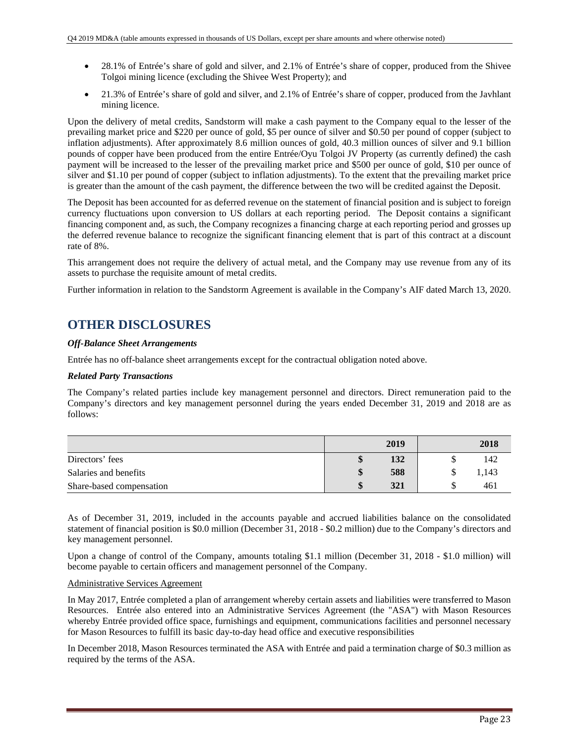- 28.1% of Entrée's share of gold and silver, and 2.1% of Entrée's share of copper, produced from the Shivee Tolgoi mining licence (excluding the Shivee West Property); and
- 21.3% of Entrée's share of gold and silver, and 2.1% of Entrée's share of copper, produced from the Javhlant mining licence.

Upon the delivery of metal credits, Sandstorm will make a cash payment to the Company equal to the lesser of the prevailing market price and $220 per ounce of gold, $5 per ounce of silver and $0.50 per pound of copper (subject to inflation adjustments). After approximately 8.6 million ounces of gold, 40.3 million ounces of silver and 9.1 billion pounds of copper have been produced from the entire Entrée/Oyu Tolgoi JV Property (as currently defined) the cash payment will be increased to the lesser of the prevailing market price and $500 per ounce of gold, $10 per ounce of silver and $1.10 per pound of copper (subject to inflation adjustments). To the extent that the prevailing market price is greater than the amount of the cash payment, the difference between the two will be credited against the Deposit.

The Deposit has been accounted for as deferred revenue on the statement of financial position and is subject to foreign currency fluctuations upon conversion to US dollars at each reporting period. The Deposit contains a significant financing component and, as such, the Company recognizes a financing charge at each reporting period and grosses up the deferred revenue balance to recognize the significant financing element that is part of this contract at a discount rate of 8%.

This arrangement does not require the delivery of actual metal, and the Company may use revenue from any of its assets to purchase the requisite amount of metal credits.

Further information in relation to the Sandstorm Agreement is available in the Company's AIF dated March 13, 2020.

# OTHER DISCLOSURES

***Off-Balance Sheet Arrangements***

Entrée has no off-balance sheet arrangements except for the contractual obligation noted above.

***Related Party Transactions***

The Company's related parties include key management personnel and directors. Direct remuneration paid to the Company's directors and key management personnel during the years ended December 31, 2019 and 2018 are as follows:

| | 2019 | 2018 |
|---|---|---|
| Directors' fees | **$ 132** | $ 142 |
| Salaries and benefits | **$ 588** | $ 1,143 |
| Share-based compensation | **$ 321** | $ 461 |

As of December 31, 2019, included in the accounts payable and accrued liabilities balance on the consolidated statement of financial position is $0.0 million (December 31, 2018 - $0.2 million) due to the Company's directors and key management personnel.

Upon a change of control of the Company, amounts totaling $1.1 million (December 31, 2018 - $1.0 million) will become payable to certain officers and management personnel of the Company.

Administrative Services Agreement

In May 2017, Entrée completed a plan of arrangement whereby certain assets and liabilities were transferred to Mason Resources. Entrée also entered into an Administrative Services Agreement (the "ASA") with Mason Resources whereby Entrée provided office space, furnishings and equipment, communications facilities and personnel necessary for Mason Resources to fulfill its basic day-to-day head office and executive responsibilities

In December 2018, Mason Resources terminated the ASA with Entrée and paid a termination charge of $0.3 million as required by the terms of the ASA.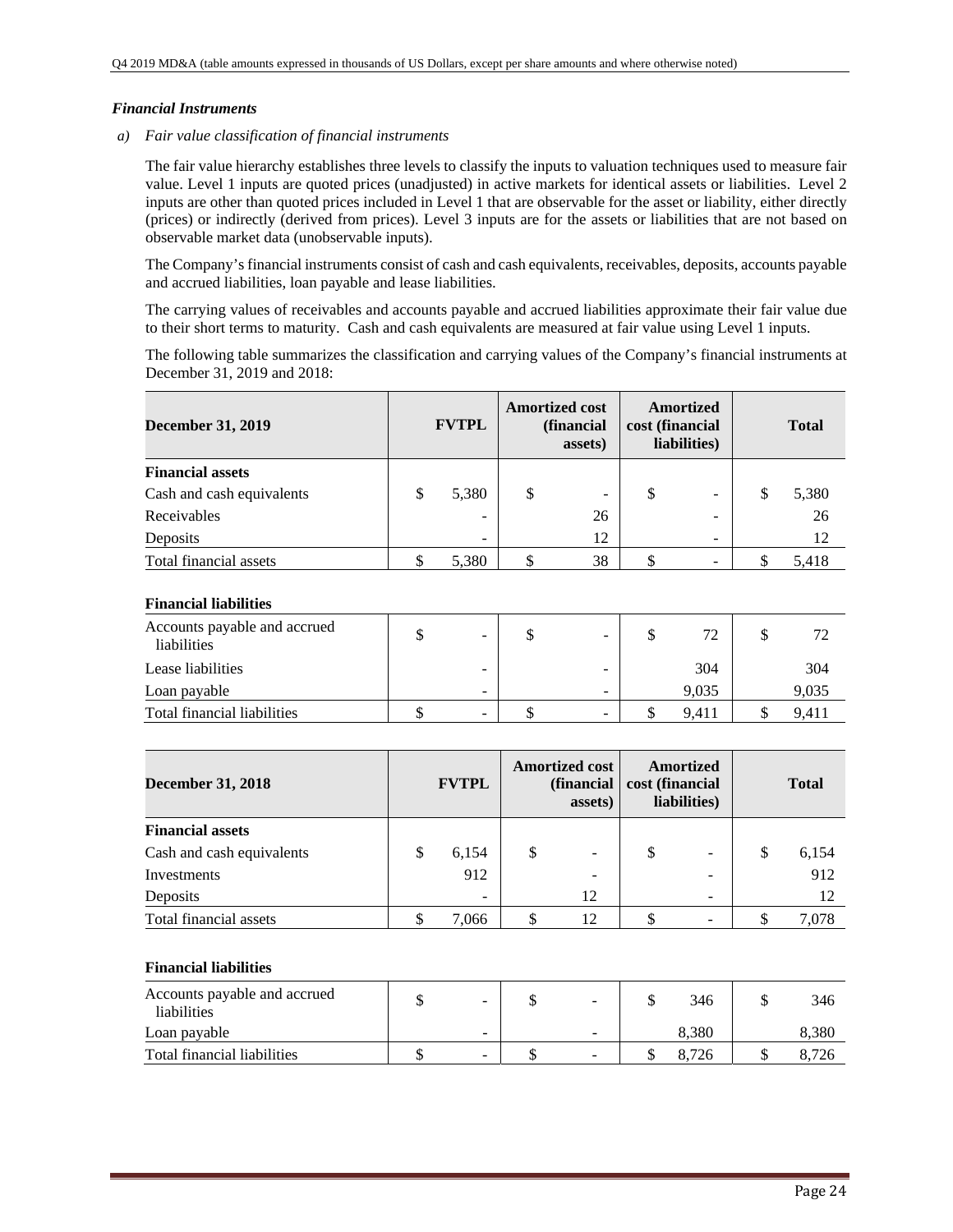### *Financial Instruments*

*a) Fair value classification of financial instruments*

The fair value hierarchy establishes three levels to classify the inputs to valuation techniques used to measure fair value. Level 1 inputs are quoted prices (unadjusted) in active markets for identical assets or liabilities. Level 2 inputs are other than quoted prices included in Level 1 that are observable for the asset or liability, either directly (prices) or indirectly (derived from prices). Level 3 inputs are for the assets or liabilities that are not based on observable market data (unobservable inputs).

The Company's financial instruments consist of cash and cash equivalents, receivables, deposits, accounts payable and accrued liabilities, loan payable and lease liabilities.

The carrying values of receivables and accounts payable and accrued liabilities approximate their fair value due to their short terms to maturity. Cash and cash equivalents are measured at fair value using Level 1 inputs.

The following table summarizes the classification and carrying values of the Company's financial instruments at December 31, 2019 and 2018:

| **December 31, 2019** | **FVTPL** | **Amortized cost (financial assets)** | **Amortized cost (financial liabilities)** | **Total** |
|---|---|---|---|---|
| **Financial assets** | | | | |
| Cash and cash equivalents | $ 5,380 | $ - | $ - | $ 5,380 |
| Receivables | - | 26 | - | 26 |
| Deposits | - | 12 | - | 12 |
| Total financial assets | $ 5,380 | $ 38 | $ - | $ 5,418 |
| | | | | |
| **Financial liabilities** | | | | |
| Accounts payable and accrued liabilities | $ - | $ - | $ 72 | $ 72 |
| Lease liabilities | - | - | 304 | 304 |
| Loan payable | - | - | 9,035 | 9,035 |
| Total financial liabilities | $ - | $ - | $ 9,411 | $ 9,411 |

| **December 31, 2018** | **FVTPL** | **Amortized cost (financial assets)** | **Amortized cost (financial liabilities)** | **Total** |
|---|---|---|---|---|
| **Financial assets** | | | | |
| Cash and cash equivalents | $ 6,154 | $ - | $ - | $ 6,154 |
| Investments | 912 | - | - | 912 |
| Deposits | - | 12 | - | 12 |
| Total financial assets | $ 7,066 | $ 12 | $ - | $ 7,078 |
| | | | | |
| **Financial liabilities** | | | | |
| Accounts payable and accrued liabilities | $ - | $ - | $ 346 | $ 346 |
| Loan payable | - | - | 8,380 | 8,380 |
| Total financial liabilities | $ - | $ - | $ 8,726 | $ 8,726 |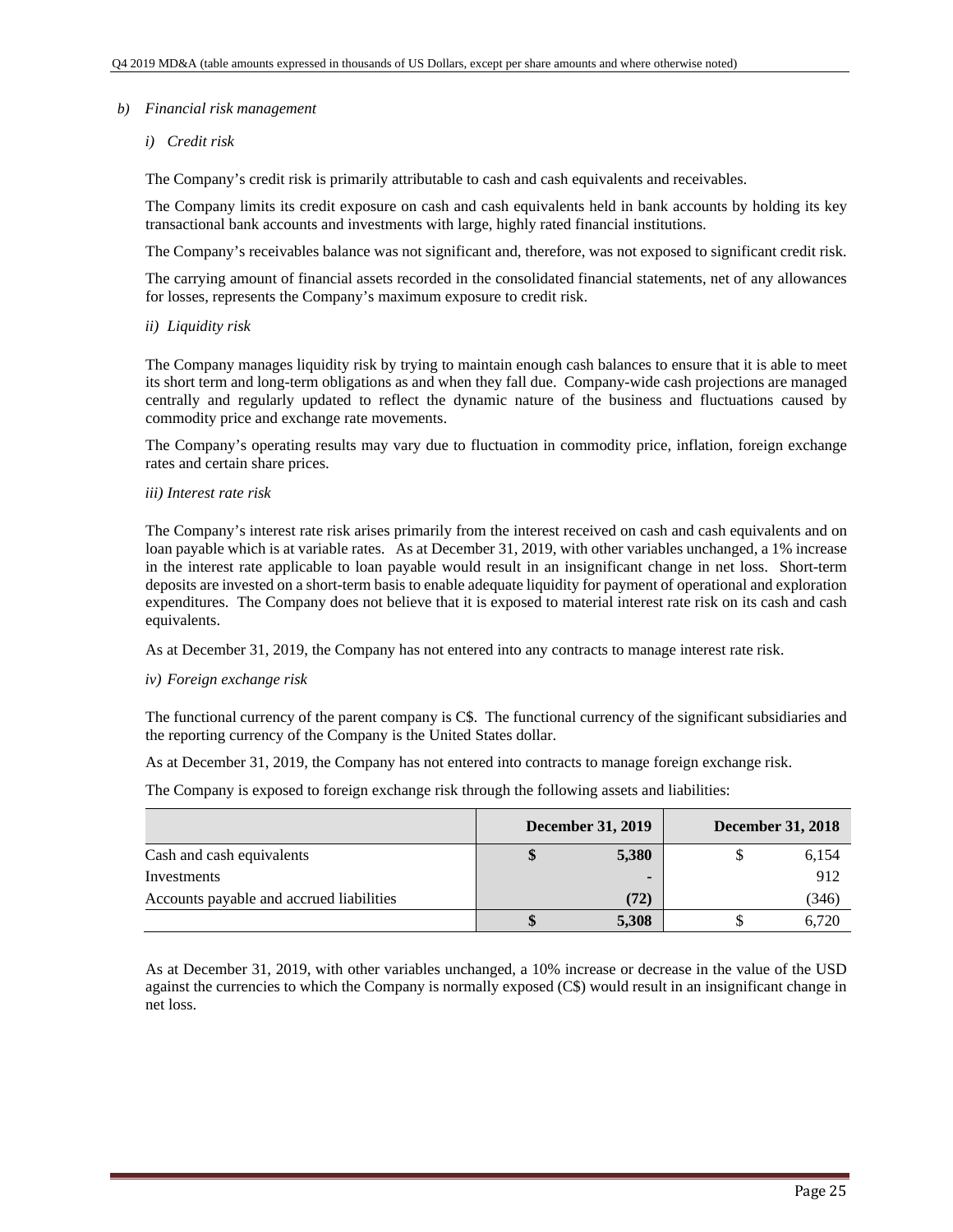*b) Financial risk management*

*i) Credit risk*

The Company's credit risk is primarily attributable to cash and cash equivalents and receivables.

The Company limits its credit exposure on cash and cash equivalents held in bank accounts by holding its key transactional bank accounts and investments with large, highly rated financial institutions.

The Company's receivables balance was not significant and, therefore, was not exposed to significant credit risk.

The carrying amount of financial assets recorded in the consolidated financial statements, net of any allowances for losses, represents the Company's maximum exposure to credit risk.

*ii) Liquidity risk*

The Company manages liquidity risk by trying to maintain enough cash balances to ensure that it is able to meet its short term and long-term obligations as and when they fall due. Company-wide cash projections are managed centrally and regularly updated to reflect the dynamic nature of the business and fluctuations caused by commodity price and exchange rate movements.

The Company's operating results may vary due to fluctuation in commodity price, inflation, foreign exchange rates and certain share prices.

*iii) Interest rate risk*

The Company's interest rate risk arises primarily from the interest received on cash and cash equivalents and on loan payable which is at variable rates. As at December 31, 2019, with other variables unchanged, a 1% increase in the interest rate applicable to loan payable would result in an insignificant change in net loss. Short-term deposits are invested on a short-term basis to enable adequate liquidity for payment of operational and exploration expenditures. The Company does not believe that it is exposed to material interest rate risk on its cash and cash equivalents.

As at December 31, 2019, the Company has not entered into any contracts to manage interest rate risk.

*iv) Foreign exchange risk*

The functional currency of the parent company is C$. The functional currency of the significant subsidiaries and the reporting currency of the Company is the United States dollar.

As at December 31, 2019, the Company has not entered into contracts to manage foreign exchange risk.

The Company is exposed to foreign exchange risk through the following assets and liabilities:

| | December 31, 2019 | December 31, 2018 |
|---|---|---|
| Cash and cash equivalents | **$ 5,380** | $ 6,154 |
| Investments | **-** | 912 |
| Accounts payable and accrued liabilities | **(72)** | (346) |
| | **$ 5,308** | $ 6,720 |

As at December 31, 2019, with other variables unchanged, a 10% increase or decrease in the value of the USD against the currencies to which the Company is normally exposed (C$) would result in an insignificant change in net loss.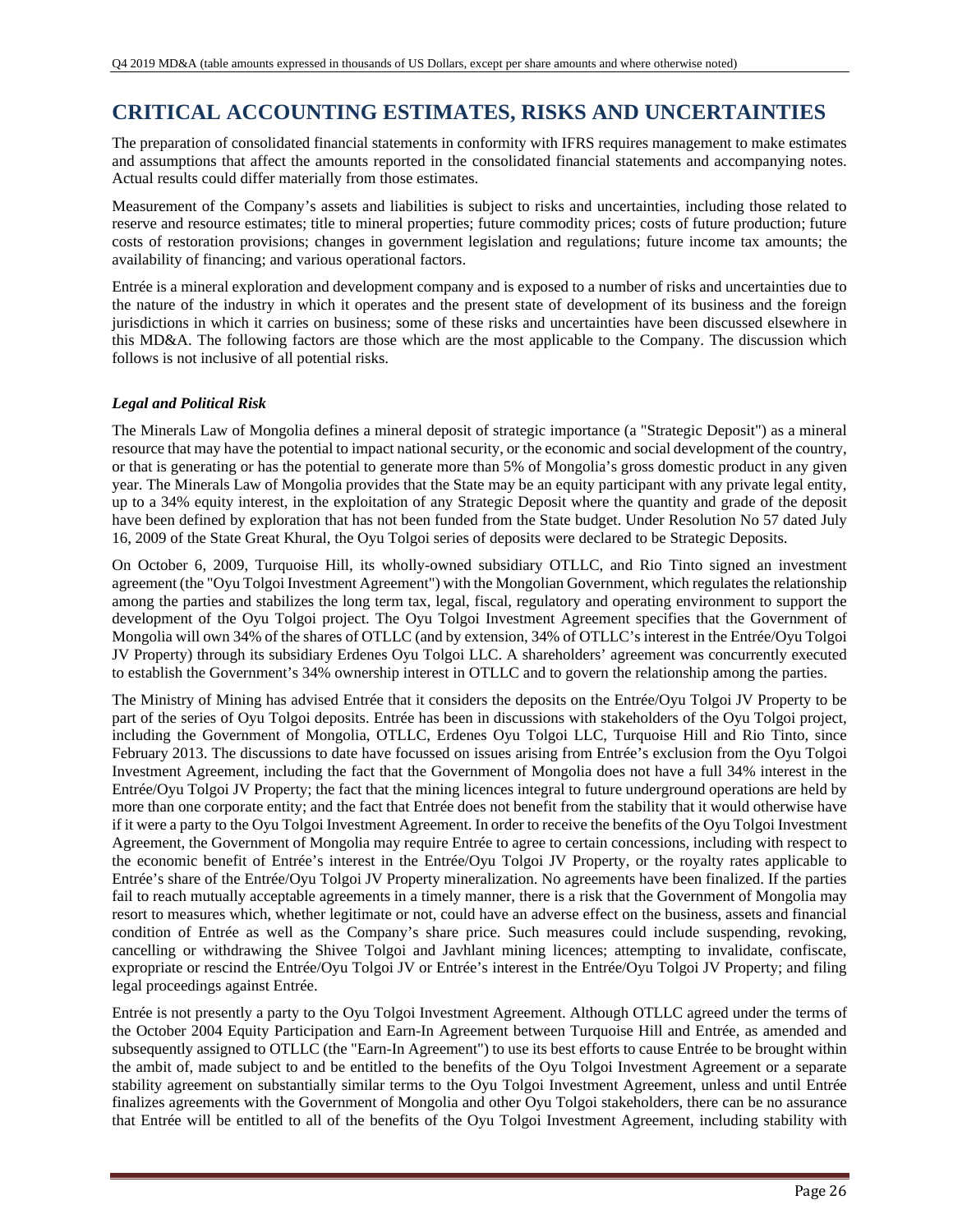# CRITICAL ACCOUNTING ESTIMATES, RISKS AND UNCERTAINTIES

The preparation of consolidated financial statements in conformity with IFRS requires management to make estimates and assumptions that affect the amounts reported in the consolidated financial statements and accompanying notes. Actual results could differ materially from those estimates.

Measurement of the Company's assets and liabilities is subject to risks and uncertainties, including those related to reserve and resource estimates; title to mineral properties; future commodity prices; costs of future production; future costs of restoration provisions; changes in government legislation and regulations; future income tax amounts; the availability of financing; and various operational factors.

Entrée is a mineral exploration and development company and is exposed to a number of risks and uncertainties due to the nature of the industry in which it operates and the present state of development of its business and the foreign jurisdictions in which it carries on business; some of these risks and uncertainties have been discussed elsewhere in this MD&A. The following factors are those which are the most applicable to the Company. The discussion which follows is not inclusive of all potential risks.

***Legal and Political Risk***

The Minerals Law of Mongolia defines a mineral deposit of strategic importance (a "Strategic Deposit") as a mineral resource that may have the potential to impact national security, or the economic and social development of the country, or that is generating or has the potential to generate more than 5% of Mongolia's gross domestic product in any given year. The Minerals Law of Mongolia provides that the State may be an equity participant with any private legal entity, up to a 34% equity interest, in the exploitation of any Strategic Deposit where the quantity and grade of the deposit have been defined by exploration that has not been funded from the State budget. Under Resolution No 57 dated July 16, 2009 of the State Great Khural, the Oyu Tolgoi series of deposits were declared to be Strategic Deposits.

On October 6, 2009, Turquoise Hill, its wholly-owned subsidiary OTLLC, and Rio Tinto signed an investment agreement (the "Oyu Tolgoi Investment Agreement") with the Mongolian Government, which regulates the relationship among the parties and stabilizes the long term tax, legal, fiscal, regulatory and operating environment to support the development of the Oyu Tolgoi project. The Oyu Tolgoi Investment Agreement specifies that the Government of Mongolia will own 34% of the shares of OTLLC (and by extension, 34% of OTLLC's interest in the Entrée/Oyu Tolgoi JV Property) through its subsidiary Erdenes Oyu Tolgoi LLC. A shareholders' agreement was concurrently executed to establish the Government's 34% ownership interest in OTLLC and to govern the relationship among the parties.

The Ministry of Mining has advised Entrée that it considers the deposits on the Entrée/Oyu Tolgoi JV Property to be part of the series of Oyu Tolgoi deposits. Entrée has been in discussions with stakeholders of the Oyu Tolgoi project, including the Government of Mongolia, OTLLC, Erdenes Oyu Tolgoi LLC, Turquoise Hill and Rio Tinto, since February 2013. The discussions to date have focussed on issues arising from Entrée's exclusion from the Oyu Tolgoi Investment Agreement, including the fact that the Government of Mongolia does not have a full 34% interest in the Entrée/Oyu Tolgoi JV Property; the fact that the mining licences integral to future underground operations are held by more than one corporate entity; and the fact that Entrée does not benefit from the stability that it would otherwise have if it were a party to the Oyu Tolgoi Investment Agreement. In order to receive the benefits of the Oyu Tolgoi Investment Agreement, the Government of Mongolia may require Entrée to agree to certain concessions, including with respect to the economic benefit of Entrée's interest in the Entrée/Oyu Tolgoi JV Property, or the royalty rates applicable to Entrée's share of the Entrée/Oyu Tolgoi JV Property mineralization. No agreements have been finalized. If the parties fail to reach mutually acceptable agreements in a timely manner, there is a risk that the Government of Mongolia may resort to measures which, whether legitimate or not, could have an adverse effect on the business, assets and financial condition of Entrée as well as the Company's share price. Such measures could include suspending, revoking, cancelling or withdrawing the Shivee Tolgoi and Javhlant mining licences; attempting to invalidate, confiscate, expropriate or rescind the Entrée/Oyu Tolgoi JV or Entrée's interest in the Entrée/Oyu Tolgoi JV Property; and filing legal proceedings against Entrée.

Entrée is not presently a party to the Oyu Tolgoi Investment Agreement. Although OTLLC agreed under the terms of the October 2004 Equity Participation and Earn-In Agreement between Turquoise Hill and Entrée, as amended and subsequently assigned to OTLLC (the "Earn-In Agreement") to use its best efforts to cause Entrée to be brought within the ambit of, made subject to and be entitled to the benefits of the Oyu Tolgoi Investment Agreement or a separate stability agreement on substantially similar terms to the Oyu Tolgoi Investment Agreement, unless and until Entrée finalizes agreements with the Government of Mongolia and other Oyu Tolgoi stakeholders, there can be no assurance that Entrée will be entitled to all of the benefits of the Oyu Tolgoi Investment Agreement, including stability with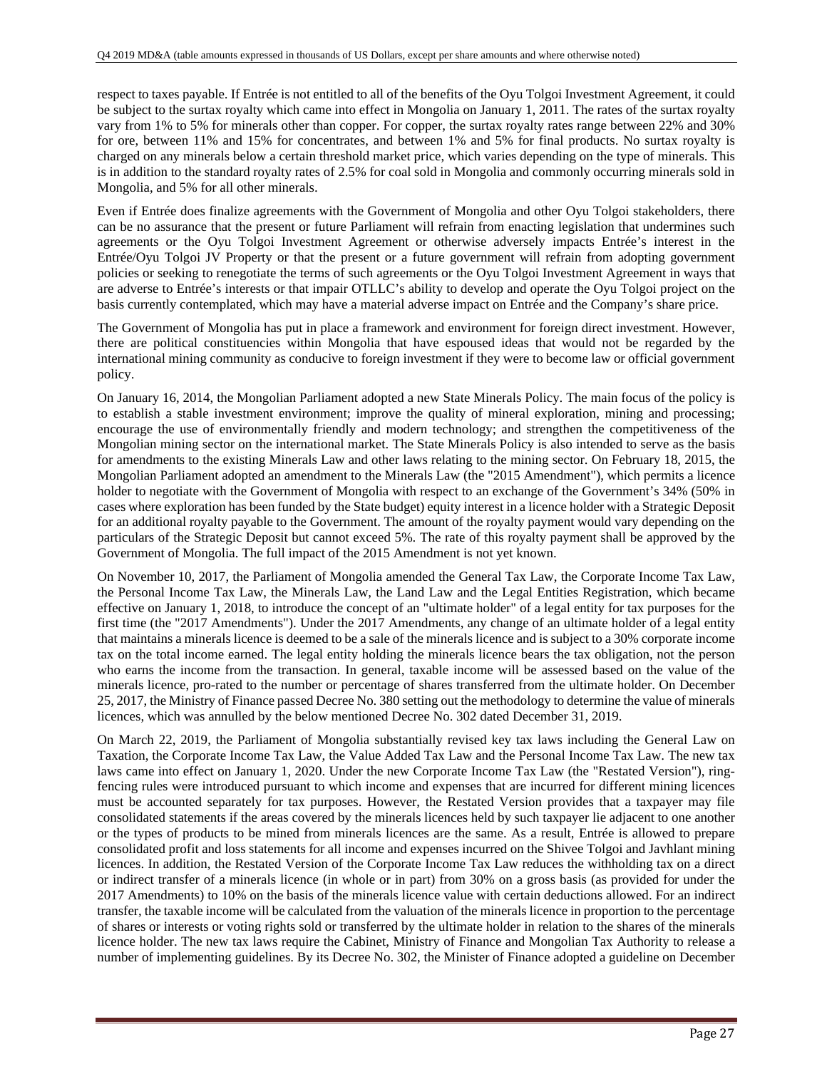respect to taxes payable. If Entrée is not entitled to all of the benefits of the Oyu Tolgoi Investment Agreement, it could be subject to the surtax royalty which came into effect in Mongolia on January 1, 2011. The rates of the surtax royalty vary from 1% to 5% for minerals other than copper. For copper, the surtax royalty rates range between 22% and 30% for ore, between 11% and 15% for concentrates, and between 1% and 5% for final products. No surtax royalty is charged on any minerals below a certain threshold market price, which varies depending on the type of minerals. This is in addition to the standard royalty rates of 2.5% for coal sold in Mongolia and commonly occurring minerals sold in Mongolia, and 5% for all other minerals.

Even if Entrée does finalize agreements with the Government of Mongolia and other Oyu Tolgoi stakeholders, there can be no assurance that the present or future Parliament will refrain from enacting legislation that undermines such agreements or the Oyu Tolgoi Investment Agreement or otherwise adversely impacts Entrée's interest in the Entrée/Oyu Tolgoi JV Property or that the present or a future government will refrain from adopting government policies or seeking to renegotiate the terms of such agreements or the Oyu Tolgoi Investment Agreement in ways that are adverse to Entrée's interests or that impair OTLLC's ability to develop and operate the Oyu Tolgoi project on the basis currently contemplated, which may have a material adverse impact on Entrée and the Company's share price.

The Government of Mongolia has put in place a framework and environment for foreign direct investment. However, there are political constituencies within Mongolia that have espoused ideas that would not be regarded by the international mining community as conducive to foreign investment if they were to become law or official government policy.

On January 16, 2014, the Mongolian Parliament adopted a new State Minerals Policy. The main focus of the policy is to establish a stable investment environment; improve the quality of mineral exploration, mining and processing; encourage the use of environmentally friendly and modern technology; and strengthen the competitiveness of the Mongolian mining sector on the international market. The State Minerals Policy is also intended to serve as the basis for amendments to the existing Minerals Law and other laws relating to the mining sector. On February 18, 2015, the Mongolian Parliament adopted an amendment to the Minerals Law (the "2015 Amendment"), which permits a licence holder to negotiate with the Government of Mongolia with respect to an exchange of the Government's 34% (50% in cases where exploration has been funded by the State budget) equity interest in a licence holder with a Strategic Deposit for an additional royalty payable to the Government. The amount of the royalty payment would vary depending on the particulars of the Strategic Deposit but cannot exceed 5%. The rate of this royalty payment shall be approved by the Government of Mongolia. The full impact of the 2015 Amendment is not yet known.

On November 10, 2017, the Parliament of Mongolia amended the General Tax Law, the Corporate Income Tax Law, the Personal Income Tax Law, the Minerals Law, the Land Law and the Legal Entities Registration, which became effective on January 1, 2018, to introduce the concept of an "ultimate holder" of a legal entity for tax purposes for the first time (the "2017 Amendments"). Under the 2017 Amendments, any change of an ultimate holder of a legal entity that maintains a minerals licence is deemed to be a sale of the minerals licence and is subject to a 30% corporate income tax on the total income earned. The legal entity holding the minerals licence bears the tax obligation, not the person who earns the income from the transaction. In general, taxable income will be assessed based on the value of the minerals licence, pro-rated to the number or percentage of shares transferred from the ultimate holder. On December 25, 2017, the Ministry of Finance passed Decree No. 380 setting out the methodology to determine the value of minerals licences, which was annulled by the below mentioned Decree No. 302 dated December 31, 2019.

On March 22, 2019, the Parliament of Mongolia substantially revised key tax laws including the General Law on Taxation, the Corporate Income Tax Law, the Value Added Tax Law and the Personal Income Tax Law. The new tax laws came into effect on January 1, 2020. Under the new Corporate Income Tax Law (the "Restated Version"), ring-fencing rules were introduced pursuant to which income and expenses that are incurred for different mining licences must be accounted separately for tax purposes. However, the Restated Version provides that a taxpayer may file consolidated statements if the areas covered by the minerals licences held by such taxpayer lie adjacent to one another or the types of products to be mined from minerals licences are the same. As a result, Entrée is allowed to prepare consolidated profit and loss statements for all income and expenses incurred on the Shivee Tolgoi and Javhlant mining licences. In addition, the Restated Version of the Corporate Income Tax Law reduces the withholding tax on a direct or indirect transfer of a minerals licence (in whole or in part) from 30% on a gross basis (as provided for under the 2017 Amendments) to 10% on the basis of the minerals licence value with certain deductions allowed. For an indirect transfer, the taxable income will be calculated from the valuation of the minerals licence in proportion to the percentage of shares or interests or voting rights sold or transferred by the ultimate holder in relation to the shares of the minerals licence holder. The new tax laws require the Cabinet, Ministry of Finance and Mongolian Tax Authority to release a number of implementing guidelines. By its Decree No. 302, the Minister of Finance adopted a guideline on December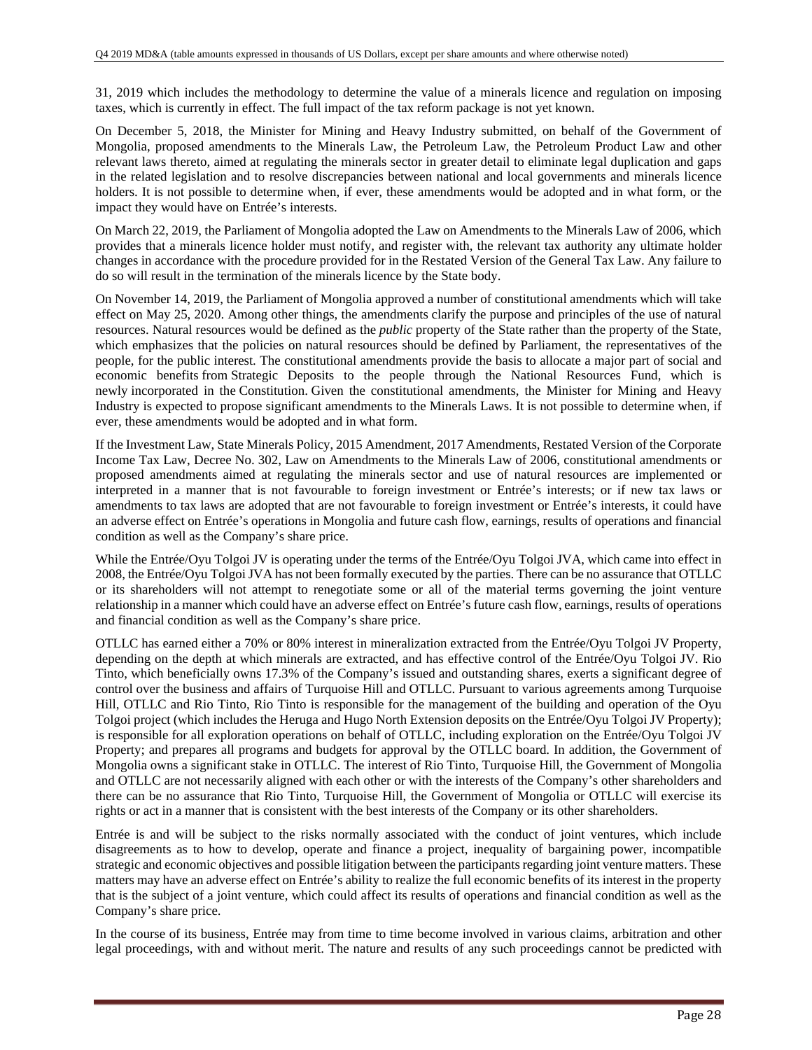31, 2019 which includes the methodology to determine the value of a minerals licence and regulation on imposing taxes, which is currently in effect. The full impact of the tax reform package is not yet known.

On December 5, 2018, the Minister for Mining and Heavy Industry submitted, on behalf of the Government of Mongolia, proposed amendments to the Minerals Law, the Petroleum Law, the Petroleum Product Law and other relevant laws thereto, aimed at regulating the minerals sector in greater detail to eliminate legal duplication and gaps in the related legislation and to resolve discrepancies between national and local governments and minerals licence holders. It is not possible to determine when, if ever, these amendments would be adopted and in what form, or the impact they would have on Entrée's interests.

On March 22, 2019, the Parliament of Mongolia adopted the Law on Amendments to the Minerals Law of 2006, which provides that a minerals licence holder must notify, and register with, the relevant tax authority any ultimate holder changes in accordance with the procedure provided for in the Restated Version of the General Tax Law. Any failure to do so will result in the termination of the minerals licence by the State body.

On November 14, 2019, the Parliament of Mongolia approved a number of constitutional amendments which will take effect on May 25, 2020. Among other things, the amendments clarify the purpose and principles of the use of natural resources. Natural resources would be defined as the *public* property of the State rather than the property of the State, which emphasizes that the policies on natural resources should be defined by Parliament, the representatives of the people, for the public interest. The constitutional amendments provide the basis to allocate a major part of social and economic benefits from Strategic Deposits to the people through the National Resources Fund, which is newly incorporated in the Constitution. Given the constitutional amendments, the Minister for Mining and Heavy Industry is expected to propose significant amendments to the Minerals Laws. It is not possible to determine when, if ever, these amendments would be adopted and in what form.

If the Investment Law, State Minerals Policy, 2015 Amendment, 2017 Amendments, Restated Version of the Corporate Income Tax Law, Decree No. 302, Law on Amendments to the Minerals Law of 2006, constitutional amendments or proposed amendments aimed at regulating the minerals sector and use of natural resources are implemented or interpreted in a manner that is not favourable to foreign investment or Entrée's interests; or if new tax laws or amendments to tax laws are adopted that are not favourable to foreign investment or Entrée's interests, it could have an adverse effect on Entrée's operations in Mongolia and future cash flow, earnings, results of operations and financial condition as well as the Company's share price.

While the Entrée/Oyu Tolgoi JV is operating under the terms of the Entrée/Oyu Tolgoi JVA, which came into effect in 2008, the Entrée/Oyu Tolgoi JVA has not been formally executed by the parties. There can be no assurance that OTLLC or its shareholders will not attempt to renegotiate some or all of the material terms governing the joint venture relationship in a manner which could have an adverse effect on Entrée's future cash flow, earnings, results of operations and financial condition as well as the Company's share price.

OTLLC has earned either a 70% or 80% interest in mineralization extracted from the Entrée/Oyu Tolgoi JV Property, depending on the depth at which minerals are extracted, and has effective control of the Entrée/Oyu Tolgoi JV. Rio Tinto, which beneficially owns 17.3% of the Company's issued and outstanding shares, exerts a significant degree of control over the business and affairs of Turquoise Hill and OTLLC. Pursuant to various agreements among Turquoise Hill, OTLLC and Rio Tinto, Rio Tinto is responsible for the management of the building and operation of the Oyu Tolgoi project (which includes the Heruga and Hugo North Extension deposits on the Entrée/Oyu Tolgoi JV Property); is responsible for all exploration operations on behalf of OTLLC, including exploration on the Entrée/Oyu Tolgoi JV Property; and prepares all programs and budgets for approval by the OTLLC board. In addition, the Government of Mongolia owns a significant stake in OTLLC. The interest of Rio Tinto, Turquoise Hill, the Government of Mongolia and OTLLC are not necessarily aligned with each other or with the interests of the Company's other shareholders and there can be no assurance that Rio Tinto, Turquoise Hill, the Government of Mongolia or OTLLC will exercise its rights or act in a manner that is consistent with the best interests of the Company or its other shareholders.

Entrée is and will be subject to the risks normally associated with the conduct of joint ventures, which include disagreements as to how to develop, operate and finance a project, inequality of bargaining power, incompatible strategic and economic objectives and possible litigation between the participants regarding joint venture matters. These matters may have an adverse effect on Entrée's ability to realize the full economic benefits of its interest in the property that is the subject of a joint venture, which could affect its results of operations and financial condition as well as the Company's share price.

In the course of its business, Entrée may from time to time become involved in various claims, arbitration and other legal proceedings, with and without merit. The nature and results of any such proceedings cannot be predicted with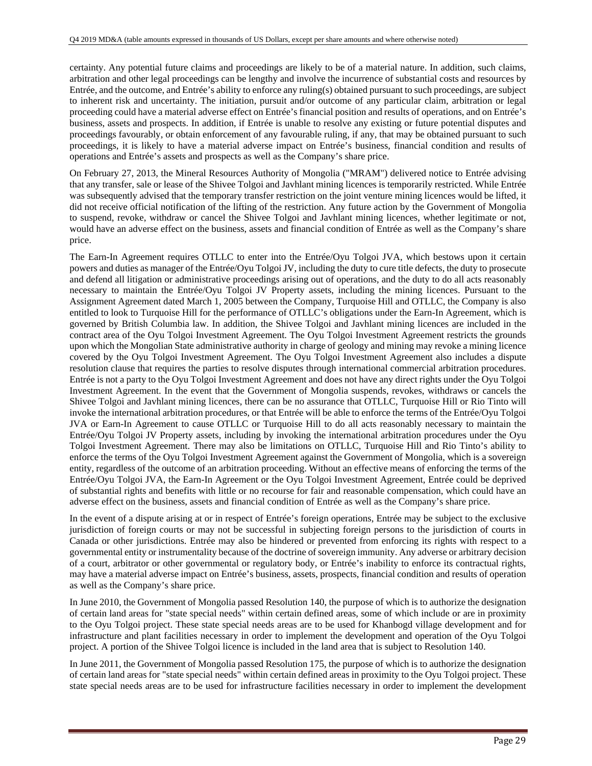certainty. Any potential future claims and proceedings are likely to be of a material nature. In addition, such claims, arbitration and other legal proceedings can be lengthy and involve the incurrence of substantial costs and resources by Entrée, and the outcome, and Entrée's ability to enforce any ruling(s) obtained pursuant to such proceedings, are subject to inherent risk and uncertainty. The initiation, pursuit and/or outcome of any particular claim, arbitration or legal proceeding could have a material adverse effect on Entrée's financial position and results of operations, and on Entrée's business, assets and prospects. In addition, if Entrée is unable to resolve any existing or future potential disputes and proceedings favourably, or obtain enforcement of any favourable ruling, if any, that may be obtained pursuant to such proceedings, it is likely to have a material adverse impact on Entrée's business, financial condition and results of operations and Entrée's assets and prospects as well as the Company's share price.

On February 27, 2013, the Mineral Resources Authority of Mongolia ("MRAM") delivered notice to Entrée advising that any transfer, sale or lease of the Shivee Tolgoi and Javhlant mining licences is temporarily restricted. While Entrée was subsequently advised that the temporary transfer restriction on the joint venture mining licences would be lifted, it did not receive official notification of the lifting of the restriction. Any future action by the Government of Mongolia to suspend, revoke, withdraw or cancel the Shivee Tolgoi and Javhlant mining licences, whether legitimate or not, would have an adverse effect on the business, assets and financial condition of Entrée as well as the Company's share price.

The Earn-In Agreement requires OTLLC to enter into the Entrée/Oyu Tolgoi JVA, which bestows upon it certain powers and duties as manager of the Entrée/Oyu Tolgoi JV, including the duty to cure title defects, the duty to prosecute and defend all litigation or administrative proceedings arising out of operations, and the duty to do all acts reasonably necessary to maintain the Entrée/Oyu Tolgoi JV Property assets, including the mining licences. Pursuant to the Assignment Agreement dated March 1, 2005 between the Company, Turquoise Hill and OTLLC, the Company is also entitled to look to Turquoise Hill for the performance of OTLLC's obligations under the Earn-In Agreement, which is governed by British Columbia law. In addition, the Shivee Tolgoi and Javhlant mining licences are included in the contract area of the Oyu Tolgoi Investment Agreement. The Oyu Tolgoi Investment Agreement restricts the grounds upon which the Mongolian State administrative authority in charge of geology and mining may revoke a mining licence covered by the Oyu Tolgoi Investment Agreement. The Oyu Tolgoi Investment Agreement also includes a dispute resolution clause that requires the parties to resolve disputes through international commercial arbitration procedures. Entrée is not a party to the Oyu Tolgoi Investment Agreement and does not have any direct rights under the Oyu Tolgoi Investment Agreement. In the event that the Government of Mongolia suspends, revokes, withdraws or cancels the Shivee Tolgoi and Javhlant mining licences, there can be no assurance that OTLLC, Turquoise Hill or Rio Tinto will invoke the international arbitration procedures, or that Entrée will be able to enforce the terms of the Entrée/Oyu Tolgoi JVA or Earn-In Agreement to cause OTLLC or Turquoise Hill to do all acts reasonably necessary to maintain the Entrée/Oyu Tolgoi JV Property assets, including by invoking the international arbitration procedures under the Oyu Tolgoi Investment Agreement. There may also be limitations on OTLLC, Turquoise Hill and Rio Tinto's ability to enforce the terms of the Oyu Tolgoi Investment Agreement against the Government of Mongolia, which is a sovereign entity, regardless of the outcome of an arbitration proceeding. Without an effective means of enforcing the terms of the Entrée/Oyu Tolgoi JVA, the Earn-In Agreement or the Oyu Tolgoi Investment Agreement, Entrée could be deprived of substantial rights and benefits with little or no recourse for fair and reasonable compensation, which could have an adverse effect on the business, assets and financial condition of Entrée as well as the Company's share price.

In the event of a dispute arising at or in respect of Entrée's foreign operations, Entrée may be subject to the exclusive jurisdiction of foreign courts or may not be successful in subjecting foreign persons to the jurisdiction of courts in Canada or other jurisdictions. Entrée may also be hindered or prevented from enforcing its rights with respect to a governmental entity or instrumentality because of the doctrine of sovereign immunity. Any adverse or arbitrary decision of a court, arbitrator or other governmental or regulatory body, or Entrée's inability to enforce its contractual rights, may have a material adverse impact on Entrée's business, assets, prospects, financial condition and results of operation as well as the Company's share price.

In June 2010, the Government of Mongolia passed Resolution 140, the purpose of which is to authorize the designation of certain land areas for "state special needs" within certain defined areas, some of which include or are in proximity to the Oyu Tolgoi project. These state special needs areas are to be used for Khanbogd village development and for infrastructure and plant facilities necessary in order to implement the development and operation of the Oyu Tolgoi project. A portion of the Shivee Tolgoi licence is included in the land area that is subject to Resolution 140.

In June 2011, the Government of Mongolia passed Resolution 175, the purpose of which is to authorize the designation of certain land areas for "state special needs" within certain defined areas in proximity to the Oyu Tolgoi project. These state special needs areas are to be used for infrastructure facilities necessary in order to implement the development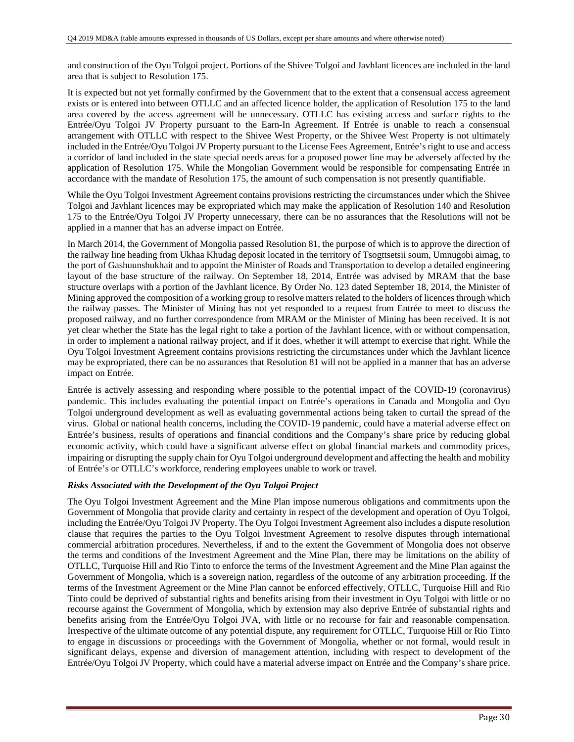and construction of the Oyu Tolgoi project. Portions of the Shivee Tolgoi and Javhlant licences are included in the land area that is subject to Resolution 175.

It is expected but not yet formally confirmed by the Government that to the extent that a consensual access agreement exists or is entered into between OTLLC and an affected licence holder, the application of Resolution 175 to the land area covered by the access agreement will be unnecessary. OTLLC has existing access and surface rights to the Entrée/Oyu Tolgoi JV Property pursuant to the Earn-In Agreement. If Entrée is unable to reach a consensual arrangement with OTLLC with respect to the Shivee West Property, or the Shivee West Property is not ultimately included in the Entrée/Oyu Tolgoi JV Property pursuant to the License Fees Agreement, Entrée's right to use and access a corridor of land included in the state special needs areas for a proposed power line may be adversely affected by the application of Resolution 175. While the Mongolian Government would be responsible for compensating Entrée in accordance with the mandate of Resolution 175, the amount of such compensation is not presently quantifiable.

While the Oyu Tolgoi Investment Agreement contains provisions restricting the circumstances under which the Shivee Tolgoi and Javhlant licences may be expropriated which may make the application of Resolution 140 and Resolution 175 to the Entrée/Oyu Tolgoi JV Property unnecessary, there can be no assurances that the Resolutions will not be applied in a manner that has an adverse impact on Entrée.

In March 2014, the Government of Mongolia passed Resolution 81, the purpose of which is to approve the direction of the railway line heading from Ukhaa Khudag deposit located in the territory of Tsogttsetsii soum, Umnugobi aimag, to the port of Gashuunshukhait and to appoint the Minister of Roads and Transportation to develop a detailed engineering layout of the base structure of the railway. On September 18, 2014, Entrée was advised by MRAM that the base structure overlaps with a portion of the Javhlant licence. By Order No. 123 dated September 18, 2014, the Minister of Mining approved the composition of a working group to resolve matters related to the holders of licences through which the railway passes. The Minister of Mining has not yet responded to a request from Entrée to meet to discuss the proposed railway, and no further correspondence from MRAM or the Minister of Mining has been received. It is not yet clear whether the State has the legal right to take a portion of the Javhlant licence, with or without compensation, in order to implement a national railway project, and if it does, whether it will attempt to exercise that right. While the Oyu Tolgoi Investment Agreement contains provisions restricting the circumstances under which the Javhlant licence may be expropriated, there can be no assurances that Resolution 81 will not be applied in a manner that has an adverse impact on Entrée.

Entrée is actively assessing and responding where possible to the potential impact of the COVID-19 (coronavirus) pandemic. This includes evaluating the potential impact on Entrée's operations in Canada and Mongolia and Oyu Tolgoi underground development as well as evaluating governmental actions being taken to curtail the spread of the virus. Global or national health concerns, including the COVID-19 pandemic, could have a material adverse effect on Entrée's business, results of operations and financial conditions and the Company's share price by reducing global economic activity, which could have a significant adverse effect on global financial markets and commodity prices, impairing or disrupting the supply chain for Oyu Tolgoi underground development and affecting the health and mobility of Entrée's or OTLLC's workforce, rendering employees unable to work or travel.

***Risks Associated with the Development of the Oyu Tolgoi Project***

The Oyu Tolgoi Investment Agreement and the Mine Plan impose numerous obligations and commitments upon the Government of Mongolia that provide clarity and certainty in respect of the development and operation of Oyu Tolgoi, including the Entrée/Oyu Tolgoi JV Property. The Oyu Tolgoi Investment Agreement also includes a dispute resolution clause that requires the parties to the Oyu Tolgoi Investment Agreement to resolve disputes through international commercial arbitration procedures. Nevertheless, if and to the extent the Government of Mongolia does not observe the terms and conditions of the Investment Agreement and the Mine Plan, there may be limitations on the ability of OTLLC, Turquoise Hill and Rio Tinto to enforce the terms of the Investment Agreement and the Mine Plan against the Government of Mongolia, which is a sovereign nation, regardless of the outcome of any arbitration proceeding. If the terms of the Investment Agreement or the Mine Plan cannot be enforced effectively, OTLLC, Turquoise Hill and Rio Tinto could be deprived of substantial rights and benefits arising from their investment in Oyu Tolgoi with little or no recourse against the Government of Mongolia, which by extension may also deprive Entrée of substantial rights and benefits arising from the Entrée/Oyu Tolgoi JVA, with little or no recourse for fair and reasonable compensation. Irrespective of the ultimate outcome of any potential dispute, any requirement for OTLLC, Turquoise Hill or Rio Tinto to engage in discussions or proceedings with the Government of Mongolia, whether or not formal, would result in significant delays, expense and diversion of management attention, including with respect to development of the Entrée/Oyu Tolgoi JV Property, which could have a material adverse impact on Entrée and the Company's share price.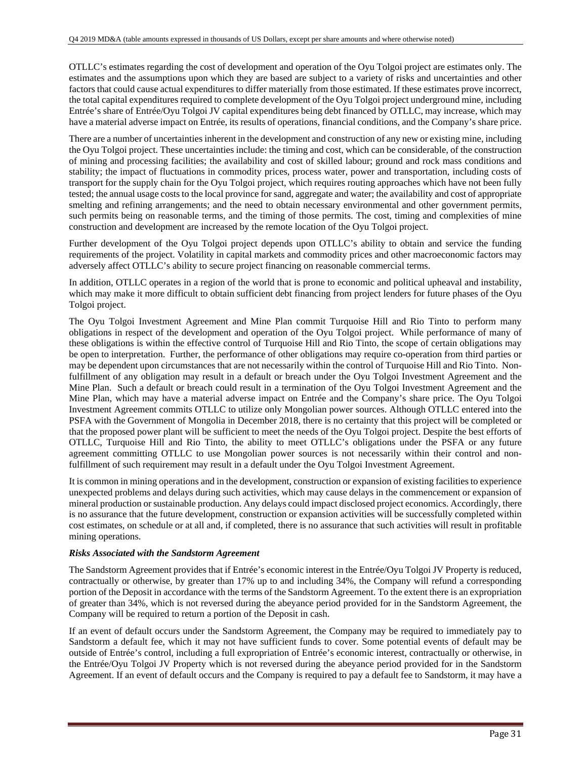OTLLC's estimates regarding the cost of development and operation of the Oyu Tolgoi project are estimates only. The estimates and the assumptions upon which they are based are subject to a variety of risks and uncertainties and other factors that could cause actual expenditures to differ materially from those estimated. If these estimates prove incorrect, the total capital expenditures required to complete development of the Oyu Tolgoi project underground mine, including Entrée's share of Entrée/Oyu Tolgoi JV capital expenditures being debt financed by OTLLC, may increase, which may have a material adverse impact on Entrée, its results of operations, financial conditions, and the Company's share price.

There are a number of uncertainties inherent in the development and construction of any new or existing mine, including the Oyu Tolgoi project. These uncertainties include: the timing and cost, which can be considerable, of the construction of mining and processing facilities; the availability and cost of skilled labour; ground and rock mass conditions and stability; the impact of fluctuations in commodity prices, process water, power and transportation, including costs of transport for the supply chain for the Oyu Tolgoi project, which requires routing approaches which have not been fully tested; the annual usage costs to the local province for sand, aggregate and water; the availability and cost of appropriate smelting and refining arrangements; and the need to obtain necessary environmental and other government permits, such permits being on reasonable terms, and the timing of those permits. The cost, timing and complexities of mine construction and development are increased by the remote location of the Oyu Tolgoi project.

Further development of the Oyu Tolgoi project depends upon OTLLC's ability to obtain and service the funding requirements of the project. Volatility in capital markets and commodity prices and other macroeconomic factors may adversely affect OTLLC's ability to secure project financing on reasonable commercial terms.

In addition, OTLLC operates in a region of the world that is prone to economic and political upheaval and instability, which may make it more difficult to obtain sufficient debt financing from project lenders for future phases of the Oyu Tolgoi project.

The Oyu Tolgoi Investment Agreement and Mine Plan commit Turquoise Hill and Rio Tinto to perform many obligations in respect of the development and operation of the Oyu Tolgoi project. While performance of many of these obligations is within the effective control of Turquoise Hill and Rio Tinto, the scope of certain obligations may be open to interpretation. Further, the performance of other obligations may require co-operation from third parties or may be dependent upon circumstances that are not necessarily within the control of Turquoise Hill and Rio Tinto. Non-fulfillment of any obligation may result in a default or breach under the Oyu Tolgoi Investment Agreement and the Mine Plan. Such a default or breach could result in a termination of the Oyu Tolgoi Investment Agreement and the Mine Plan, which may have a material adverse impact on Entrée and the Company's share price. The Oyu Tolgoi Investment Agreement commits OTLLC to utilize only Mongolian power sources. Although OTLLC entered into the PSFA with the Government of Mongolia in December 2018, there is no certainty that this project will be completed or that the proposed power plant will be sufficient to meet the needs of the Oyu Tolgoi project. Despite the best efforts of OTLLC, Turquoise Hill and Rio Tinto, the ability to meet OTLLC's obligations under the PSFA or any future agreement committing OTLLC to use Mongolian power sources is not necessarily within their control and non-fulfillment of such requirement may result in a default under the Oyu Tolgoi Investment Agreement.

It is common in mining operations and in the development, construction or expansion of existing facilities to experience unexpected problems and delays during such activities, which may cause delays in the commencement or expansion of mineral production or sustainable production. Any delays could impact disclosed project economics. Accordingly, there is no assurance that the future development, construction or expansion activities will be successfully completed within cost estimates, on schedule or at all and, if completed, there is no assurance that such activities will result in profitable mining operations.

***Risks Associated with the Sandstorm Agreement***

The Sandstorm Agreement provides that if Entrée's economic interest in the Entrée/Oyu Tolgoi JV Property is reduced, contractually or otherwise, by greater than 17% up to and including 34%, the Company will refund a corresponding portion of the Deposit in accordance with the terms of the Sandstorm Agreement. To the extent there is an expropriation of greater than 34%, which is not reversed during the abeyance period provided for in the Sandstorm Agreement, the Company will be required to return a portion of the Deposit in cash.

If an event of default occurs under the Sandstorm Agreement, the Company may be required to immediately pay to Sandstorm a default fee, which it may not have sufficient funds to cover. Some potential events of default may be outside of Entrée's control, including a full expropriation of Entrée's economic interest, contractually or otherwise, in the Entrée/Oyu Tolgoi JV Property which is not reversed during the abeyance period provided for in the Sandstorm Agreement. If an event of default occurs and the Company is required to pay a default fee to Sandstorm, it may have a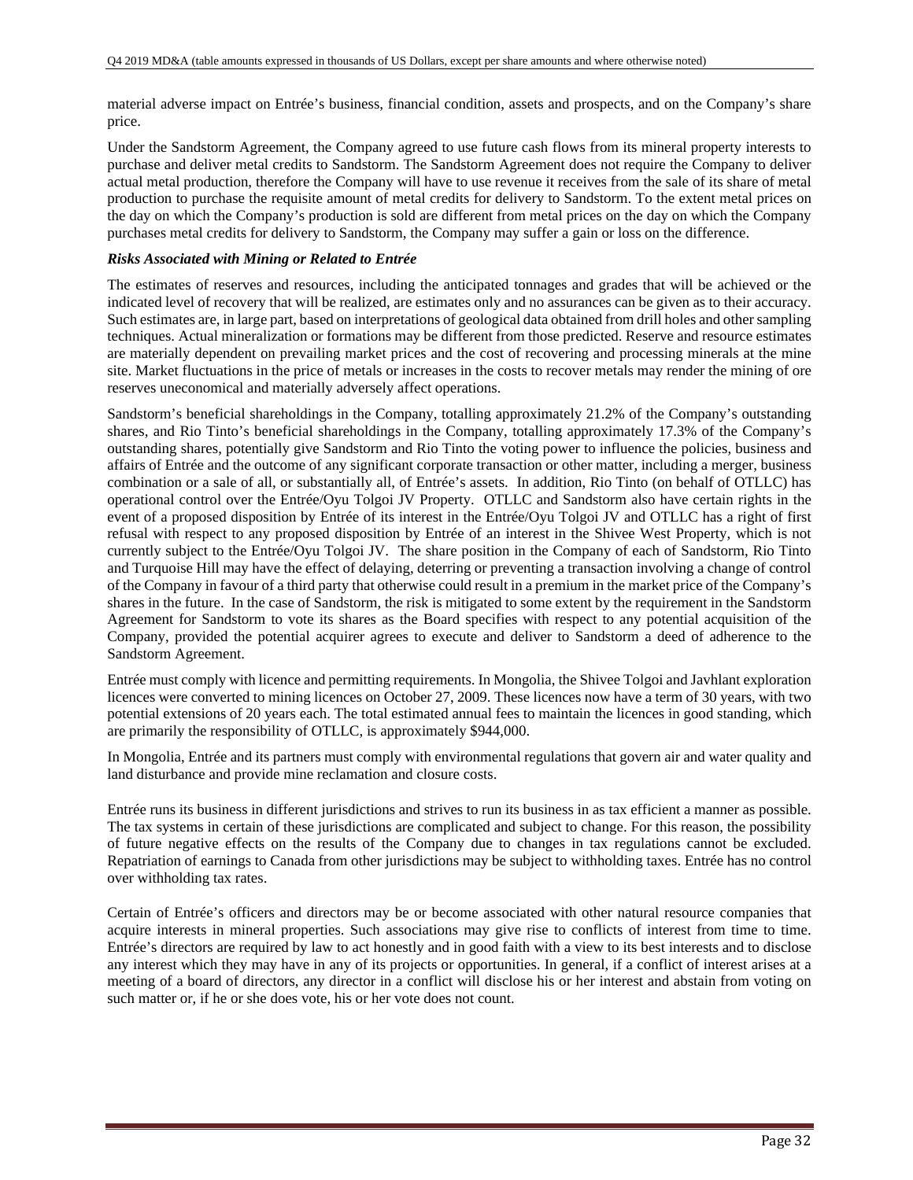material adverse impact on Entrée's business, financial condition, assets and prospects, and on the Company's share price.

Under the Sandstorm Agreement, the Company agreed to use future cash flows from its mineral property interests to purchase and deliver metal credits to Sandstorm. The Sandstorm Agreement does not require the Company to deliver actual metal production, therefore the Company will have to use revenue it receives from the sale of its share of metal production to purchase the requisite amount of metal credits for delivery to Sandstorm. To the extent metal prices on the day on which the Company's production is sold are different from metal prices on the day on which the Company purchases metal credits for delivery to Sandstorm, the Company may suffer a gain or loss on the difference.

***Risks Associated with Mining or Related to Entrée***

The estimates of reserves and resources, including the anticipated tonnages and grades that will be achieved or the indicated level of recovery that will be realized, are estimates only and no assurances can be given as to their accuracy. Such estimates are, in large part, based on interpretations of geological data obtained from drill holes and other sampling techniques. Actual mineralization or formations may be different from those predicted. Reserve and resource estimates are materially dependent on prevailing market prices and the cost of recovering and processing minerals at the mine site. Market fluctuations in the price of metals or increases in the costs to recover metals may render the mining of ore reserves uneconomical and materially adversely affect operations.

Sandstorm's beneficial shareholdings in the Company, totalling approximately 21.2% of the Company's outstanding shares, and Rio Tinto's beneficial shareholdings in the Company, totalling approximately 17.3% of the Company's outstanding shares, potentially give Sandstorm and Rio Tinto the voting power to influence the policies, business and affairs of Entrée and the outcome of any significant corporate transaction or other matter, including a merger, business combination or a sale of all, or substantially all, of Entrée's assets. In addition, Rio Tinto (on behalf of OTLLC) has operational control over the Entrée/Oyu Tolgoi JV Property. OTLLC and Sandstorm also have certain rights in the event of a proposed disposition by Entrée of its interest in the Entrée/Oyu Tolgoi JV and OTLLC has a right of first refusal with respect to any proposed disposition by Entrée of an interest in the Shivee West Property, which is not currently subject to the Entrée/Oyu Tolgoi JV. The share position in the Company of each of Sandstorm, Rio Tinto and Turquoise Hill may have the effect of delaying, deterring or preventing a transaction involving a change of control of the Company in favour of a third party that otherwise could result in a premium in the market price of the Company's shares in the future. In the case of Sandstorm, the risk is mitigated to some extent by the requirement in the Sandstorm Agreement for Sandstorm to vote its shares as the Board specifies with respect to any potential acquisition of the Company, provided the potential acquirer agrees to execute and deliver to Sandstorm a deed of adherence to the Sandstorm Agreement.

Entrée must comply with licence and permitting requirements. In Mongolia, the Shivee Tolgoi and Javhlant exploration licences were converted to mining licences on October 27, 2009. These licences now have a term of 30 years, with two potential extensions of 20 years each. The total estimated annual fees to maintain the licences in good standing, which are primarily the responsibility of OTLLC, is approximately $944,000.

In Mongolia, Entrée and its partners must comply with environmental regulations that govern air and water quality and land disturbance and provide mine reclamation and closure costs.

Entrée runs its business in different jurisdictions and strives to run its business in as tax efficient a manner as possible. The tax systems in certain of these jurisdictions are complicated and subject to change. For this reason, the possibility of future negative effects on the results of the Company due to changes in tax regulations cannot be excluded. Repatriation of earnings to Canada from other jurisdictions may be subject to withholding taxes. Entrée has no control over withholding tax rates.

Certain of Entrée's officers and directors may be or become associated with other natural resource companies that acquire interests in mineral properties. Such associations may give rise to conflicts of interest from time to time. Entrée's directors are required by law to act honestly and in good faith with a view to its best interests and to disclose any interest which they may have in any of its projects or opportunities. In general, if a conflict of interest arises at a meeting of a board of directors, any director in a conflict will disclose his or her interest and abstain from voting on such matter or, if he or she does vote, his or her vote does not count.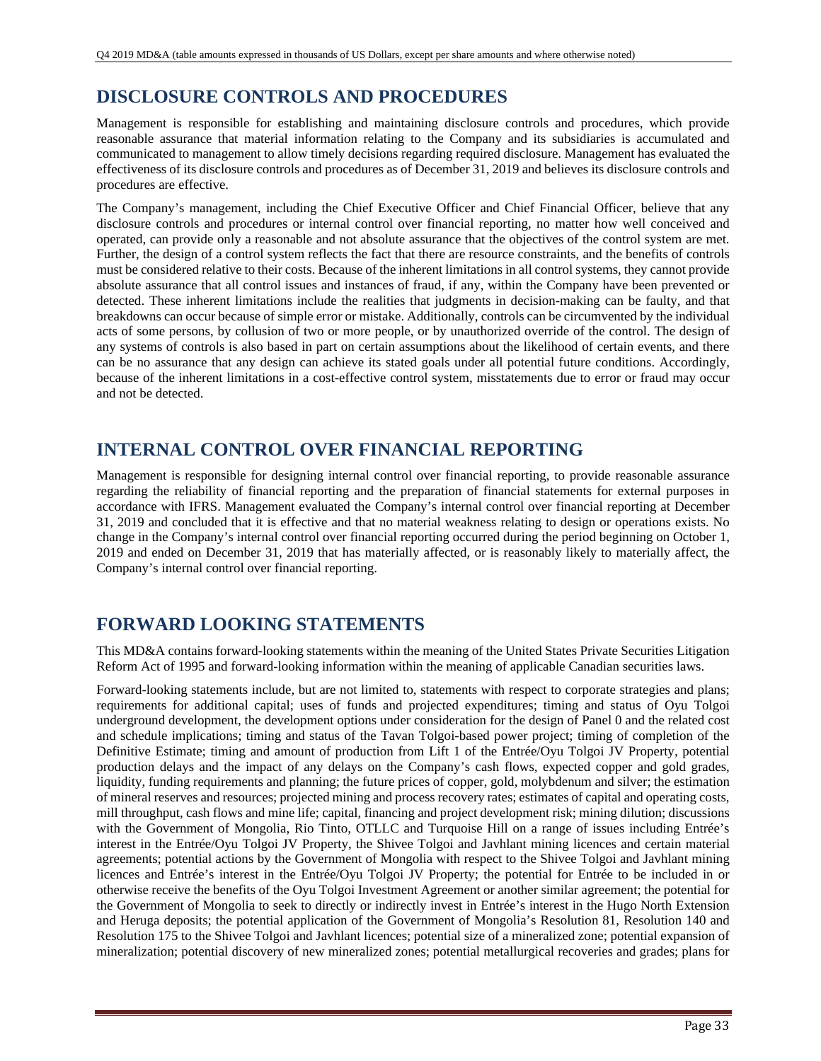## DISCLOSURE CONTROLS AND PROCEDURES

Management is responsible for establishing and maintaining disclosure controls and procedures, which provide reasonable assurance that material information relating to the Company and its subsidiaries is accumulated and communicated to management to allow timely decisions regarding required disclosure. Management has evaluated the effectiveness of its disclosure controls and procedures as of December 31, 2019 and believes its disclosure controls and procedures are effective.

The Company's management, including the Chief Executive Officer and Chief Financial Officer, believe that any disclosure controls and procedures or internal control over financial reporting, no matter how well conceived and operated, can provide only a reasonable and not absolute assurance that the objectives of the control system are met. Further, the design of a control system reflects the fact that there are resource constraints, and the benefits of controls must be considered relative to their costs. Because of the inherent limitations in all control systems, they cannot provide absolute assurance that all control issues and instances of fraud, if any, within the Company have been prevented or detected. These inherent limitations include the realities that judgments in decision-making can be faulty, and that breakdowns can occur because of simple error or mistake. Additionally, controls can be circumvented by the individual acts of some persons, by collusion of two or more people, or by unauthorized override of the control. The design of any systems of controls is also based in part on certain assumptions about the likelihood of certain events, and there can be no assurance that any design can achieve its stated goals under all potential future conditions. Accordingly, because of the inherent limitations in a cost-effective control system, misstatements due to error or fraud may occur and not be detected.

## INTERNAL CONTROL OVER FINANCIAL REPORTING

Management is responsible for designing internal control over financial reporting, to provide reasonable assurance regarding the reliability of financial reporting and the preparation of financial statements for external purposes in accordance with IFRS. Management evaluated the Company's internal control over financial reporting at December 31, 2019 and concluded that it is effective and that no material weakness relating to design or operations exists. No change in the Company's internal control over financial reporting occurred during the period beginning on October 1, 2019 and ended on December 31, 2019 that has materially affected, or is reasonably likely to materially affect, the Company's internal control over financial reporting.

## FORWARD LOOKING STATEMENTS

This MD&A contains forward-looking statements within the meaning of the United States Private Securities Litigation Reform Act of 1995 and forward-looking information within the meaning of applicable Canadian securities laws.

Forward-looking statements include, but are not limited to, statements with respect to corporate strategies and plans; requirements for additional capital; uses of funds and projected expenditures; timing and status of Oyu Tolgoi underground development, the development options under consideration for the design of Panel 0 and the related cost and schedule implications; timing and status of the Tavan Tolgoi-based power project; timing of completion of the Definitive Estimate; timing and amount of production from Lift 1 of the Entrée/Oyu Tolgoi JV Property, potential production delays and the impact of any delays on the Company's cash flows, expected copper and gold grades, liquidity, funding requirements and planning; the future prices of copper, gold, molybdenum and silver; the estimation of mineral reserves and resources; projected mining and process recovery rates; estimates of capital and operating costs, mill throughput, cash flows and mine life; capital, financing and project development risk; mining dilution; discussions with the Government of Mongolia, Rio Tinto, OTLLC and Turquoise Hill on a range of issues including Entrée's interest in the Entrée/Oyu Tolgoi JV Property, the Shivee Tolgoi and Javhlant mining licences and certain material agreements; potential actions by the Government of Mongolia with respect to the Shivee Tolgoi and Javhlant mining licences and Entrée's interest in the Entrée/Oyu Tolgoi JV Property; the potential for Entrée to be included in or otherwise receive the benefits of the Oyu Tolgoi Investment Agreement or another similar agreement; the potential for the Government of Mongolia to seek to directly or indirectly invest in Entrée's interest in the Hugo North Extension and Heruga deposits; the potential application of the Government of Mongolia's Resolution 81, Resolution 140 and Resolution 175 to the Shivee Tolgoi and Javhlant licences; potential size of a mineralized zone; potential expansion of mineralization; potential discovery of new mineralized zones; potential metallurgical recoveries and grades; plans for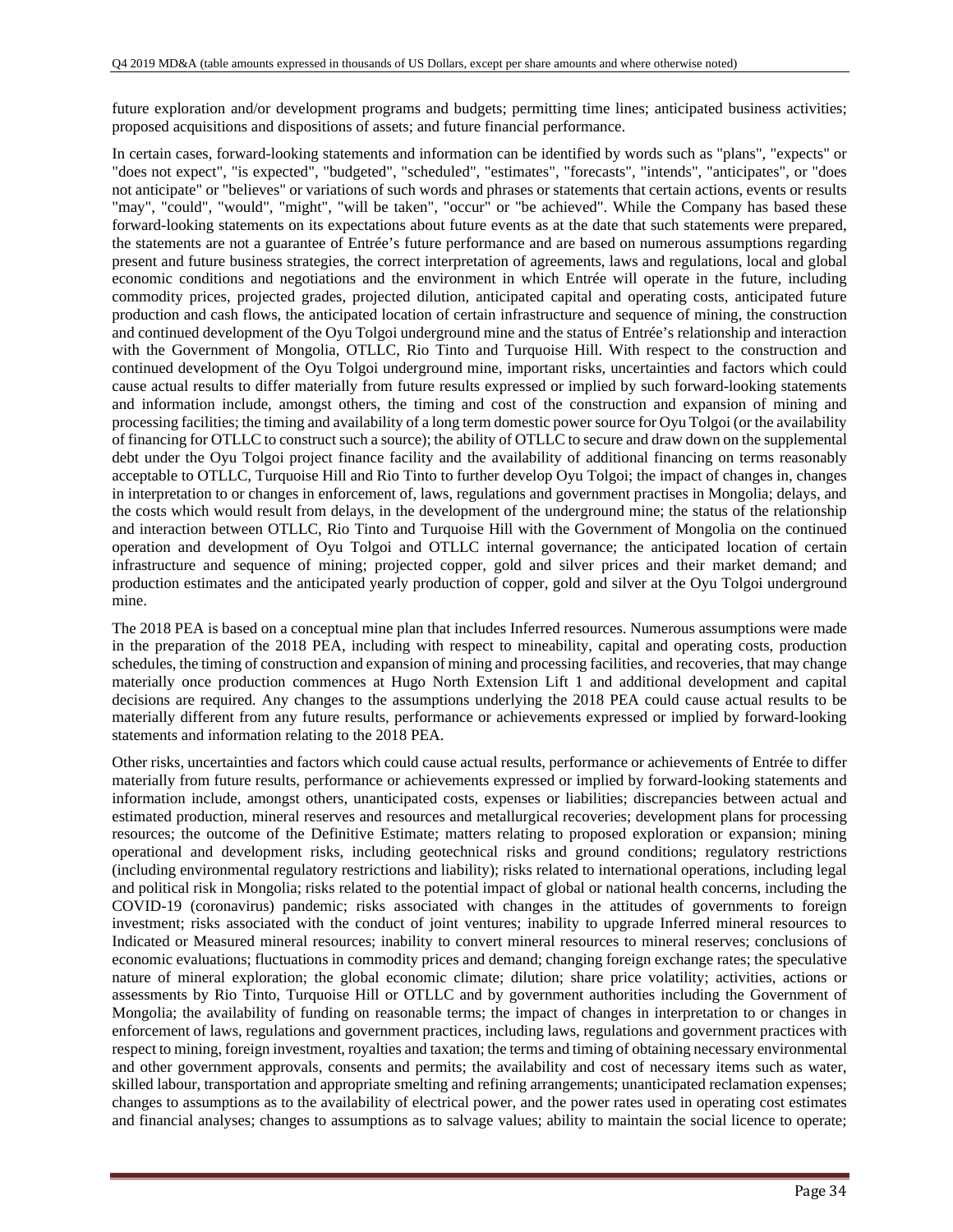future exploration and/or development programs and budgets; permitting time lines; anticipated business activities; proposed acquisitions and dispositions of assets; and future financial performance.

In certain cases, forward-looking statements and information can be identified by words such as "plans", "expects" or "does not expect", "is expected", "budgeted", "scheduled", "estimates", "forecasts", "intends", "anticipates", or "does not anticipate" or "believes" or variations of such words and phrases or statements that certain actions, events or results "may", "could", "would", "might", "will be taken", "occur" or "be achieved". While the Company has based these forward-looking statements on its expectations about future events as at the date that such statements were prepared, the statements are not a guarantee of Entrée's future performance and are based on numerous assumptions regarding present and future business strategies, the correct interpretation of agreements, laws and regulations, local and global economic conditions and negotiations and the environment in which Entrée will operate in the future, including commodity prices, projected grades, projected dilution, anticipated capital and operating costs, anticipated future production and cash flows, the anticipated location of certain infrastructure and sequence of mining, the construction and continued development of the Oyu Tolgoi underground mine and the status of Entrée's relationship and interaction with the Government of Mongolia, OTLLC, Rio Tinto and Turquoise Hill. With respect to the construction and continued development of the Oyu Tolgoi underground mine, important risks, uncertainties and factors which could cause actual results to differ materially from future results expressed or implied by such forward-looking statements and information include, amongst others, the timing and cost of the construction and expansion of mining and processing facilities; the timing and availability of a long term domestic power source for Oyu Tolgoi (or the availability of financing for OTLLC to construct such a source); the ability of OTLLC to secure and draw down on the supplemental debt under the Oyu Tolgoi project finance facility and the availability of additional financing on terms reasonably acceptable to OTLLC, Turquoise Hill and Rio Tinto to further develop Oyu Tolgoi; the impact of changes in, changes in interpretation to or changes in enforcement of, laws, regulations and government practises in Mongolia; delays, and the costs which would result from delays, in the development of the underground mine; the status of the relationship and interaction between OTLLC, Rio Tinto and Turquoise Hill with the Government of Mongolia on the continued operation and development of Oyu Tolgoi and OTLLC internal governance; the anticipated location of certain infrastructure and sequence of mining; projected copper, gold and silver prices and their market demand; and production estimates and the anticipated yearly production of copper, gold and silver at the Oyu Tolgoi underground mine.

The 2018 PEA is based on a conceptual mine plan that includes Inferred resources. Numerous assumptions were made in the preparation of the 2018 PEA, including with respect to mineability, capital and operating costs, production schedules, the timing of construction and expansion of mining and processing facilities, and recoveries, that may change materially once production commences at Hugo North Extension Lift 1 and additional development and capital decisions are required. Any changes to the assumptions underlying the 2018 PEA could cause actual results to be materially different from any future results, performance or achievements expressed or implied by forward-looking statements and information relating to the 2018 PEA.

Other risks, uncertainties and factors which could cause actual results, performance or achievements of Entrée to differ materially from future results, performance or achievements expressed or implied by forward-looking statements and information include, amongst others, unanticipated costs, expenses or liabilities; discrepancies between actual and estimated production, mineral reserves and resources and metallurgical recoveries; development plans for processing resources; the outcome of the Definitive Estimate; matters relating to proposed exploration or expansion; mining operational and development risks, including geotechnical risks and ground conditions; regulatory restrictions (including environmental regulatory restrictions and liability); risks related to international operations, including legal and political risk in Mongolia; risks related to the potential impact of global or national health concerns, including the COVID-19 (coronavirus) pandemic; risks associated with changes in the attitudes of governments to foreign investment; risks associated with the conduct of joint ventures; inability to upgrade Inferred mineral resources to Indicated or Measured mineral resources; inability to convert mineral resources to mineral reserves; conclusions of economic evaluations; fluctuations in commodity prices and demand; changing foreign exchange rates; the speculative nature of mineral exploration; the global economic climate; dilution; share price volatility; activities, actions or assessments by Rio Tinto, Turquoise Hill or OTLLC and by government authorities including the Government of Mongolia; the availability of funding on reasonable terms; the impact of changes in interpretation to or changes in enforcement of laws, regulations and government practices, including laws, regulations and government practices with respect to mining, foreign investment, royalties and taxation; the terms and timing of obtaining necessary environmental and other government approvals, consents and permits; the availability and cost of necessary items such as water, skilled labour, transportation and appropriate smelting and refining arrangements; unanticipated reclamation expenses; changes to assumptions as to the availability of electrical power, and the power rates used in operating cost estimates and financial analyses; changes to assumptions as to salvage values; ability to maintain the social licence to operate;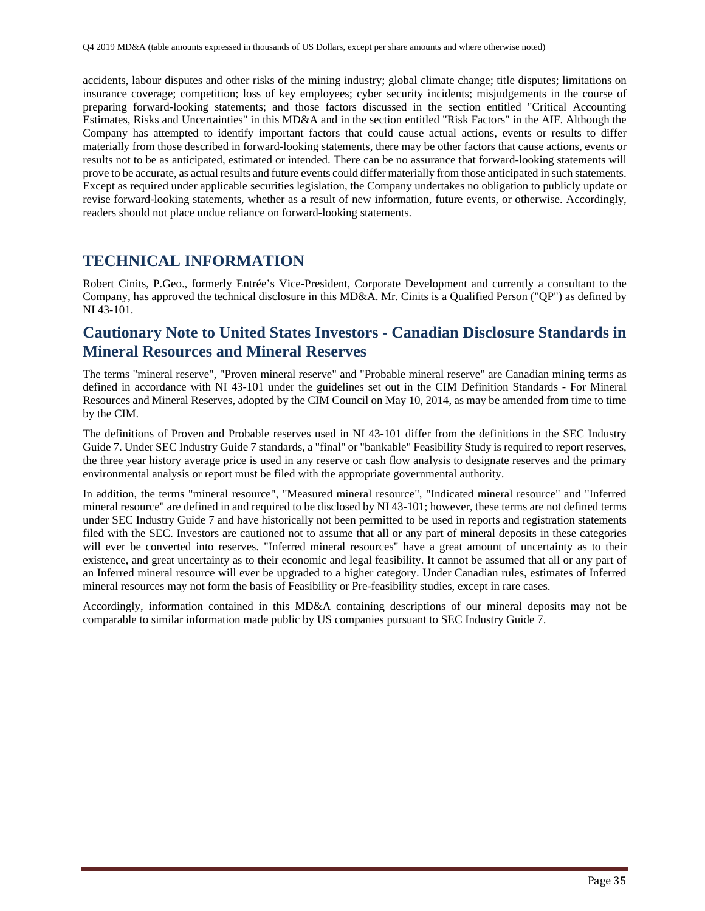accidents, labour disputes and other risks of the mining industry; global climate change; title disputes; limitations on insurance coverage; competition; loss of key employees; cyber security incidents; misjudgements in the course of preparing forward-looking statements; and those factors discussed in the section entitled "Critical Accounting Estimates, Risks and Uncertainties" in this MD&A and in the section entitled "Risk Factors" in the AIF. Although the Company has attempted to identify important factors that could cause actual actions, events or results to differ materially from those described in forward-looking statements, there may be other factors that cause actions, events or results not to be as anticipated, estimated or intended. There can be no assurance that forward-looking statements will prove to be accurate, as actual results and future events could differ materially from those anticipated in such statements. Except as required under applicable securities legislation, the Company undertakes no obligation to publicly update or revise forward-looking statements, whether as a result of new information, future events, or otherwise. Accordingly, readers should not place undue reliance on forward-looking statements.

# TECHNICAL INFORMATION

Robert Cinits, P.Geo., formerly Entrée's Vice-President, Corporate Development and currently a consultant to the Company, has approved the technical disclosure in this MD&A. Mr. Cinits is a Qualified Person ("QP") as defined by NI 43-101.

## Cautionary Note to United States Investors - Canadian Disclosure Standards in Mineral Resources and Mineral Reserves

The terms "mineral reserve", "Proven mineral reserve" and "Probable mineral reserve" are Canadian mining terms as defined in accordance with NI 43-101 under the guidelines set out in the CIM Definition Standards - For Mineral Resources and Mineral Reserves, adopted by the CIM Council on May 10, 2014, as may be amended from time to time by the CIM.

The definitions of Proven and Probable reserves used in NI 43-101 differ from the definitions in the SEC Industry Guide 7. Under SEC Industry Guide 7 standards, a "final" or "bankable" Feasibility Study is required to report reserves, the three year history average price is used in any reserve or cash flow analysis to designate reserves and the primary environmental analysis or report must be filed with the appropriate governmental authority.

In addition, the terms "mineral resource", "Measured mineral resource", "Indicated mineral resource" and "Inferred mineral resource" are defined in and required to be disclosed by NI 43-101; however, these terms are not defined terms under SEC Industry Guide 7 and have historically not been permitted to be used in reports and registration statements filed with the SEC. Investors are cautioned not to assume that all or any part of mineral deposits in these categories will ever be converted into reserves. "Inferred mineral resources" have a great amount of uncertainty as to their existence, and great uncertainty as to their economic and legal feasibility. It cannot be assumed that all or any part of an Inferred mineral resource will ever be upgraded to a higher category. Under Canadian rules, estimates of Inferred mineral resources may not form the basis of Feasibility or Pre-feasibility studies, except in rare cases.

Accordingly, information contained in this MD&A containing descriptions of our mineral deposits may not be comparable to similar information made public by US companies pursuant to SEC Industry Guide 7.